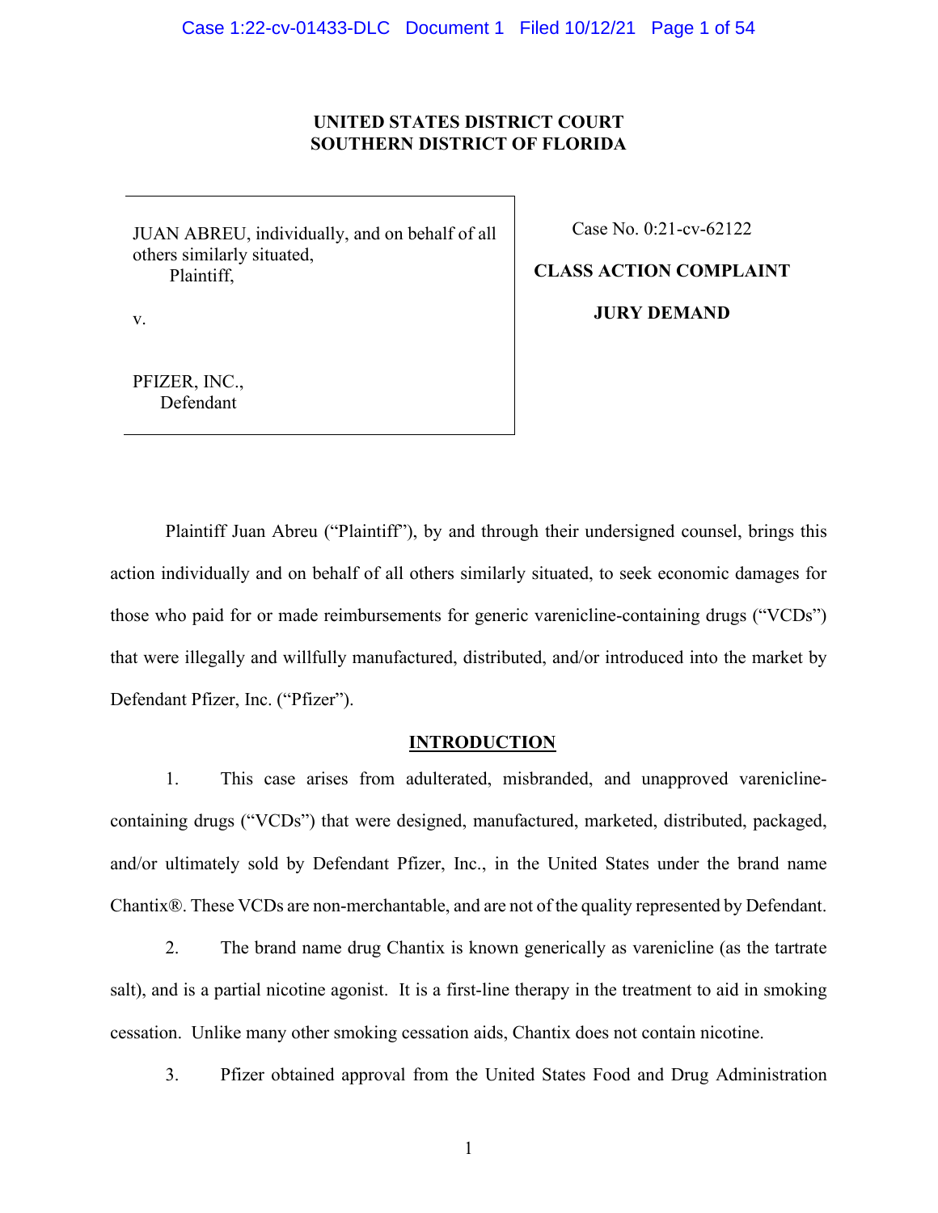**UNITED STATES DISTRICT COURT**
**SOUTHERN DISTRICT OF FLORIDA**

| | |
|---|---|
| JUAN ABREU, individually, and on behalf of all others similarly situated,<br>Plaintiff,<br><br>v.<br><br>PFIZER, INC.,<br>Defendant | Case No. 0:21-cv-62122<br><br>**CLASS ACTION COMPLAINT**<br><br>**JURY DEMAND** |

Plaintiff Juan Abreu ("Plaintiff"), by and through their undersigned counsel, brings this action individually and on behalf of all others similarly situated, to seek economic damages for those who paid for or made reimbursements for generic varenicline-containing drugs ("VCDs") that were illegally and willfully manufactured, distributed, and/or introduced into the market by Defendant Pfizer, Inc. ("Pfizer").

## INTRODUCTION

1. This case arises from adulterated, misbranded, and unapproved varenicline-containing drugs ("VCDs") that were designed, manufactured, marketed, distributed, packaged, and/or ultimately sold by Defendant Pfizer, Inc., in the United States under the brand name Chantix®. These VCDs are non-merchantable, and are not of the quality represented by Defendant.

2. The brand name drug Chantix is known generically as varenicline (as the tartrate salt), and is a partial nicotine agonist. It is a first-line therapy in the treatment to aid in smoking cessation. Unlike many other smoking cessation aids, Chantix does not contain nicotine.

3. Pfizer obtained approval from the United States Food and Drug Administration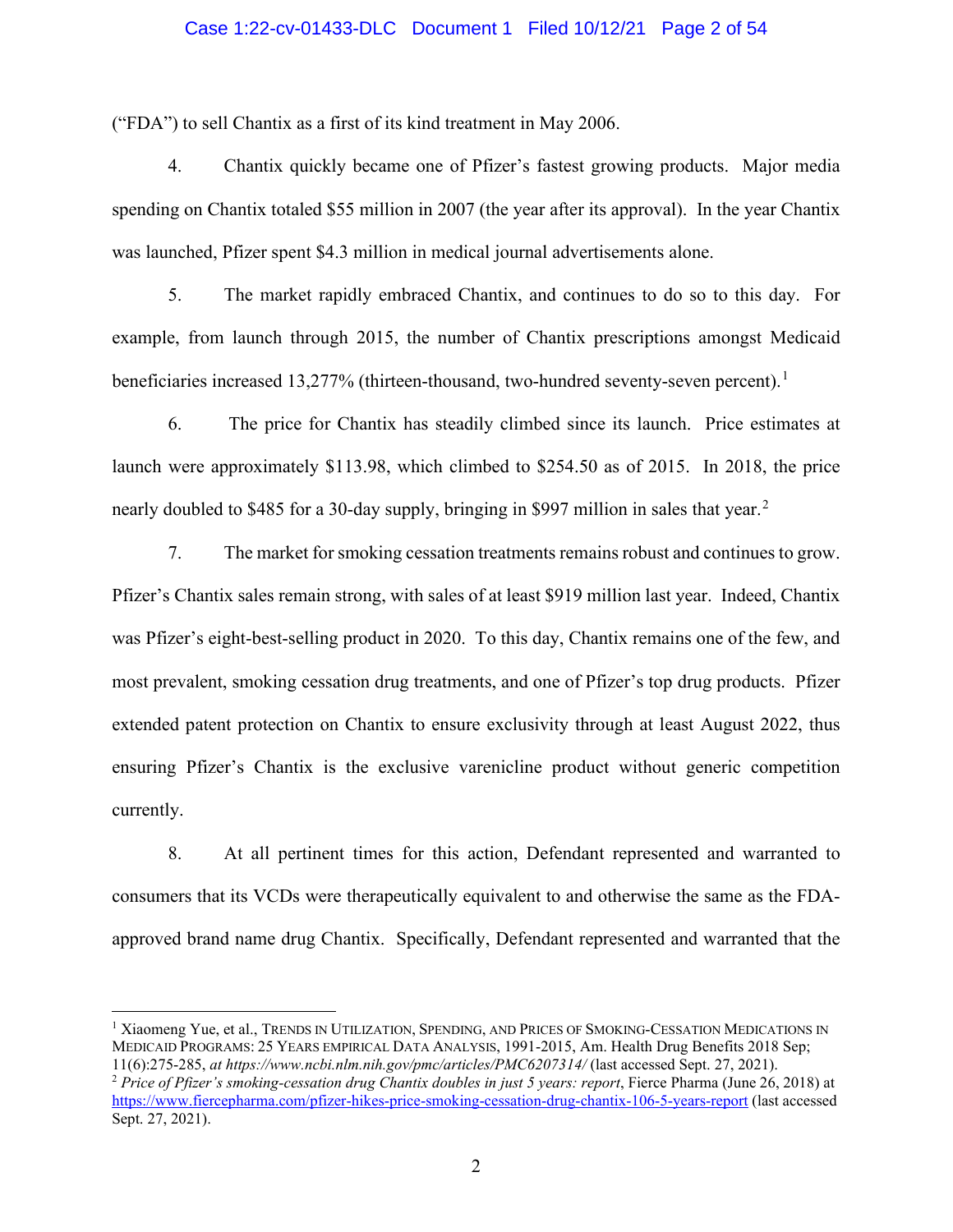("FDA") to sell Chantix as a first of its kind treatment in May 2006.

4. Chantix quickly became one of Pfizer's fastest growing products. Major media spending on Chantix totaled $55 million in 2007 (the year after its approval). In the year Chantix was launched, Pfizer spent $4.3 million in medical journal advertisements alone.

5. The market rapidly embraced Chantix, and continues to do so to this day. For example, from launch through 2015, the number of Chantix prescriptions amongst Medicaid beneficiaries increased 13,277% (thirteen-thousand, two-hundred seventy-seven percent).[1]

6. The price for Chantix has steadily climbed since its launch. Price estimates at launch were approximately $113.98, which climbed to $254.50 as of 2015. In 2018, the price nearly doubled to $485 for a 30-day supply, bringing in $997 million in sales that year.[2]

7. The market for smoking cessation treatments remains robust and continues to grow. Pfizer's Chantix sales remain strong, with sales of at least $919 million last year. Indeed, Chantix was Pfizer's eight-best-selling product in 2020. To this day, Chantix remains one of the few, and most prevalent, smoking cessation drug treatments, and one of Pfizer's top drug products. Pfizer extended patent protection on Chantix to ensure exclusivity through at least August 2022, thus ensuring Pfizer's Chantix is the exclusive varenicline product without generic competition currently.

8. At all pertinent times for this action, Defendant represented and warranted to consumers that its VCDs were therapeutically equivalent to and otherwise the same as the FDA-approved brand name drug Chantix. Specifically, Defendant represented and warranted that the

---

[1] Xiaomeng Yue, et al., TRENDS IN UTILIZATION, SPENDING, AND PRICES OF SMOKING-CESSATION MEDICATIONS IN MEDICAID PROGRAMS: 25 YEARS EMPIRICAL DATA ANALYSIS, 1991-2015, Am. Health Drug Benefits 2018 Sep; 11(6):275-285, *at https://www.ncbi.nlm.nih.gov/pmc/articles/PMC6207314/* (last accessed Sept. 27, 2021).

[2] *Price of Pfizer's smoking-cessation drug Chantix doubles in just 5 years: report*, Fierce Pharma (June 26, 2018) at https://www.fiercepharma.com/pfizer-hikes-price-smoking-cessation-drug-chantix-106-5-years-report (last accessed Sept. 27, 2021).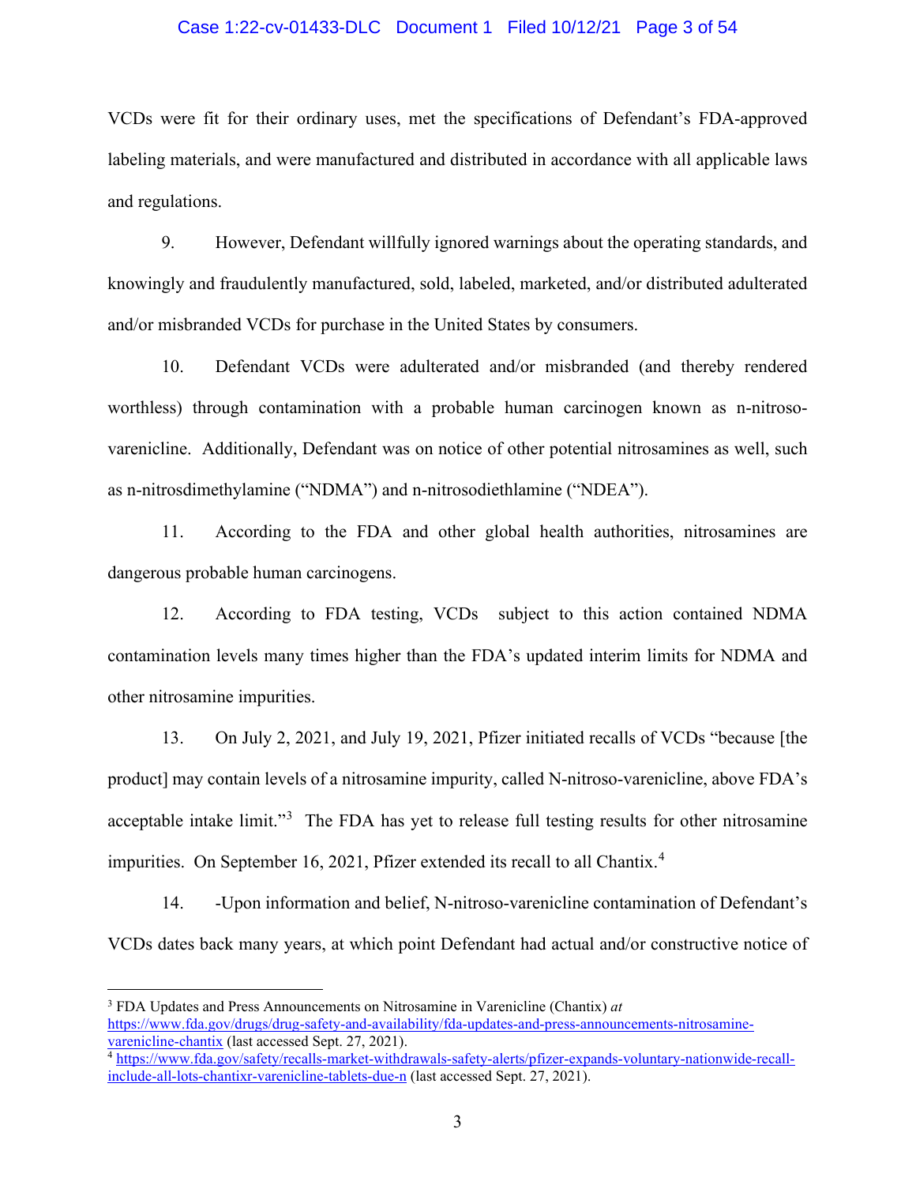VCDs were fit for their ordinary uses, met the specifications of Defendant's FDA-approved labeling materials, and were manufactured and distributed in accordance with all applicable laws and regulations.

9. However, Defendant willfully ignored warnings about the operating standards, and knowingly and fraudulently manufactured, sold, labeled, marketed, and/or distributed adulterated and/or misbranded VCDs for purchase in the United States by consumers.

10. Defendant VCDs were adulterated and/or misbranded (and thereby rendered worthless) through contamination with a probable human carcinogen known as n-nitroso-varenicline. Additionally, Defendant was on notice of other potential nitrosamines as well, such as n-nitrosdimethylamine ("NDMA") and n-nitrosodiethlamine ("NDEA").

11. According to the FDA and other global health authorities, nitrosamines are dangerous probable human carcinogens.

12. According to FDA testing, VCDs subject to this action contained NDMA contamination levels many times higher than the FDA's updated interim limits for NDMA and other nitrosamine impurities.

13. On July 2, 2021, and July 19, 2021, Pfizer initiated recalls of VCDs "because [the product] may contain levels of a nitrosamine impurity, called N-nitroso-varenicline, above FDA's acceptable intake limit."[3] The FDA has yet to release full testing results for other nitrosamine impurities. On September 16, 2021, Pfizer extended its recall to all Chantix.[4]

14. -Upon information and belief, N-nitroso-varenicline contamination of Defendant's VCDs dates back many years, at which point Defendant had actual and/or constructive notice of

---

[3] FDA Updates and Press Announcements on Nitrosamine in Varenicline (Chantix) *at* https://www.fda.gov/drugs/drug-safety-and-availability/fda-updates-and-press-announcements-nitrosamine-varenicline-chantix (last accessed Sept. 27, 2021).

[4] https://www.fda.gov/safety/recalls-market-withdrawals-safety-alerts/pfizer-expands-voluntary-nationwide-recall-include-all-lots-chantixr-varenicline-tablets-due-n (last accessed Sept. 27, 2021).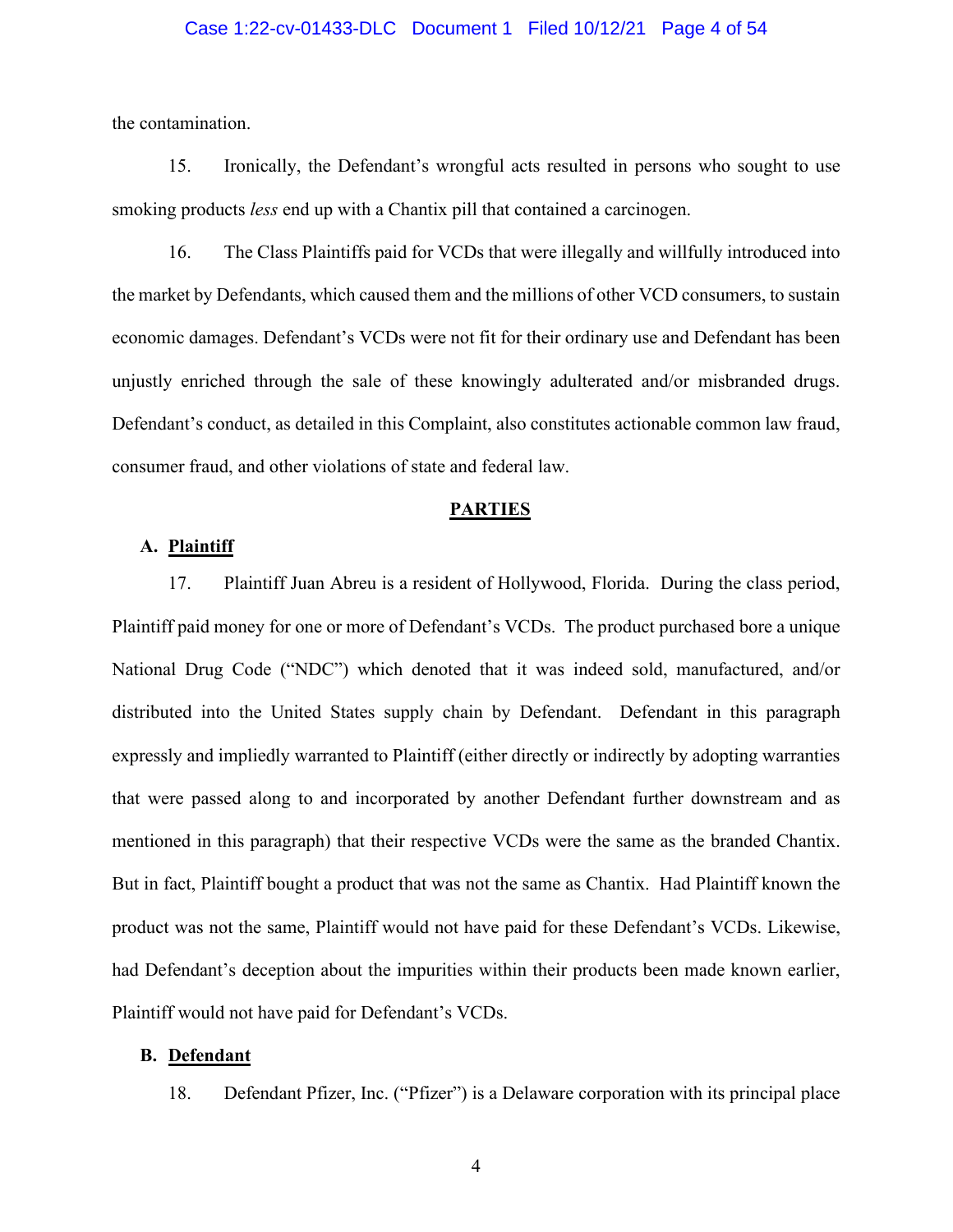the contamination.

15. Ironically, the Defendant's wrongful acts resulted in persons who sought to use smoking products *less* end up with a Chantix pill that contained a carcinogen.

16. The Class Plaintiffs paid for VCDs that were illegally and willfully introduced into the market by Defendants, which caused them and the millions of other VCD consumers, to sustain economic damages. Defendant's VCDs were not fit for their ordinary use and Defendant has been unjustly enriched through the sale of these knowingly adulterated and/or misbranded drugs. Defendant's conduct, as detailed in this Complaint, also constitutes actionable common law fraud, consumer fraud, and other violations of state and federal law.

## PARTIES

### A. Plaintiff

17. Plaintiff Juan Abreu is a resident of Hollywood, Florida. During the class period, Plaintiff paid money for one or more of Defendant's VCDs. The product purchased bore a unique National Drug Code ("NDC") which denoted that it was indeed sold, manufactured, and/or distributed into the United States supply chain by Defendant. Defendant in this paragraph expressly and impliedly warranted to Plaintiff (either directly or indirectly by adopting warranties that were passed along to and incorporated by another Defendant further downstream and as mentioned in this paragraph) that their respective VCDs were the same as the branded Chantix. But in fact, Plaintiff bought a product that was not the same as Chantix. Had Plaintiff known the product was not the same, Plaintiff would not have paid for these Defendant's VCDs. Likewise, had Defendant's deception about the impurities within their products been made known earlier, Plaintiff would not have paid for Defendant's VCDs.

### B. Defendant

18. Defendant Pfizer, Inc. ("Pfizer") is a Delaware corporation with its principal place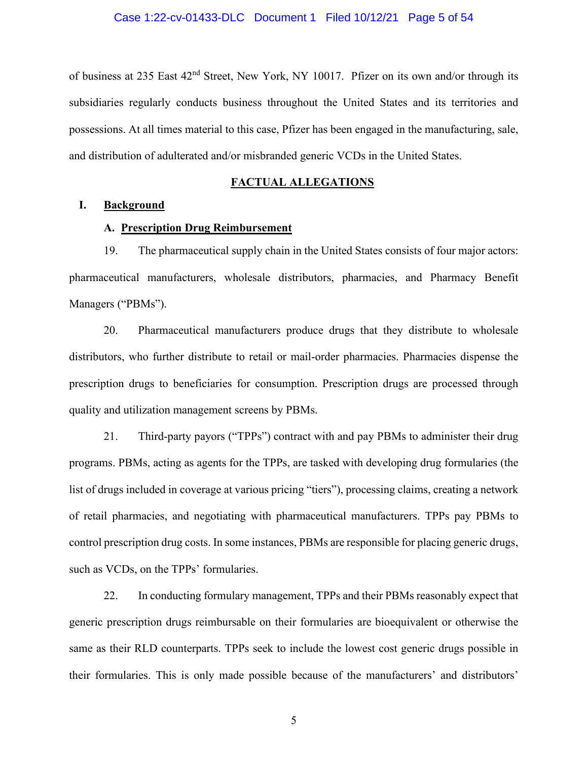of business at 235 East 42nd Street, New York, NY 10017. Pfizer on its own and/or through its subsidiaries regularly conducts business throughout the United States and its territories and possessions. At all times material to this case, Pfizer has been engaged in the manufacturing, sale, and distribution of adulterated and/or misbranded generic VCDs in the United States.

## FACTUAL ALLEGATIONS

### I. Background

#### A. Prescription Drug Reimbursement

19. The pharmaceutical supply chain in the United States consists of four major actors: pharmaceutical manufacturers, wholesale distributors, pharmacies, and Pharmacy Benefit Managers ("PBMs").

20. Pharmaceutical manufacturers produce drugs that they distribute to wholesale distributors, who further distribute to retail or mail-order pharmacies. Pharmacies dispense the prescription drugs to beneficiaries for consumption. Prescription drugs are processed through quality and utilization management screens by PBMs.

21. Third-party payors ("TPPs") contract with and pay PBMs to administer their drug programs. PBMs, acting as agents for the TPPs, are tasked with developing drug formularies (the list of drugs included in coverage at various pricing "tiers"), processing claims, creating a network of retail pharmacies, and negotiating with pharmaceutical manufacturers. TPPs pay PBMs to control prescription drug costs. In some instances, PBMs are responsible for placing generic drugs, such as VCDs, on the TPPs' formularies.

22. In conducting formulary management, TPPs and their PBMs reasonably expect that generic prescription drugs reimbursable on their formularies are bioequivalent or otherwise the same as their RLD counterparts. TPPs seek to include the lowest cost generic drugs possible in their formularies. This is only made possible because of the manufacturers' and distributors'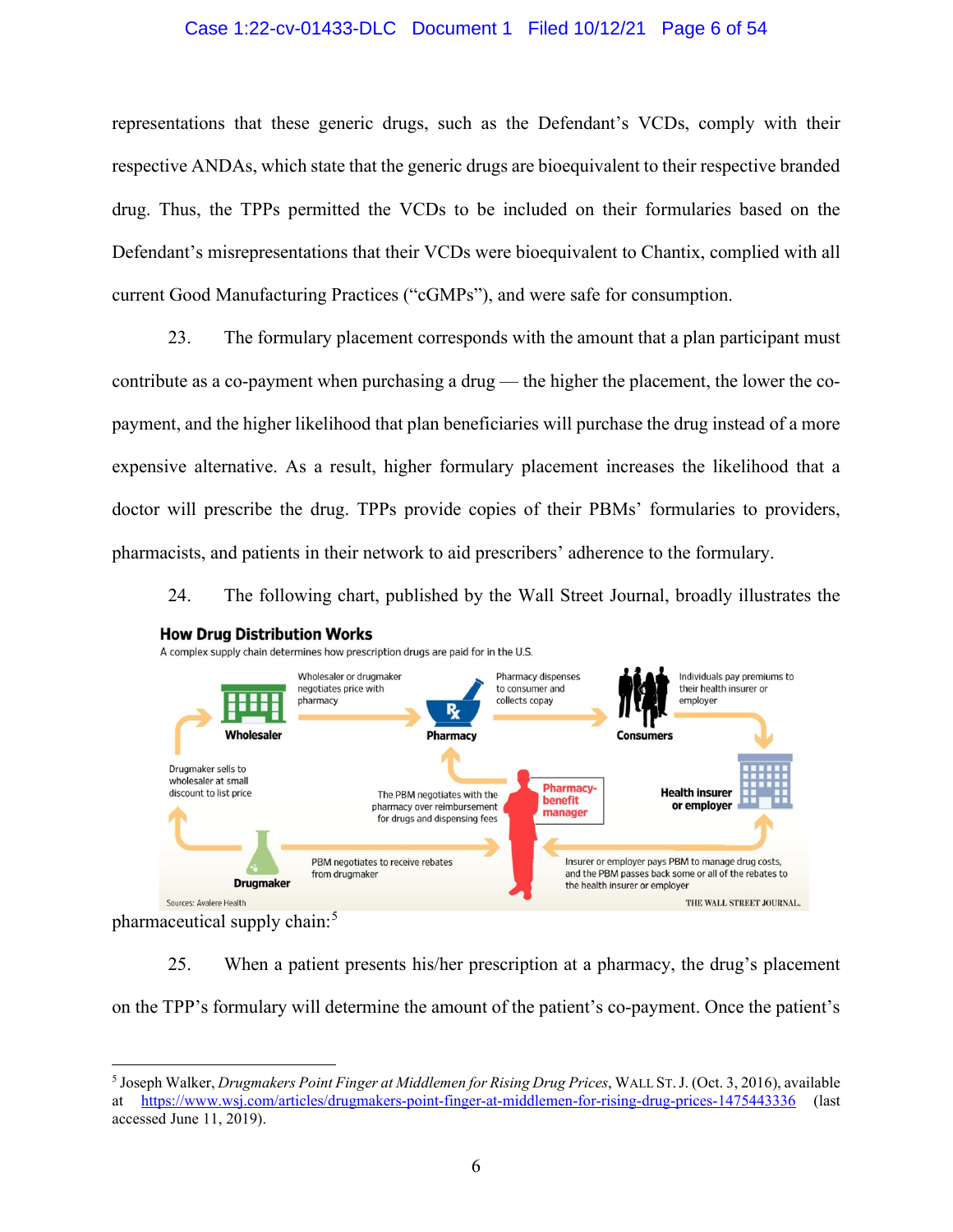representations that these generic drugs, such as the Defendant's VCDs, comply with their respective ANDAs, which state that the generic drugs are bioequivalent to their respective branded drug. Thus, the TPPs permitted the VCDs to be included on their formularies based on the Defendant's misrepresentations that their VCDs were bioequivalent to Chantix, complied with all current Good Manufacturing Practices ("cGMPs"), and were safe for consumption.

23. The formulary placement corresponds with the amount that a plan participant must contribute as a co-payment when purchasing a drug — the higher the placement, the lower the co-payment, and the higher likelihood that plan beneficiaries will purchase the drug instead of a more expensive alternative. As a result, higher formulary placement increases the likelihood that a doctor will prescribe the drug. TPPs provide copies of their PBMs' formularies to providers, pharmacists, and patients in their network to aid prescribers' adherence to the formulary.

24. The following chart, published by the Wall Street Journal, broadly illustrates the

**How Drug Distribution Works**

A complex supply chain determines how prescription drugs are paid for in the U.S.

- Drugmaker sells to wholesaler at small discount to list price (Drugmaker → Wholesaler)
- Wholesaler or drugmaker negotiates price with pharmacy (Wholesaler → Pharmacy)
- Pharmacy dispenses to consumer and collects copay (Pharmacy → Consumers)
- Individuals pay premiums to their health insurer or employer (Consumers → Health insurer or employer)
- Insurer or employer pays PBM to manage drug costs, and the PBM passes back some or all of the rebates to the health insurer or employer (Health insurer or employer ↔ Pharmacy-benefit manager)
- The PBM negotiates with the pharmacy over reimbursement for drugs and dispensing fees (Pharmacy-benefit manager → Pharmacy)
- PBM negotiates to receive rebates from drugmaker (Drugmaker → Pharmacy-benefit manager)

Sources: Avalere Health — THE WALL STREET JOURNAL.

pharmaceutical supply chain:[5]

25. When a patient presents his/her prescription at a pharmacy, the drug's placement on the TPP's formulary will determine the amount of the patient's co-payment. Once the patient's

---

[5] Joseph Walker, *Drugmakers Point Finger at Middlemen for Rising Drug Prices*, WALL ST. J. (Oct. 3, 2016), available at https://www.wsj.com/articles/drugmakers-point-finger-at-middlemen-for-rising-drug-prices-1475443336 (last accessed June 11, 2019).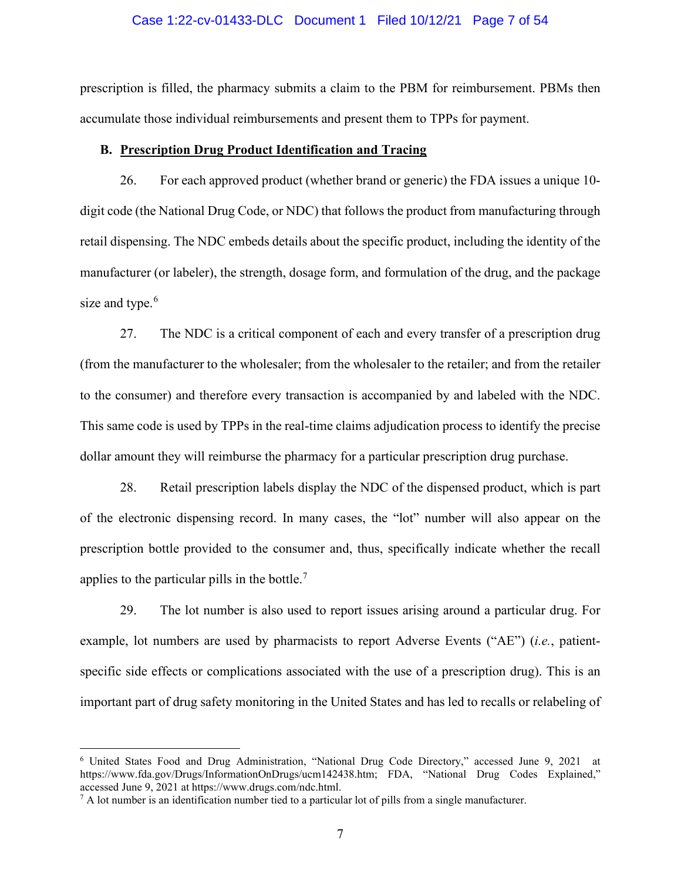prescription is filled, the pharmacy submits a claim to the PBM for reimbursement. PBMs then accumulate those individual reimbursements and present them to TPPs for payment.

### B. Prescription Drug Product Identification and Tracing

26. For each approved product (whether brand or generic) the FDA issues a unique 10-digit code (the National Drug Code, or NDC) that follows the product from manufacturing through retail dispensing. The NDC embeds details about the specific product, including the identity of the manufacturer (or labeler), the strength, dosage form, and formulation of the drug, and the package size and type.[6]

27. The NDC is a critical component of each and every transfer of a prescription drug (from the manufacturer to the wholesaler; from the wholesaler to the retailer; and from the retailer to the consumer) and therefore every transaction is accompanied by and labeled with the NDC. This same code is used by TPPs in the real-time claims adjudication process to identify the precise dollar amount they will reimburse the pharmacy for a particular prescription drug purchase.

28. Retail prescription labels display the NDC of the dispensed product, which is part of the electronic dispensing record. In many cases, the "lot" number will also appear on the prescription bottle provided to the consumer and, thus, specifically indicate whether the recall applies to the particular pills in the bottle.[7]

29. The lot number is also used to report issues arising around a particular drug. For example, lot numbers are used by pharmacists to report Adverse Events ("AE") (*i.e.*, patient-specific side effects or complications associated with the use of a prescription drug). This is an important part of drug safety monitoring in the United States and has led to recalls or relabeling of

---

[6] United States Food and Drug Administration, "National Drug Code Directory," accessed June 9, 2021 at https://www.fda.gov/Drugs/InformationOnDrugs/ucm142438.htm; FDA, "National Drug Codes Explained," accessed June 9, 2021 at https://www.drugs.com/ndc.html.

[7] A lot number is an identification number tied to a particular lot of pills from a single manufacturer.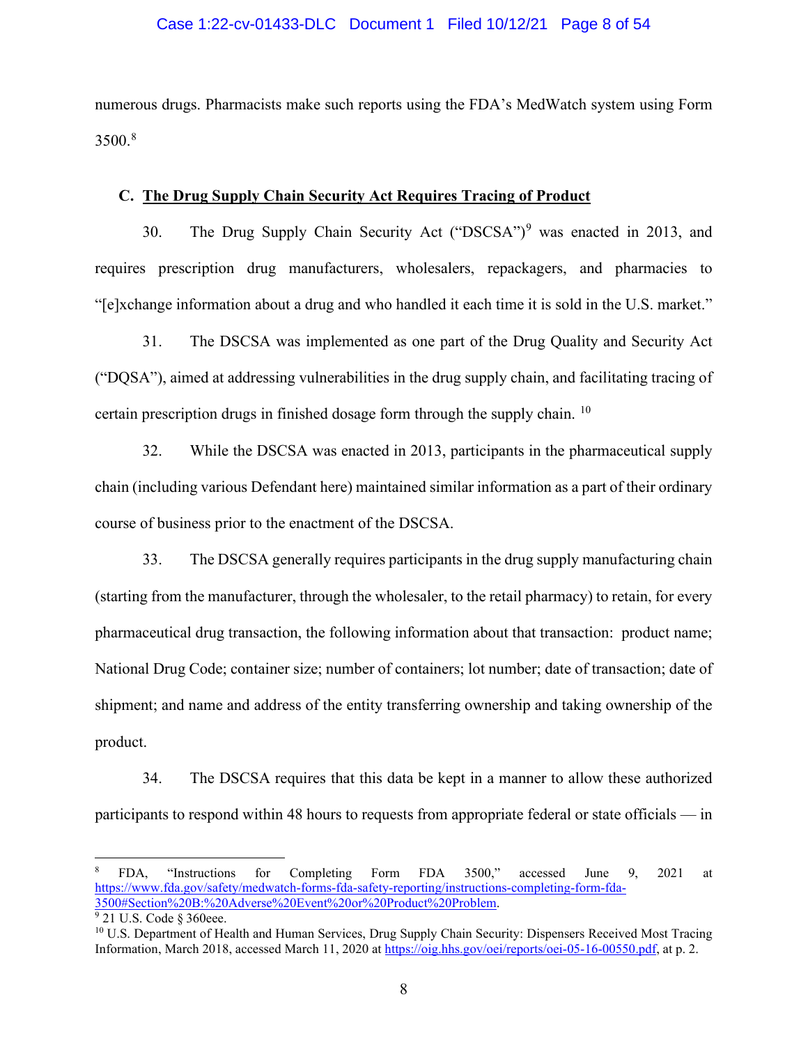numerous drugs. Pharmacists make such reports using the FDA's MedWatch system using Form 3500.[8]

### C. The Drug Supply Chain Security Act Requires Tracing of Product

30. The Drug Supply Chain Security Act ("DSCSA")[9] was enacted in 2013, and requires prescription drug manufacturers, wholesalers, repackagers, and pharmacies to "[e]xchange information about a drug and who handled it each time it is sold in the U.S. market."

31. The DSCSA was implemented as one part of the Drug Quality and Security Act ("DQSA"), aimed at addressing vulnerabilities in the drug supply chain, and facilitating tracing of certain prescription drugs in finished dosage form through the supply chain. [10]

32. While the DSCSA was enacted in 2013, participants in the pharmaceutical supply chain (including various Defendant here) maintained similar information as a part of their ordinary course of business prior to the enactment of the DSCSA.

33. The DSCSA generally requires participants in the drug supply manufacturing chain (starting from the manufacturer, through the wholesaler, to the retail pharmacy) to retain, for every pharmaceutical drug transaction, the following information about that transaction: product name; National Drug Code; container size; number of containers; lot number; date of transaction; date of shipment; and name and address of the entity transferring ownership and taking ownership of the product.

34. The DSCSA requires that this data be kept in a manner to allow these authorized participants to respond within 48 hours to requests from appropriate federal or state officials — in

---

[8] FDA, "Instructions for Completing Form FDA 3500," accessed June 9, 2021 at https://www.fda.gov/safety/medwatch-forms-fda-safety-reporting/instructions-completing-form-fda-3500#Section%20B:%20Adverse%20Event%20or%20Product%20Problem.

[9] 21 U.S. Code § 360eee.

[10] U.S. Department of Health and Human Services, Drug Supply Chain Security: Dispensers Received Most Tracing Information, March 2018, accessed March 11, 2020 at https://oig.hhs.gov/oei/reports/oei-05-16-00550.pdf, at p. 2.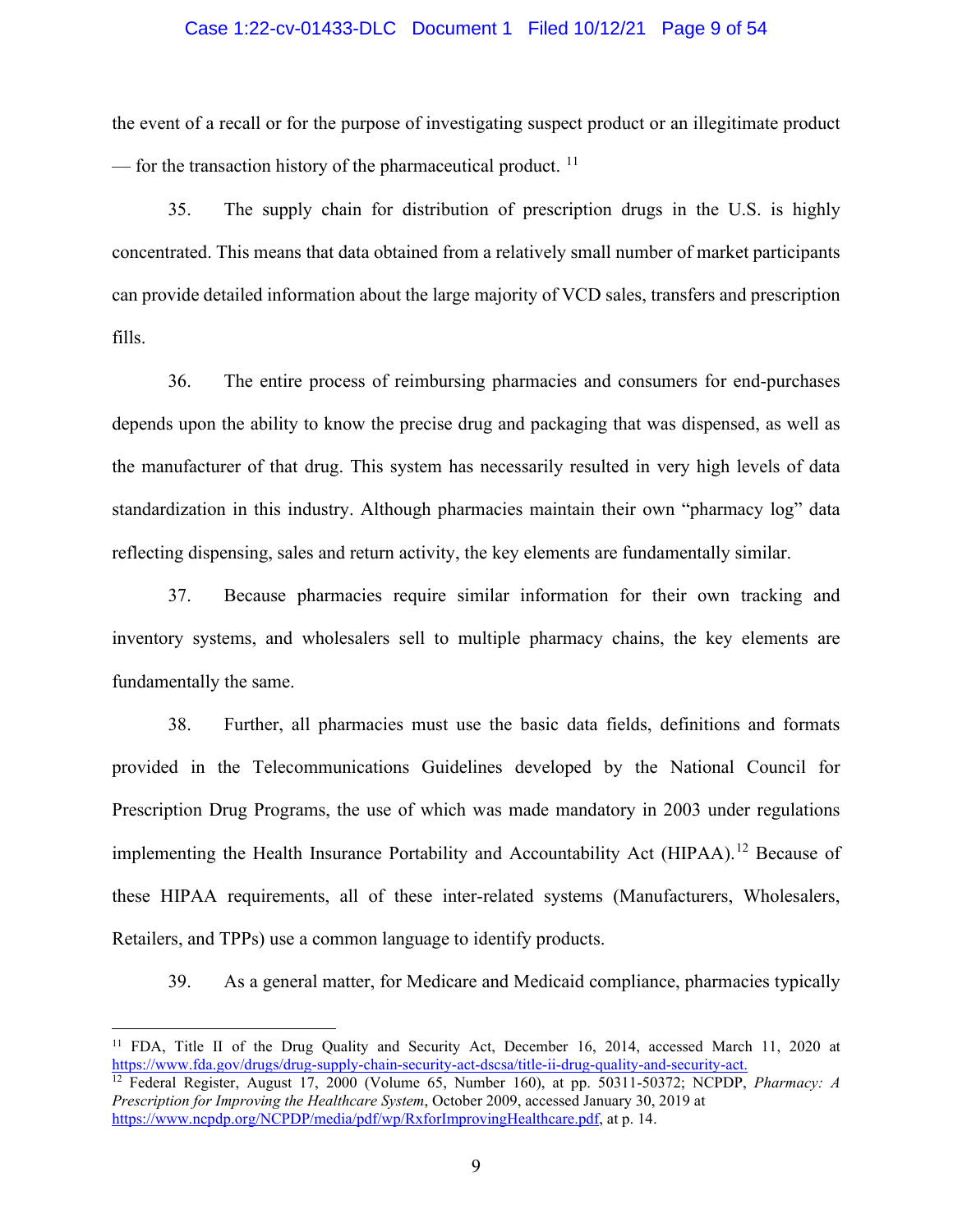the event of a recall or for the purpose of investigating suspect product or an illegitimate product — for the transaction history of the pharmaceutical product. [11]

35. The supply chain for distribution of prescription drugs in the U.S. is highly concentrated. This means that data obtained from a relatively small number of market participants can provide detailed information about the large majority of VCD sales, transfers and prescription fills.

36. The entire process of reimbursing pharmacies and consumers for end-purchases depends upon the ability to know the precise drug and packaging that was dispensed, as well as the manufacturer of that drug. This system has necessarily resulted in very high levels of data standardization in this industry. Although pharmacies maintain their own "pharmacy log" data reflecting dispensing, sales and return activity, the key elements are fundamentally similar.

37. Because pharmacies require similar information for their own tracking and inventory systems, and wholesalers sell to multiple pharmacy chains, the key elements are fundamentally the same.

38. Further, all pharmacies must use the basic data fields, definitions and formats provided in the Telecommunications Guidelines developed by the National Council for Prescription Drug Programs, the use of which was made mandatory in 2003 under regulations implementing the Health Insurance Portability and Accountability Act (HIPAA).[12] Because of these HIPAA requirements, all of these inter-related systems (Manufacturers, Wholesalers, Retailers, and TPPs) use a common language to identify products.

39. As a general matter, for Medicare and Medicaid compliance, pharmacies typically

---

[11] FDA, Title II of the Drug Quality and Security Act, December 16, 2014, accessed March 11, 2020 at https://www.fda.gov/drugs/drug-supply-chain-security-act-dscsa/title-ii-drug-quality-and-security-act.

[12] Federal Register, August 17, 2000 (Volume 65, Number 160), at pp. 50311-50372; NCPDP, *Pharmacy: A Prescription for Improving the Healthcare System*, October 2009, accessed January 30, 2019 at https://www.ncpdp.org/NCPDP/media/pdf/wp/RxforImprovingHealthcare.pdf, at p. 14.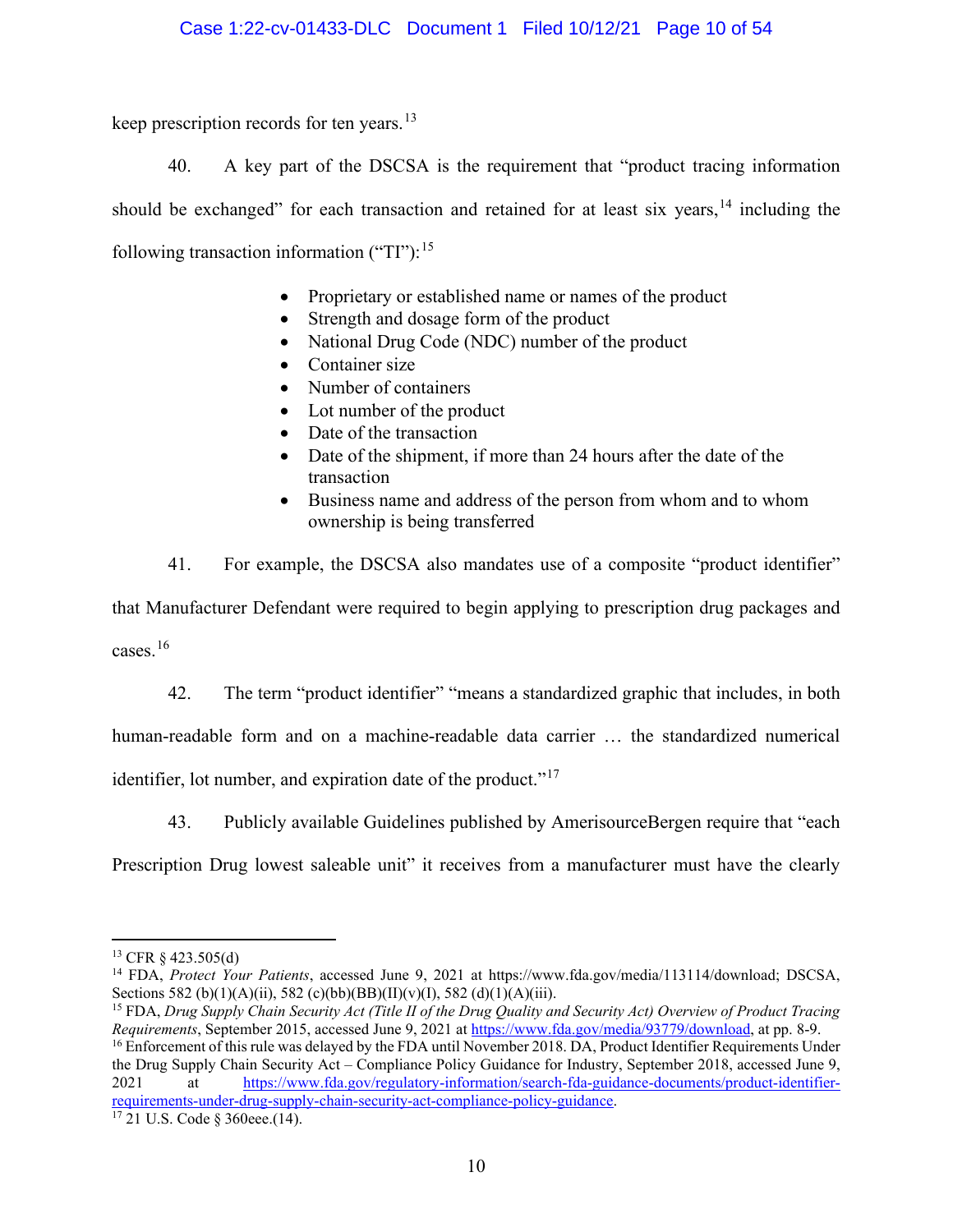keep prescription records for ten years.[13]

40. A key part of the DSCSA is the requirement that "product tracing information should be exchanged" for each transaction and retained for at least six years,[14] including the following transaction information ("TI"):[15]

- Proprietary or established name or names of the product
- Strength and dosage form of the product
- National Drug Code (NDC) number of the product
- Container size
- Number of containers
- Lot number of the product
- Date of the transaction
- Date of the shipment, if more than 24 hours after the date of the transaction
- Business name and address of the person from whom and to whom ownership is being transferred

41. For example, the DSCSA also mandates use of a composite "product identifier" that Manufacturer Defendant were required to begin applying to prescription drug packages and cases.[16]

42. The term "product identifier" "means a standardized graphic that includes, in both human-readable form and on a machine-readable data carrier … the standardized numerical identifier, lot number, and expiration date of the product."[17]

43. Publicly available Guidelines published by AmerisourceBergen require that "each Prescription Drug lowest saleable unit" it receives from a manufacturer must have the clearly

---

[13] CFR § 423.505(d)

[14] FDA, *Protect Your Patients*, accessed June 9, 2021 at https://www.fda.gov/media/113114/download; DSCSA, Sections 582 (b)(1)(A)(ii), 582 (c)(bb)(BB)(II)(v)(I), 582 (d)(1)(A)(iii).

[15] FDA, *Drug Supply Chain Security Act (Title II of the Drug Quality and Security Act) Overview of Product Tracing Requirements*, September 2015, accessed June 9, 2021 at https://www.fda.gov/media/93779/download, at pp. 8-9.

[16] Enforcement of this rule was delayed by the FDA until November 2018. DA, Product Identifier Requirements Under the Drug Supply Chain Security Act – Compliance Policy Guidance for Industry, September 2018, accessed June 9, 2021 at https://www.fda.gov/regulatory-information/search-fda-guidance-documents/product-identifier-requirements-under-drug-supply-chain-security-act-compliance-policy-guidance.

[17] 21 U.S. Code § 360eee.(14).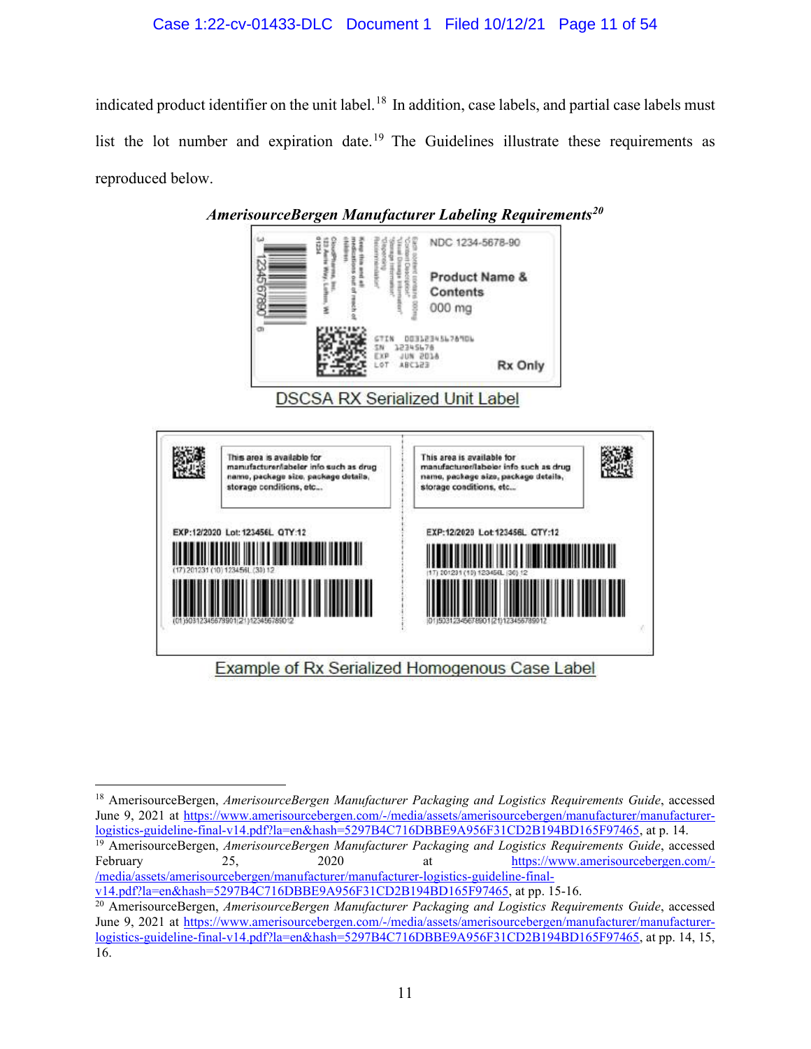indicated product identifier on the unit label.[18] In addition, case labels, and partial case labels must list the lot number and expiration date.[19] The Guidelines illustrate these requirements as reproduced below.

***AmerisourceBergen Manufacturer Labeling Requirements***[20]

DSCSA RX Serialized Unit Label

Example of Rx Serialized Homogenous Case Label

---

[18] AmerisourceBergen, *AmerisourceBergen Manufacturer Packaging and Logistics Requirements Guide*, accessed June 9, 2021 at https://www.amerisourcebergen.com/-/media/assets/amerisourcebergen/manufacturer/manufacturer-logistics-guideline-final-v14.pdf?la=en&hash=5297B4C716DBBE9A956F31CD2B194BD165F97465, at p. 14.

[19] AmerisourceBergen, *AmerisourceBergen Manufacturer Packaging and Logistics Requirements Guide*, accessed February 25, 2020 at https://www.amerisourcebergen.com/-/media/assets/amerisourcebergen/manufacturer/manufacturer-logistics-guideline-final-v14.pdf?la=en&hash=5297B4C716DBBE9A956F31CD2B194BD165F97465, at pp. 15-16.

[20] AmerisourceBergen, *AmerisourceBergen Manufacturer Packaging and Logistics Requirements Guide*, accessed June 9, 2021 at https://www.amerisourcebergen.com/-/media/assets/amerisourcebergen/manufacturer/manufacturer-logistics-guideline-final-v14.pdf?la=en&hash=5297B4C716DBBE9A956F31CD2B194BD165F97465, at pp. 14, 15, 16.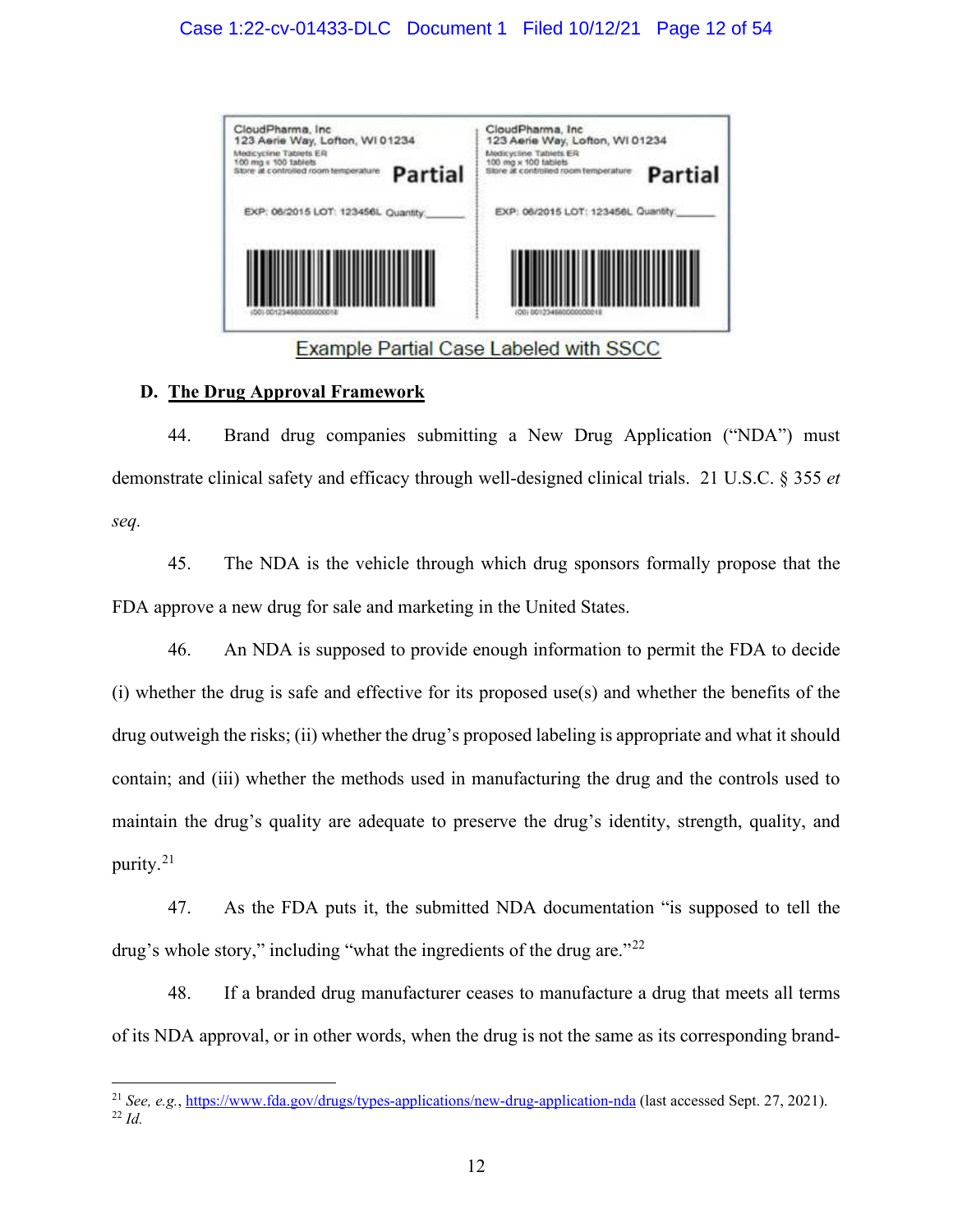CloudPharma, Inc
123 Aerie Way, Lofton, WI 01234
Medicycline Tablets ER
100 mg x 100 tablets
Store at controlled room temperature **Partial**

EXP: 06/2015 LOT: 123456L Quantity:______

(00) 001234560000000018

CloudPharma, Inc
123 Aerie Way, Lofton, WI 01234
Medicycline Tablets ER
100 mg x 100 tablets
Store at controlled room temperature **Partial**

EXP: 06/2015 LOT: 123456L Quantity:______

(00) 001234560000000018

Example Partial Case Labeled with SSCC

### D. The Drug Approval Framework

44. Brand drug companies submitting a New Drug Application ("NDA") must demonstrate clinical safety and efficacy through well-designed clinical trials. 21 U.S.C. § 355 *et seq*.

45. The NDA is the vehicle through which drug sponsors formally propose that the FDA approve a new drug for sale and marketing in the United States.

46. An NDA is supposed to provide enough information to permit the FDA to decide (i) whether the drug is safe and effective for its proposed use(s) and whether the benefits of the drug outweigh the risks; (ii) whether the drug's proposed labeling is appropriate and what it should contain; and (iii) whether the methods used in manufacturing the drug and the controls used to maintain the drug's quality are adequate to preserve the drug's identity, strength, quality, and purity.[21]

47. As the FDA puts it, the submitted NDA documentation "is supposed to tell the drug's whole story," including "what the ingredients of the drug are."[22]

48. If a branded drug manufacturer ceases to manufacture a drug that meets all terms of its NDA approval, or in other words, when the drug is not the same as its corresponding brand-

---

[21] *See, e.g.*, https://www.fda.gov/drugs/types-applications/new-drug-application-nda (last accessed Sept. 27, 2021).

[22] *Id.*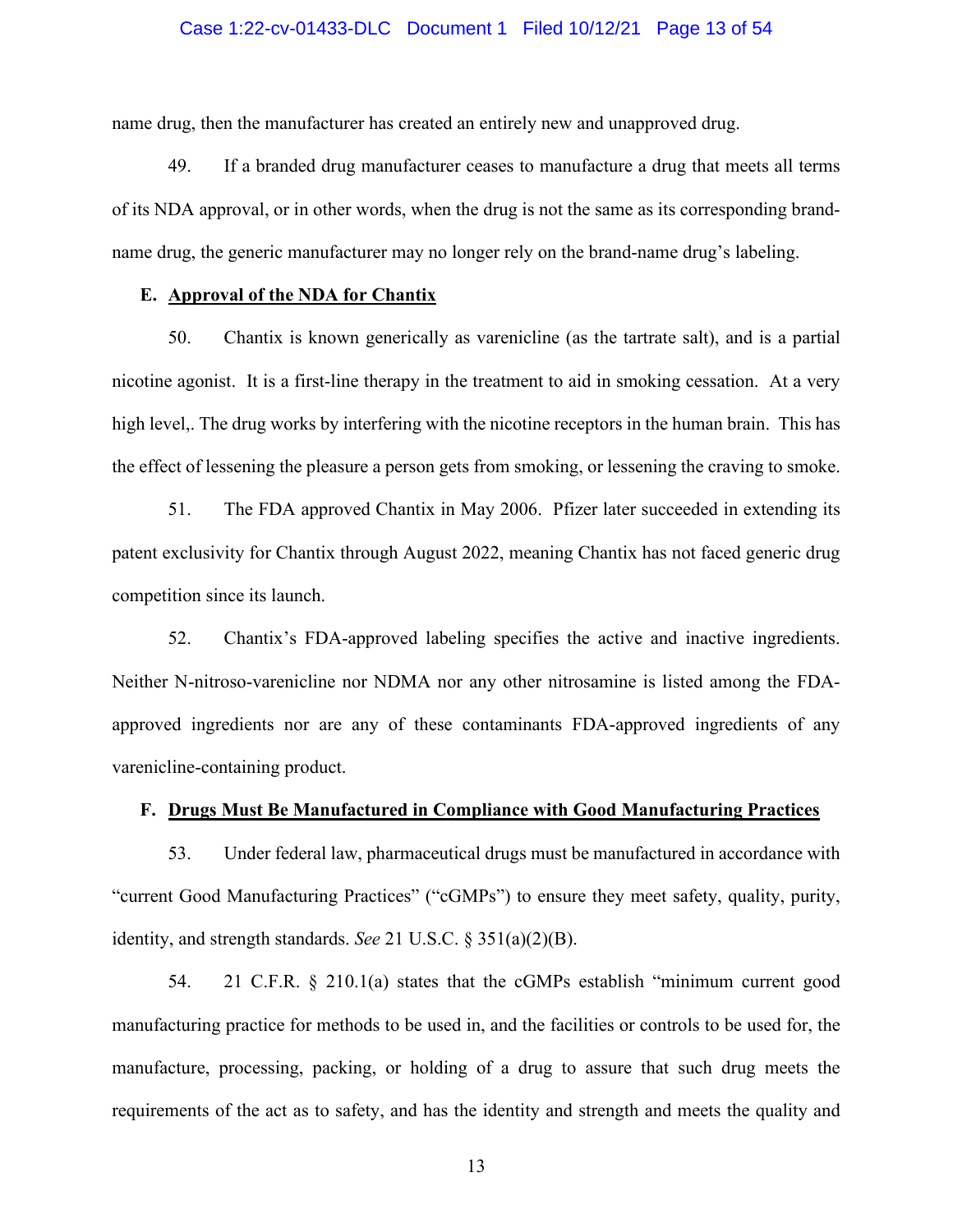name drug, then the manufacturer has created an entirely new and unapproved drug.

49. If a branded drug manufacturer ceases to manufacture a drug that meets all terms of its NDA approval, or in other words, when the drug is not the same as its corresponding brand-name drug, the generic manufacturer may no longer rely on the brand-name drug's labeling.

### E. <u>Approval of the NDA for Chantix</u>

50. Chantix is known generically as varenicline (as the tartrate salt), and is a partial nicotine agonist. It is a first-line therapy in the treatment to aid in smoking cessation. At a very high level,. The drug works by interfering with the nicotine receptors in the human brain. This has the effect of lessening the pleasure a person gets from smoking, or lessening the craving to smoke.

51. The FDA approved Chantix in May 2006. Pfizer later succeeded in extending its patent exclusivity for Chantix through August 2022, meaning Chantix has not faced generic drug competition since its launch.

52. Chantix's FDA-approved labeling specifies the active and inactive ingredients. Neither N-nitroso-varenicline nor NDMA nor any other nitrosamine is listed among the FDA-approved ingredients nor are any of these contaminants FDA-approved ingredients of any varenicline-containing product.

### F. <u>Drugs Must Be Manufactured in Compliance with Good Manufacturing Practices</u>

53. Under federal law, pharmaceutical drugs must be manufactured in accordance with "current Good Manufacturing Practices" ("cGMPs") to ensure they meet safety, quality, purity, identity, and strength standards. *See* 21 U.S.C. § 351(a)(2)(B).

54. 21 C.F.R. § 210.1(a) states that the cGMPs establish "minimum current good manufacturing practice for methods to be used in, and the facilities or controls to be used for, the manufacture, processing, packing, or holding of a drug to assure that such drug meets the requirements of the act as to safety, and has the identity and strength and meets the quality and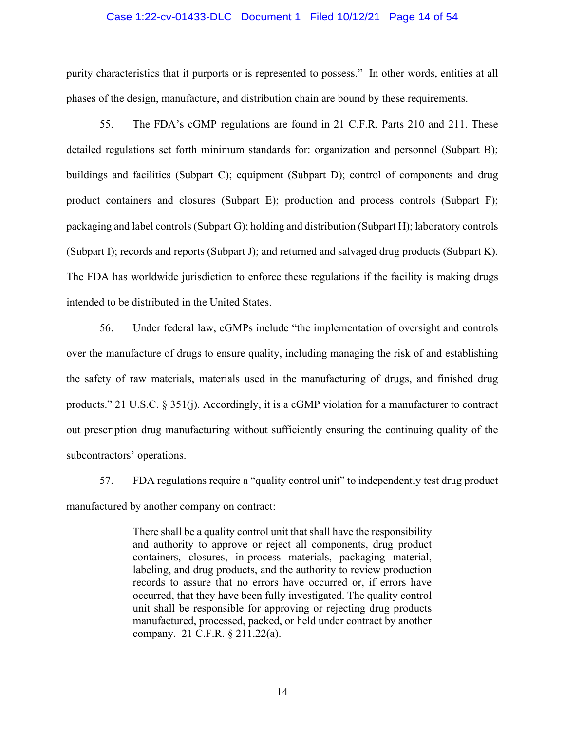purity characteristics that it purports or is represented to possess." In other words, entities at all phases of the design, manufacture, and distribution chain are bound by these requirements.

55. The FDA's cGMP regulations are found in 21 C.F.R. Parts 210 and 211. These detailed regulations set forth minimum standards for: organization and personnel (Subpart B); buildings and facilities (Subpart C); equipment (Subpart D); control of components and drug product containers and closures (Subpart E); production and process controls (Subpart F); packaging and label controls (Subpart G); holding and distribution (Subpart H); laboratory controls (Subpart I); records and reports (Subpart J); and returned and salvaged drug products (Subpart K). The FDA has worldwide jurisdiction to enforce these regulations if the facility is making drugs intended to be distributed in the United States.

56. Under federal law, cGMPs include "the implementation of oversight and controls over the manufacture of drugs to ensure quality, including managing the risk of and establishing the safety of raw materials, materials used in the manufacturing of drugs, and finished drug products." 21 U.S.C. § 351(j). Accordingly, it is a cGMP violation for a manufacturer to contract out prescription drug manufacturing without sufficiently ensuring the continuing quality of the subcontractors' operations.

57. FDA regulations require a "quality control unit" to independently test drug product manufactured by another company on contract:

> There shall be a quality control unit that shall have the responsibility and authority to approve or reject all components, drug product containers, closures, in-process materials, packaging material, labeling, and drug products, and the authority to review production records to assure that no errors have occurred or, if errors have occurred, that they have been fully investigated. The quality control unit shall be responsible for approving or rejecting drug products manufactured, processed, packed, or held under contract by another company. 21 C.F.R. § 211.22(a).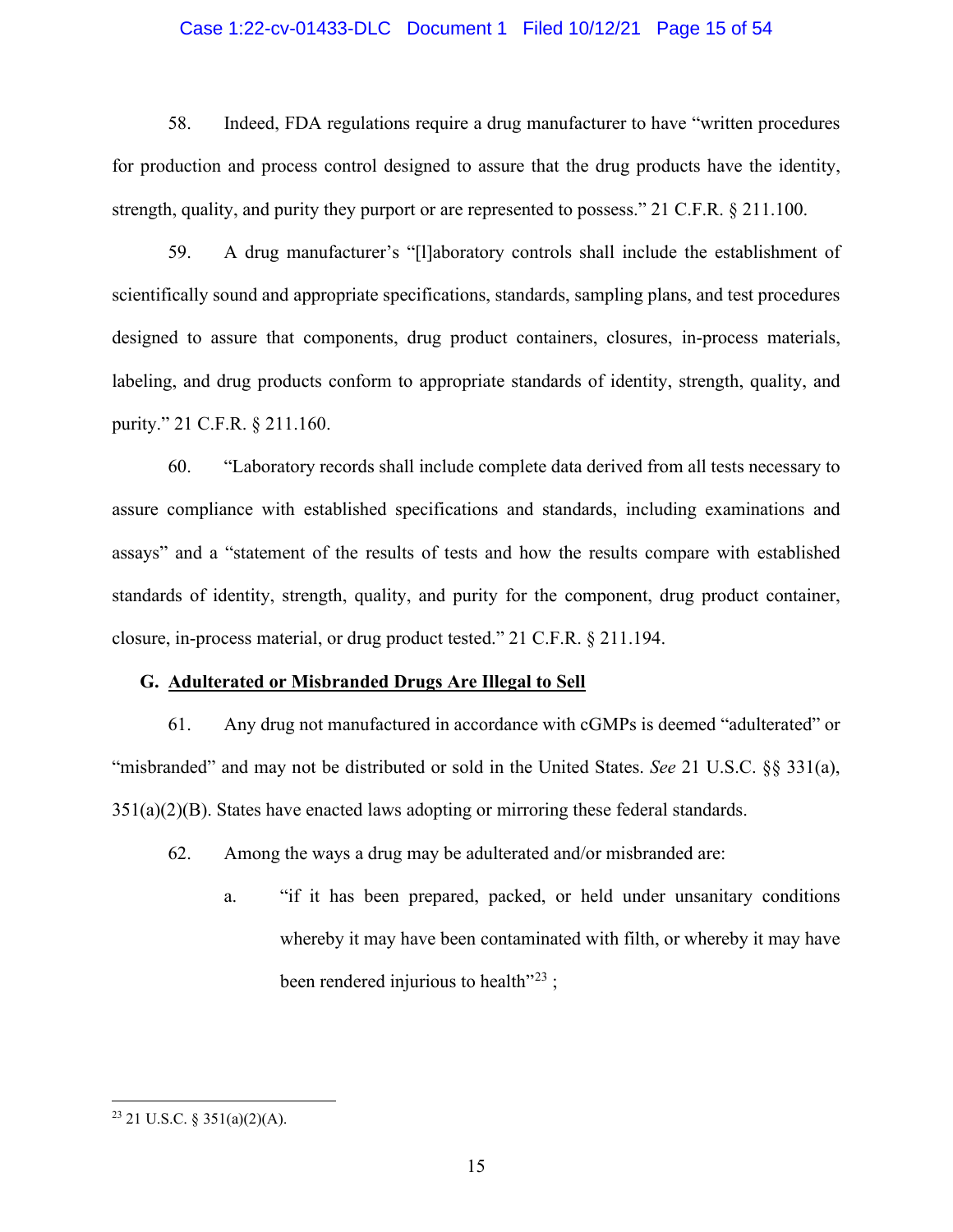58. Indeed, FDA regulations require a drug manufacturer to have "written procedures for production and process control designed to assure that the drug products have the identity, strength, quality, and purity they purport or are represented to possess." 21 C.F.R. § 211.100.

59. A drug manufacturer's "[l]aboratory controls shall include the establishment of scientifically sound and appropriate specifications, standards, sampling plans, and test procedures designed to assure that components, drug product containers, closures, in-process materials, labeling, and drug products conform to appropriate standards of identity, strength, quality, and purity." 21 C.F.R. § 211.160.

60. "Laboratory records shall include complete data derived from all tests necessary to assure compliance with established specifications and standards, including examinations and assays" and a "statement of the results of tests and how the results compare with established standards of identity, strength, quality, and purity for the component, drug product container, closure, in-process material, or drug product tested." 21 C.F.R. § 211.194.

### G. <u>Adulterated or Misbranded Drugs Are Illegal to Sell</u>

61. Any drug not manufactured in accordance with cGMPs is deemed "adulterated" or "misbranded" and may not be distributed or sold in the United States. *See* 21 U.S.C. §§ 331(a), 351(a)(2)(B). States have enacted laws adopting or mirroring these federal standards.

62. Among the ways a drug may be adulterated and/or misbranded are:

   a. "if it has been prepared, packed, or held under unsanitary conditions whereby it may have been contaminated with filth, or whereby it may have been rendered injurious to health"[23] ;

---

[23] 21 U.S.C. § 351(a)(2)(A).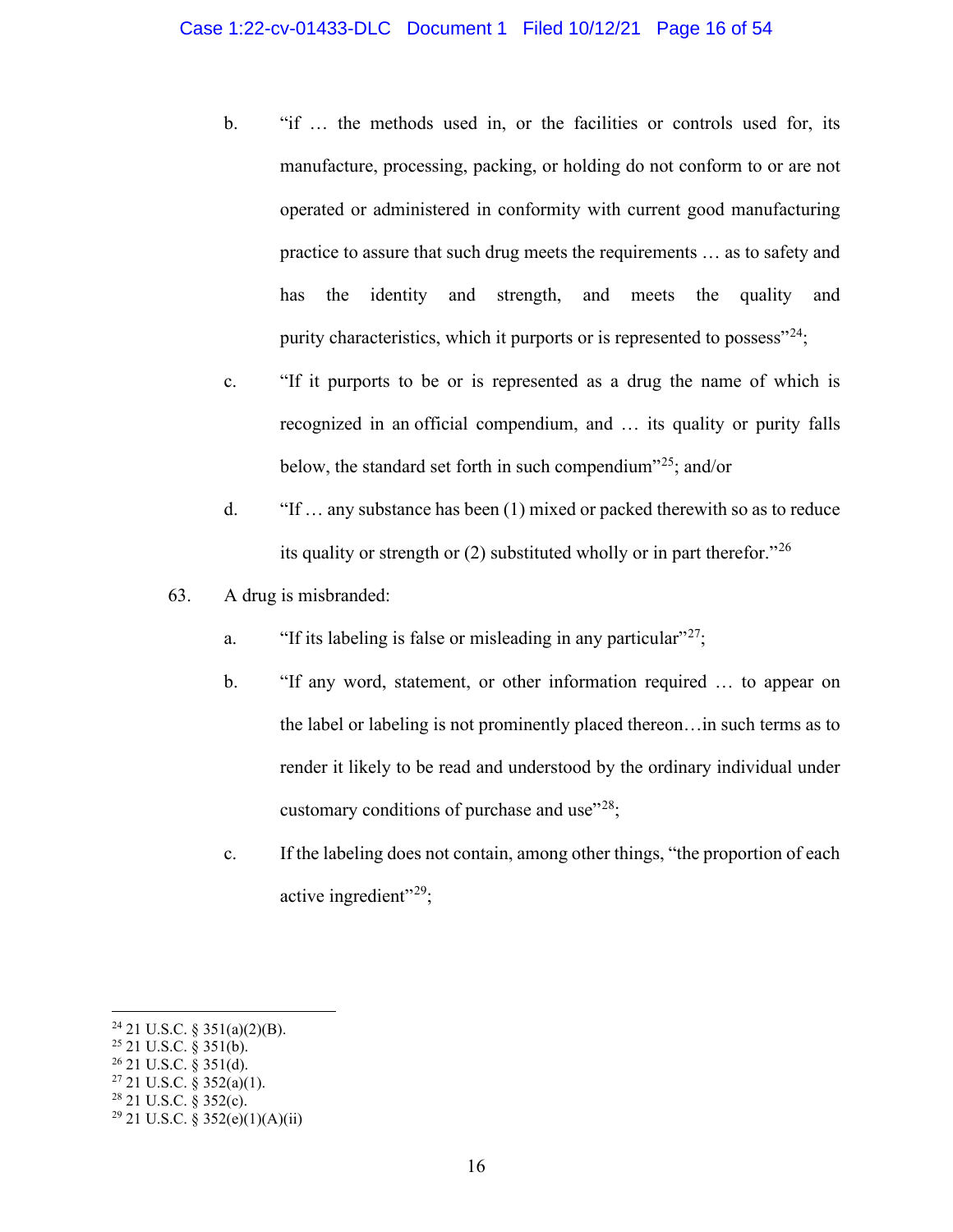b. "if … the methods used in, or the facilities or controls used for, its manufacture, processing, packing, or holding do not conform to or are not operated or administered in conformity with current good manufacturing practice to assure that such drug meets the requirements … as to safety and has the identity and strength, and meets the quality and purity characteristics, which it purports or is represented to possess"[24];

c. "If it purports to be or is represented as a drug the name of which is recognized in an official compendium, and … its quality or purity falls below, the standard set forth in such compendium"[25]; and/or

d. "If … any substance has been (1) mixed or packed therewith so as to reduce its quality or strength or (2) substituted wholly or in part therefor."[26]

63. A drug is misbranded:

a. "If its labeling is false or misleading in any particular"[27];

b. "If any word, statement, or other information required … to appear on the label or labeling is not prominently placed thereon…in such terms as to render it likely to be read and understood by the ordinary individual under customary conditions of purchase and use"[28];

c. If the labeling does not contain, among other things, "the proportion of each active ingredient"[29];

---

[24] 21 U.S.C. § 351(a)(2)(B).
[25] 21 U.S.C. § 351(b).
[26] 21 U.S.C. § 351(d).
[27] 21 U.S.C. § 352(a)(1).
[28] 21 U.S.C. § 352(c).
[29] 21 U.S.C. § 352(e)(1)(A)(ii)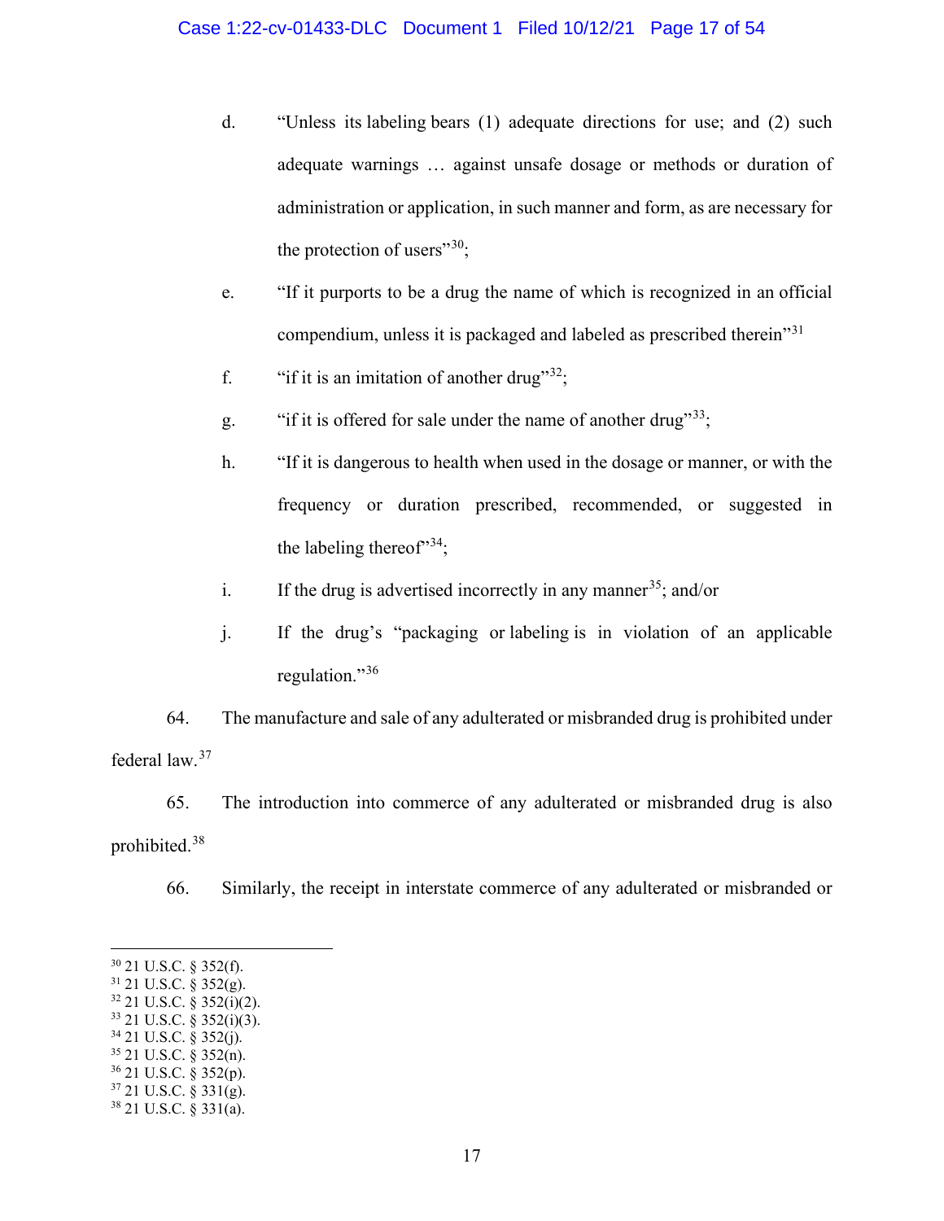d. "Unless its labeling bears (1) adequate directions for use; and (2) such adequate warnings … against unsafe dosage or methods or duration of administration or application, in such manner and form, as are necessary for the protection of users"[30];

e. "If it purports to be a drug the name of which is recognized in an official compendium, unless it is packaged and labeled as prescribed therein"[31]

f. "if it is an imitation of another drug"[32];

g. "if it is offered for sale under the name of another drug"[33];

h. "If it is dangerous to health when used in the dosage or manner, or with the frequency or duration prescribed, recommended, or suggested in the labeling thereof"[34];

i. If the drug is advertised incorrectly in any manner[35]; and/or

j. If the drug's "packaging or labeling is in violation of an applicable regulation."[36]

64. The manufacture and sale of any adulterated or misbranded drug is prohibited under federal law.[37]

65. The introduction into commerce of any adulterated or misbranded drug is also prohibited.[38]

66. Similarly, the receipt in interstate commerce of any adulterated or misbranded or

---

[30] 21 U.S.C. § 352(f).
[31] 21 U.S.C. § 352(g).
[32] 21 U.S.C. § 352(i)(2).
[33] 21 U.S.C. § 352(i)(3).
[34] 21 U.S.C. § 352(j).
[35] 21 U.S.C. § 352(n).
[36] 21 U.S.C. § 352(p).
[37] 21 U.S.C. § 331(g).
[38] 21 U.S.C. § 331(a).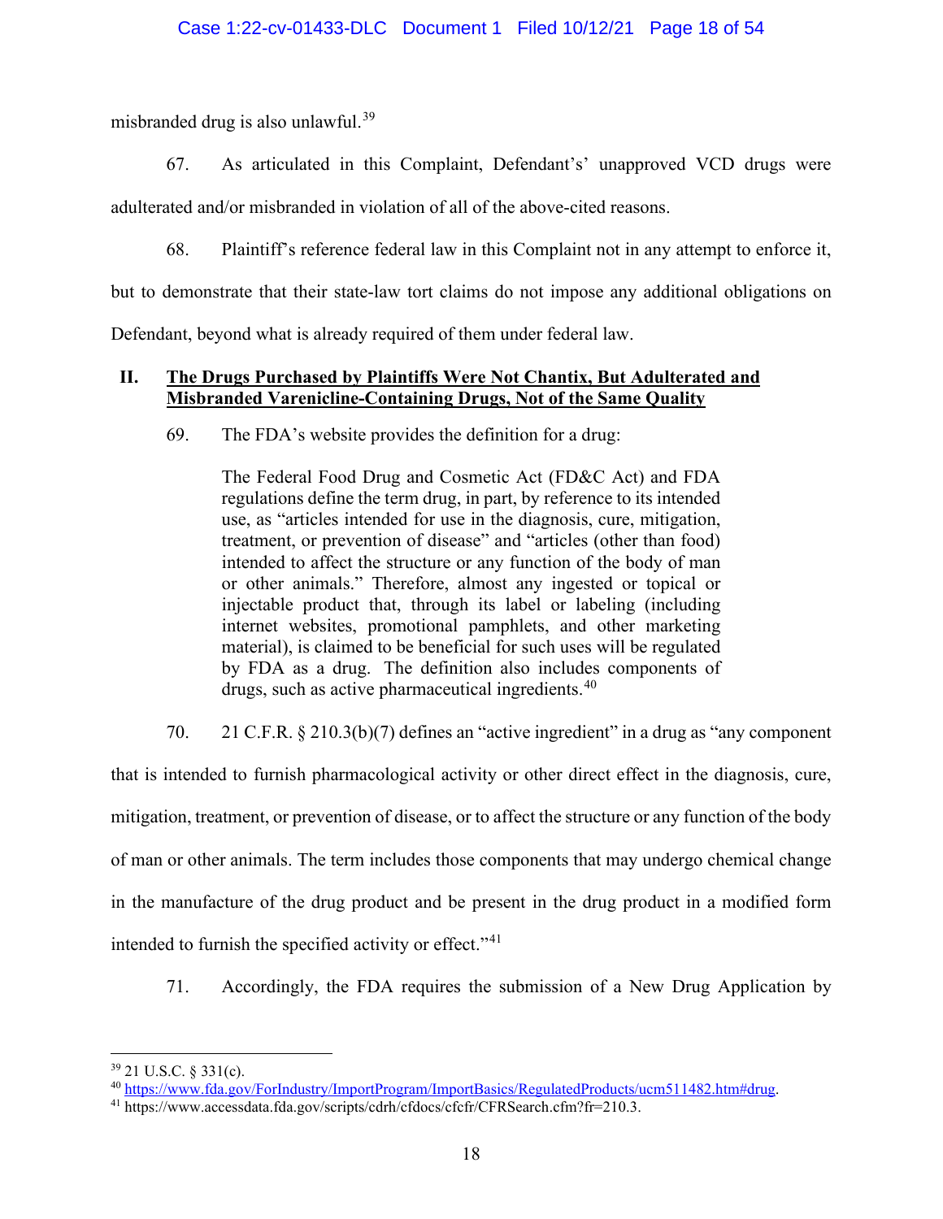misbranded drug is also unlawful.[39]

67. As articulated in this Complaint, Defendant's' unapproved VCD drugs were adulterated and/or misbranded in violation of all of the above-cited reasons.

68. Plaintiff's reference federal law in this Complaint not in any attempt to enforce it, but to demonstrate that their state-law tort claims do not impose any additional obligations on Defendant, beyond what is already required of them under federal law.

## II. <u>The Drugs Purchased by Plaintiffs Were Not Chantix, But Adulterated and Misbranded Varenicline-Containing Drugs, Not of the Same Quality</u>

69. The FDA's website provides the definition for a drug:

> The Federal Food Drug and Cosmetic Act (FD&C Act) and FDA regulations define the term drug, in part, by reference to its intended use, as "articles intended for use in the diagnosis, cure, mitigation, treatment, or prevention of disease" and "articles (other than food) intended to affect the structure or any function of the body of man or other animals." Therefore, almost any ingested or topical or injectable product that, through its label or labeling (including internet websites, promotional pamphlets, and other marketing material), is claimed to be beneficial for such uses will be regulated by FDA as a drug. The definition also includes components of drugs, such as active pharmaceutical ingredients.[40]

70. 21 C.F.R. § 210.3(b)(7) defines an "active ingredient" in a drug as "any component that is intended to furnish pharmacological activity or other direct effect in the diagnosis, cure, mitigation, treatment, or prevention of disease, or to affect the structure or any function of the body of man or other animals. The term includes those components that may undergo chemical change in the manufacture of the drug product and be present in the drug product in a modified form intended to furnish the specified activity or effect."[41]

71. Accordingly, the FDA requires the submission of a New Drug Application by

---

[39] 21 U.S.C. § 331(c).

[40] https://www.fda.gov/ForIndustry/ImportProgram/ImportBasics/RegulatedProducts/ucm511482.htm#drug.

[41] https://www.accessdata.fda.gov/scripts/cdrh/cfdocs/cfcfr/CFRSearch.cfm?fr=210.3.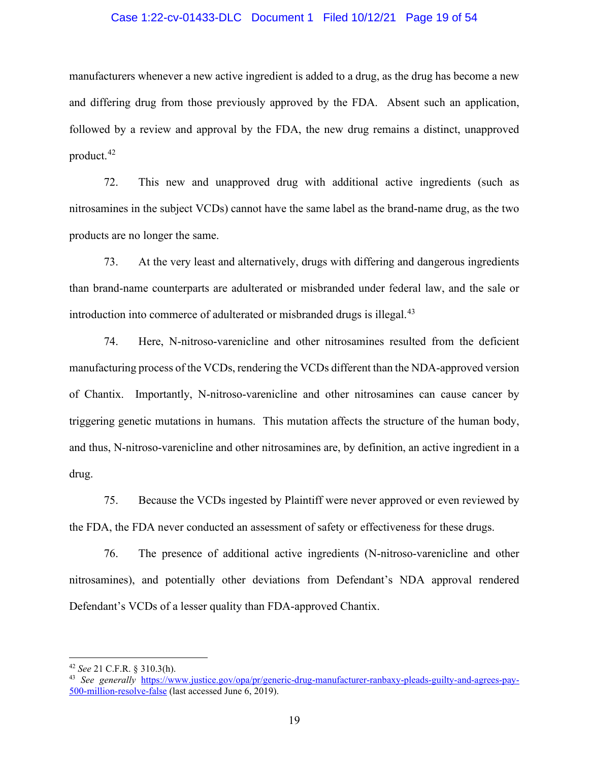manufacturers whenever a new active ingredient is added to a drug, as the drug has become a new and differing drug from those previously approved by the FDA. Absent such an application, followed by a review and approval by the FDA, the new drug remains a distinct, unapproved product.[42]

72. This new and unapproved drug with additional active ingredients (such as nitrosamines in the subject VCDs) cannot have the same label as the brand-name drug, as the two products are no longer the same.

73. At the very least and alternatively, drugs with differing and dangerous ingredients than brand-name counterparts are adulterated or misbranded under federal law, and the sale or introduction into commerce of adulterated or misbranded drugs is illegal.[43]

74. Here, N-nitroso-varenicline and other nitrosamines resulted from the deficient manufacturing process of the VCDs, rendering the VCDs different than the NDA-approved version of Chantix. Importantly, N-nitroso-varenicline and other nitrosamines can cause cancer by triggering genetic mutations in humans. This mutation affects the structure of the human body, and thus, N-nitroso-varenicline and other nitrosamines are, by definition, an active ingredient in a drug.

75. Because the VCDs ingested by Plaintiff were never approved or even reviewed by the FDA, the FDA never conducted an assessment of safety or effectiveness for these drugs.

76. The presence of additional active ingredients (N-nitroso-varenicline and other nitrosamines), and potentially other deviations from Defendant's NDA approval rendered Defendant's VCDs of a lesser quality than FDA-approved Chantix.

---

[42] *See* 21 C.F.R. § 310.3(h).

[43] *See generally* https://www.justice.gov/opa/pr/generic-drug-manufacturer-ranbaxy-pleads-guilty-and-agrees-pay-500-million-resolve-false (last accessed June 6, 2019).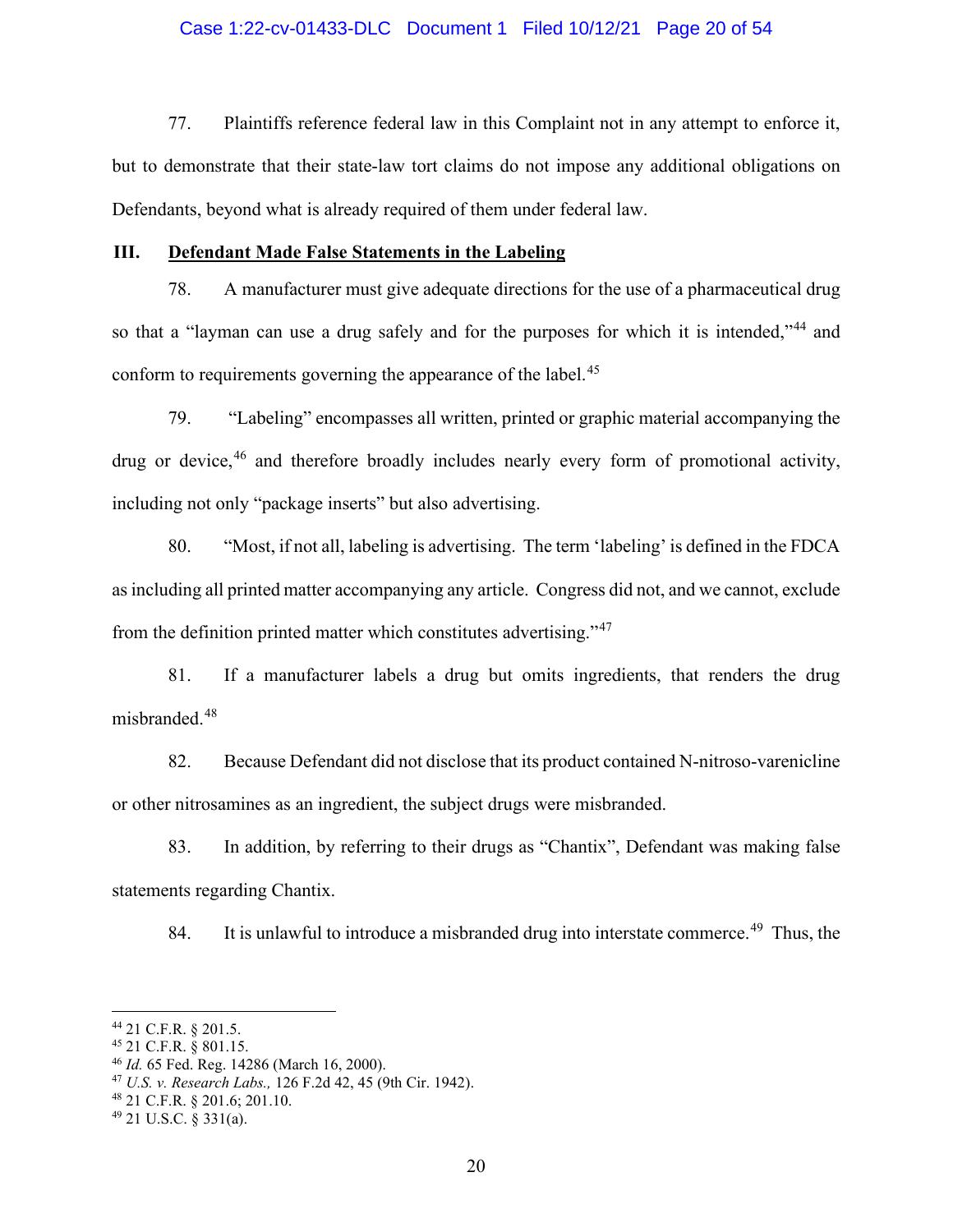77. Plaintiffs reference federal law in this Complaint not in any attempt to enforce it, but to demonstrate that their state-law tort claims do not impose any additional obligations on Defendants, beyond what is already required of them under federal law.

### III. <u>Defendant Made False Statements in the Labeling</u>

78. A manufacturer must give adequate directions for the use of a pharmaceutical drug so that a "layman can use a drug safely and for the purposes for which it is intended,"[44] and conform to requirements governing the appearance of the label.[45]

79. "Labeling" encompasses all written, printed or graphic material accompanying the drug or device,[46] and therefore broadly includes nearly every form of promotional activity, including not only "package inserts" but also advertising.

80. "Most, if not all, labeling is advertising. The term 'labeling' is defined in the FDCA as including all printed matter accompanying any article. Congress did not, and we cannot, exclude from the definition printed matter which constitutes advertising."[47]

81. If a manufacturer labels a drug but omits ingredients, that renders the drug misbranded.[48]

82. Because Defendant did not disclose that its product contained N-nitroso-varenicline or other nitrosamines as an ingredient, the subject drugs were misbranded.

83. In addition, by referring to their drugs as "Chantix", Defendant was making false statements regarding Chantix.

84. It is unlawful to introduce a misbranded drug into interstate commerce.[49] Thus, the

---

[44] 21 C.F.R. § 201.5.
[45] 21 C.F.R. § 801.15.
[46] *Id.* 65 Fed. Reg. 14286 (March 16, 2000).
[47] *U.S. v. Research Labs.,* 126 F.2d 42, 45 (9th Cir. 1942).
[48] 21 C.F.R. § 201.6; 201.10.
[49] 21 U.S.C. § 331(a).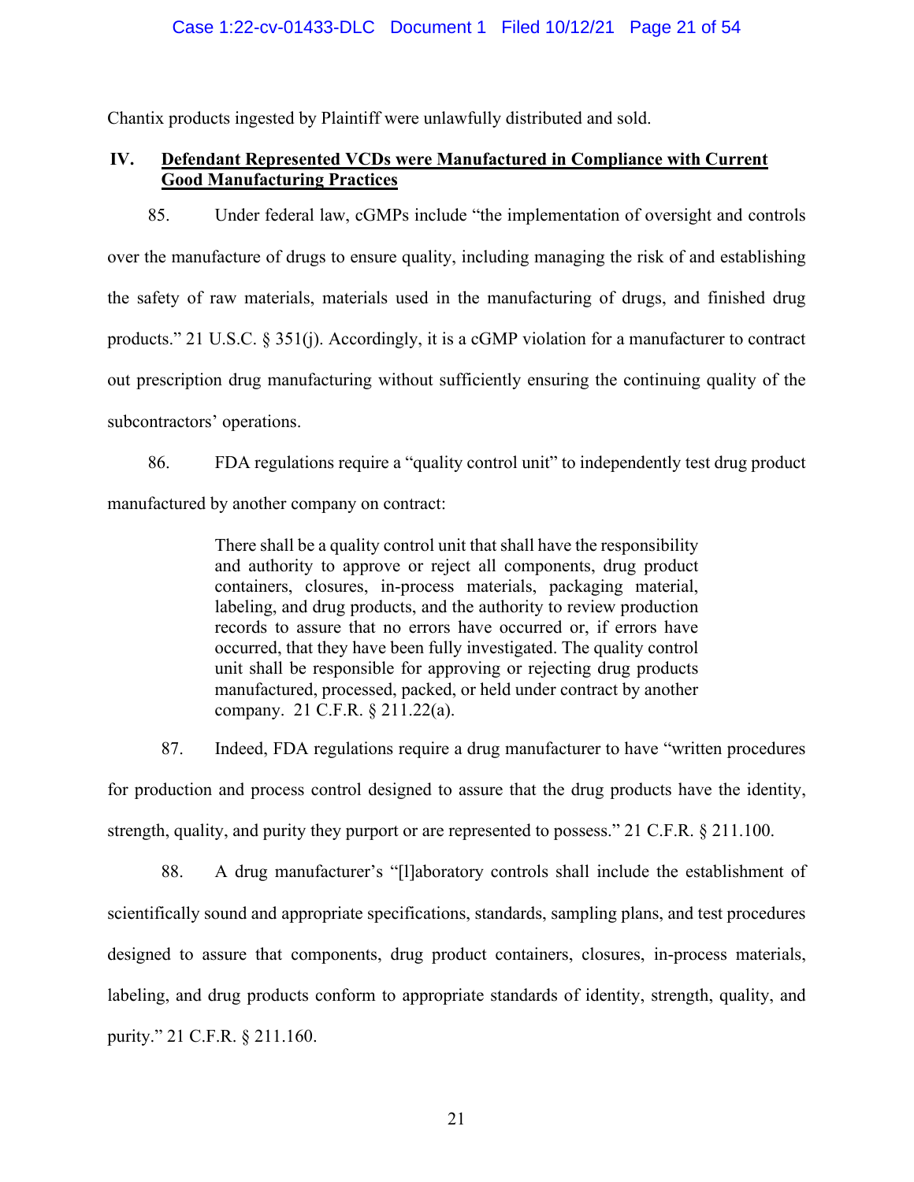Chantix products ingested by Plaintiff were unlawfully distributed and sold.

## IV. Defendant Represented VCDs were Manufactured in Compliance with Current Good Manufacturing Practices

85. Under federal law, cGMPs include "the implementation of oversight and controls over the manufacture of drugs to ensure quality, including managing the risk of and establishing the safety of raw materials, materials used in the manufacturing of drugs, and finished drug products." 21 U.S.C. § 351(j). Accordingly, it is a cGMP violation for a manufacturer to contract out prescription drug manufacturing without sufficiently ensuring the continuing quality of the subcontractors' operations.

86. FDA regulations require a "quality control unit" to independently test drug product manufactured by another company on contract:

> There shall be a quality control unit that shall have the responsibility and authority to approve or reject all components, drug product containers, closures, in-process materials, packaging material, labeling, and drug products, and the authority to review production records to assure that no errors have occurred or, if errors have occurred, that they have been fully investigated. The quality control unit shall be responsible for approving or rejecting drug products manufactured, processed, packed, or held under contract by another company. 21 C.F.R. § 211.22(a).

87. Indeed, FDA regulations require a drug manufacturer to have "written procedures for production and process control designed to assure that the drug products have the identity, strength, quality, and purity they purport or are represented to possess." 21 C.F.R. § 211.100.

88. A drug manufacturer's "[l]aboratory controls shall include the establishment of scientifically sound and appropriate specifications, standards, sampling plans, and test procedures designed to assure that components, drug product containers, closures, in-process materials, labeling, and drug products conform to appropriate standards of identity, strength, quality, and purity." 21 C.F.R. § 211.160.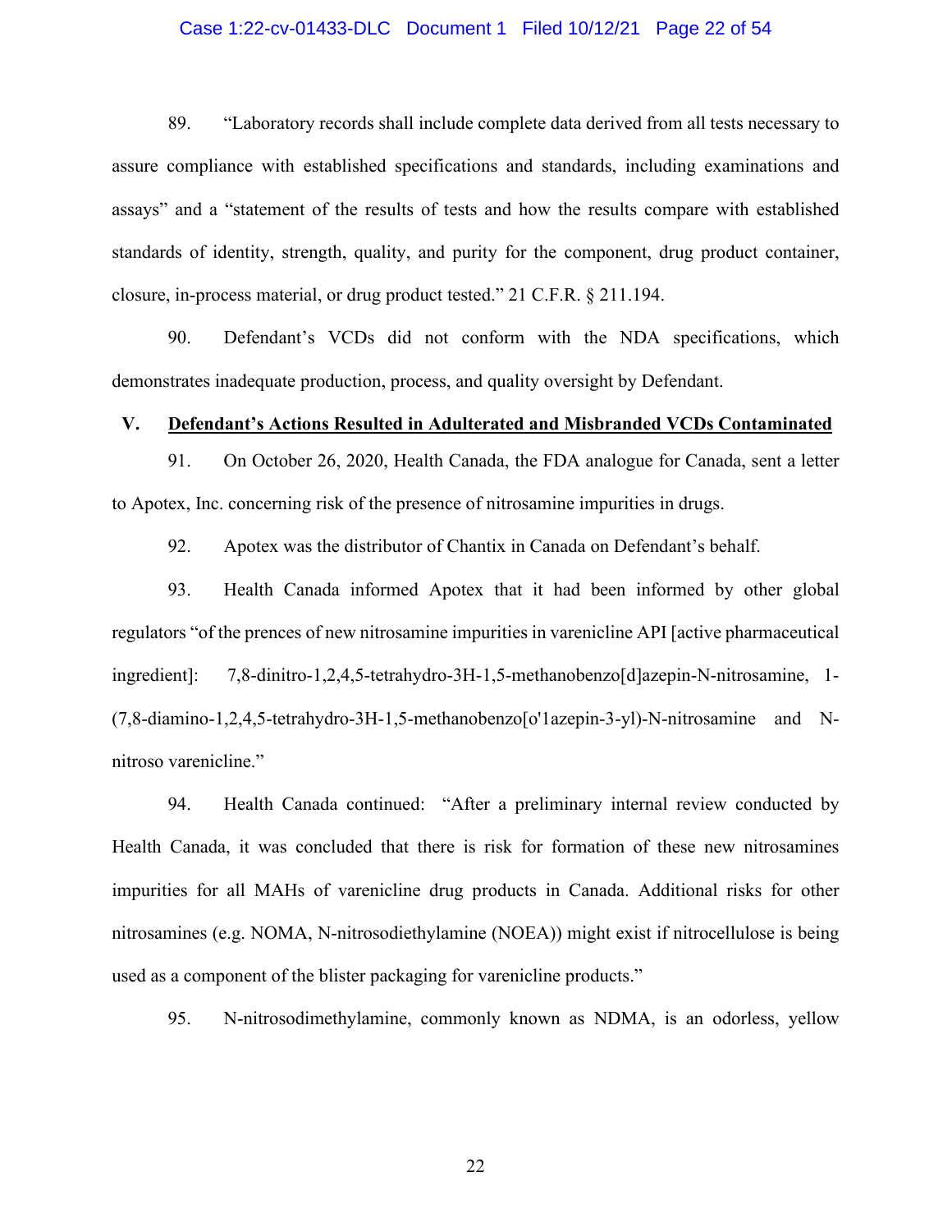89. "Laboratory records shall include complete data derived from all tests necessary to assure compliance with established specifications and standards, including examinations and assays" and a "statement of the results of tests and how the results compare with established standards of identity, strength, quality, and purity for the component, drug product container, closure, in-process material, or drug product tested." 21 C.F.R. § 211.194.

90. Defendant's VCDs did not conform with the NDA specifications, which demonstrates inadequate production, process, and quality oversight by Defendant.

## V. Defendant's Actions Resulted in Adulterated and Misbranded VCDs Contaminated

91. On October 26, 2020, Health Canada, the FDA analogue for Canada, sent a letter to Apotex, Inc. concerning risk of the presence of nitrosamine impurities in drugs.

92. Apotex was the distributor of Chantix in Canada on Defendant's behalf.

93. Health Canada informed Apotex that it had been informed by other global regulators "of the prences of new nitrosamine impurities in varenicline API [active pharmaceutical ingredient]: 7,8-dinitro-1,2,4,5-tetrahydro-3H-1,5-methanobenzo[d]azepin-N-nitrosamine, 1-(7,8-diamino-1,2,4,5-tetrahydro-3H-1,5-methanobenzo[o'1azepin-3-yl)-N-nitrosamine and N-nitroso varenicline."

94. Health Canada continued: "After a preliminary internal review conducted by Health Canada, it was concluded that there is risk for formation of these new nitrosamines impurities for all MAHs of varenicline drug products in Canada. Additional risks for other nitrosamines (e.g. NOMA, N-nitrosodiethylamine (NOEA)) might exist if nitrocellulose is being used as a component of the blister packaging for varenicline products."

95. N-nitrosodimethylamine, commonly known as NDMA, is an odorless, yellow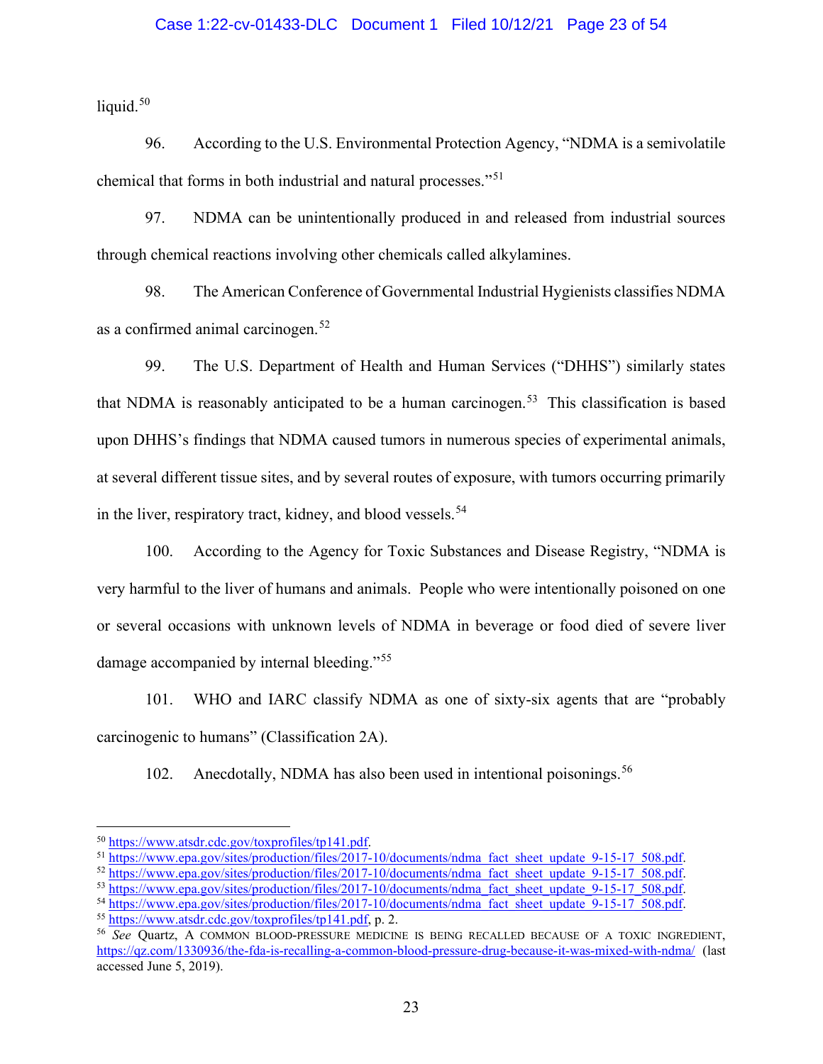liquid.[50]

96. According to the U.S. Environmental Protection Agency, "NDMA is a semivolatile chemical that forms in both industrial and natural processes."[51]

97. NDMA can be unintentionally produced in and released from industrial sources through chemical reactions involving other chemicals called alkylamines.

98. The American Conference of Governmental Industrial Hygienists classifies NDMA as a confirmed animal carcinogen.[52]

99. The U.S. Department of Health and Human Services ("DHHS") similarly states that NDMA is reasonably anticipated to be a human carcinogen.[53] This classification is based upon DHHS's findings that NDMA caused tumors in numerous species of experimental animals, at several different tissue sites, and by several routes of exposure, with tumors occurring primarily in the liver, respiratory tract, kidney, and blood vessels.[54]

100. According to the Agency for Toxic Substances and Disease Registry, "NDMA is very harmful to the liver of humans and animals. People who were intentionally poisoned on one or several occasions with unknown levels of NDMA in beverage or food died of severe liver damage accompanied by internal bleeding."[55]

101. WHO and IARC classify NDMA as one of sixty-six agents that are "probably carcinogenic to humans" (Classification 2A).

102. Anecdotally, NDMA has also been used in intentional poisonings.[56]

---

[50] https://www.atsdr.cdc.gov/toxprofiles/tp141.pdf.

[51] https://www.epa.gov/sites/production/files/2017-10/documents/ndma_fact_sheet_update_9-15-17_508.pdf.

[52] https://www.epa.gov/sites/production/files/2017-10/documents/ndma_fact_sheet_update_9-15-17_508.pdf.

[53] https://www.epa.gov/sites/production/files/2017-10/documents/ndma_fact_sheet_update_9-15-17_508.pdf.

[54] https://www.epa.gov/sites/production/files/2017-10/documents/ndma_fact_sheet_update_9-15-17_508.pdf.

[55] https://www.atsdr.cdc.gov/toxprofiles/tp141.pdf, p. 2.

[56] *See* Quartz, A COMMON BLOOD-PRESSURE MEDICINE IS BEING RECALLED BECAUSE OF A TOXIC INGREDIENT, https://qz.com/1330936/the-fda-is-recalling-a-common-blood-pressure-drug-because-it-was-mixed-with-ndma/ (last accessed June 5, 2019).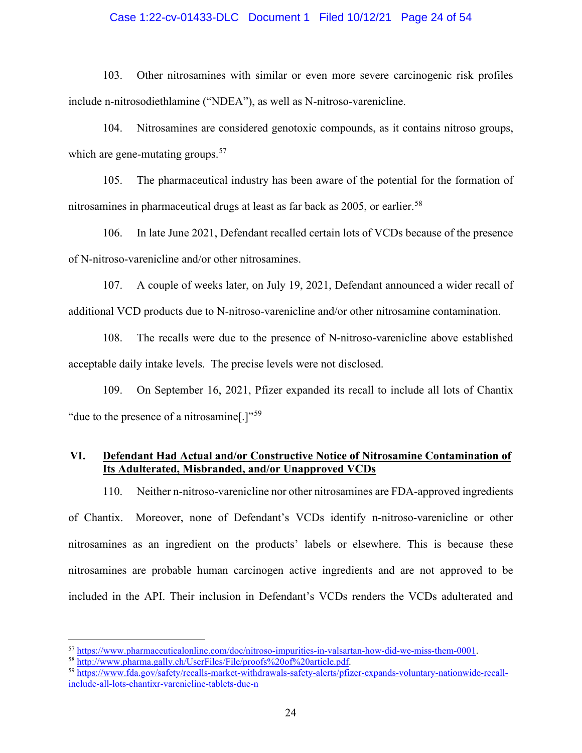103. Other nitrosamines with similar or even more severe carcinogenic risk profiles include n-nitrosodiethlamine ("NDEA"), as well as N-nitroso-varenicline.

104. Nitrosamines are considered genotoxic compounds, as it contains nitroso groups, which are gene-mutating groups.[57]

105. The pharmaceutical industry has been aware of the potential for the formation of nitrosamines in pharmaceutical drugs at least as far back as 2005, or earlier.[58]

106. In late June 2021, Defendant recalled certain lots of VCDs because of the presence of N-nitroso-varenicline and/or other nitrosamines.

107. A couple of weeks later, on July 19, 2021, Defendant announced a wider recall of additional VCD products due to N-nitroso-varenicline and/or other nitrosamine contamination.

108. The recalls were due to the presence of N-nitroso-varenicline above established acceptable daily intake levels. The precise levels were not disclosed.

109. On September 16, 2021, Pfizer expanded its recall to include all lots of Chantix "due to the presence of a nitrosamine[.]"[59]

## VI. Defendant Had Actual and/or Constructive Notice of Nitrosamine Contamination of Its Adulterated, Misbranded, and/or Unapproved VCDs

110. Neither n-nitroso-varenicline nor other nitrosamines are FDA-approved ingredients of Chantix. Moreover, none of Defendant's VCDs identify n-nitroso-varenicline or other nitrosamines as an ingredient on the products' labels or elsewhere. This is because these nitrosamines are probable human carcinogen active ingredients and are not approved to be included in the API. Their inclusion in Defendant's VCDs renders the VCDs adulterated and

---

[57] https://www.pharmaceuticalonline.com/doc/nitroso-impurities-in-valsartan-how-did-we-miss-them-0001.

[58] http://www.pharma.gally.ch/UserFiles/File/proofs%20of%20article.pdf.

[59] https://www.fda.gov/safety/recalls-market-withdrawals-safety-alerts/pfizer-expands-voluntary-nationwide-recall-include-all-lots-chantixr-varenicline-tablets-due-n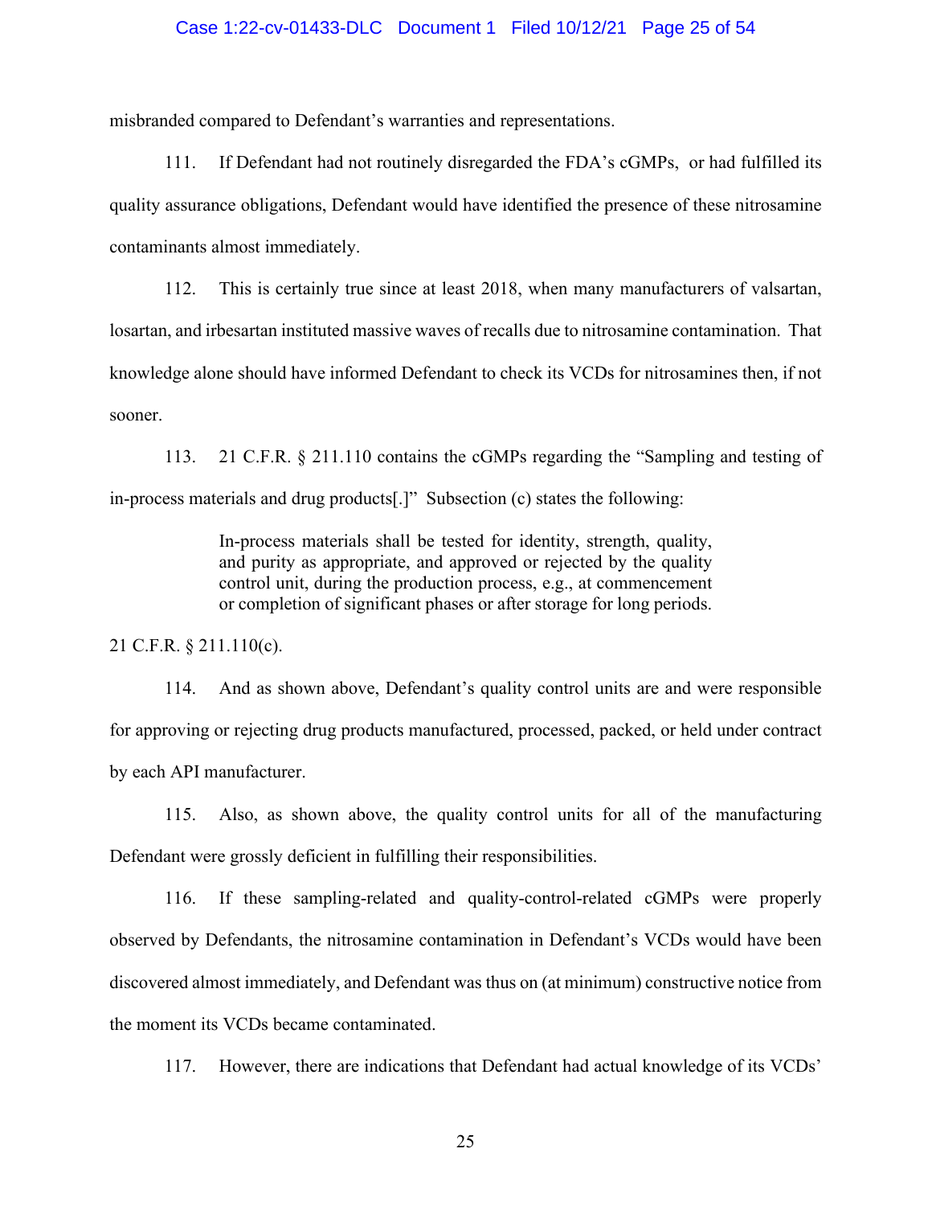misbranded compared to Defendant's warranties and representations.

111. If Defendant had not routinely disregarded the FDA's cGMPs, or had fulfilled its quality assurance obligations, Defendant would have identified the presence of these nitrosamine contaminants almost immediately.

112. This is certainly true since at least 2018, when many manufacturers of valsartan, losartan, and irbesartan instituted massive waves of recalls due to nitrosamine contamination. That knowledge alone should have informed Defendant to check its VCDs for nitrosamines then, if not sooner.

113. 21 C.F.R. § 211.110 contains the cGMPs regarding the "Sampling and testing of in-process materials and drug products[.]" Subsection (c) states the following:

> In-process materials shall be tested for identity, strength, quality, and purity as appropriate, and approved or rejected by the quality control unit, during the production process, e.g., at commencement or completion of significant phases or after storage for long periods.

21 C.F.R. § 211.110(c).

114. And as shown above, Defendant's quality control units are and were responsible for approving or rejecting drug products manufactured, processed, packed, or held under contract by each API manufacturer.

115. Also, as shown above, the quality control units for all of the manufacturing Defendant were grossly deficient in fulfilling their responsibilities.

116. If these sampling-related and quality-control-related cGMPs were properly observed by Defendants, the nitrosamine contamination in Defendant's VCDs would have been discovered almost immediately, and Defendant was thus on (at minimum) constructive notice from the moment its VCDs became contaminated.

117. However, there are indications that Defendant had actual knowledge of its VCDs'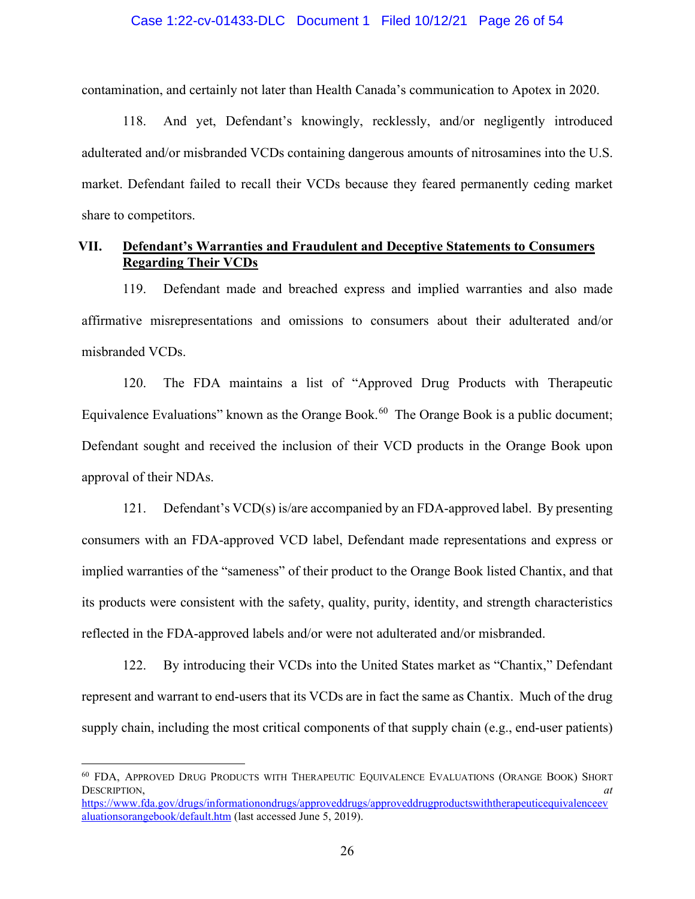contamination, and certainly not later than Health Canada's communication to Apotex in 2020.

118. And yet, Defendant's knowingly, recklessly, and/or negligently introduced adulterated and/or misbranded VCDs containing dangerous amounts of nitrosamines into the U.S. market. Defendant failed to recall their VCDs because they feared permanently ceding market share to competitors.

## VII. Defendant's Warranties and Fraudulent and Deceptive Statements to Consumers Regarding Their VCDs

119. Defendant made and breached express and implied warranties and also made affirmative misrepresentations and omissions to consumers about their adulterated and/or misbranded VCDs.

120. The FDA maintains a list of "Approved Drug Products with Therapeutic Equivalence Evaluations" known as the Orange Book.[60] The Orange Book is a public document; Defendant sought and received the inclusion of their VCD products in the Orange Book upon approval of their NDAs.

121. Defendant's VCD(s) is/are accompanied by an FDA-approved label. By presenting consumers with an FDA-approved VCD label, Defendant made representations and express or implied warranties of the "sameness" of their product to the Orange Book listed Chantix, and that its products were consistent with the safety, quality, purity, identity, and strength characteristics reflected in the FDA-approved labels and/or were not adulterated and/or misbranded.

122. By introducing their VCDs into the United States market as "Chantix," Defendant represent and warrant to end-users that its VCDs are in fact the same as Chantix. Much of the drug supply chain, including the most critical components of that supply chain (e.g., end-user patients)

---

[60] FDA, Approved Drug Products with Therapeutic Equivalence Evaluations (Orange Book) Short Description, *at* https://www.fda.gov/drugs/informationondrugs/approveddrugs/approveddrugproductswiththerapeuticequivalenceevaluationsorangebook/default.htm (last accessed June 5, 2019).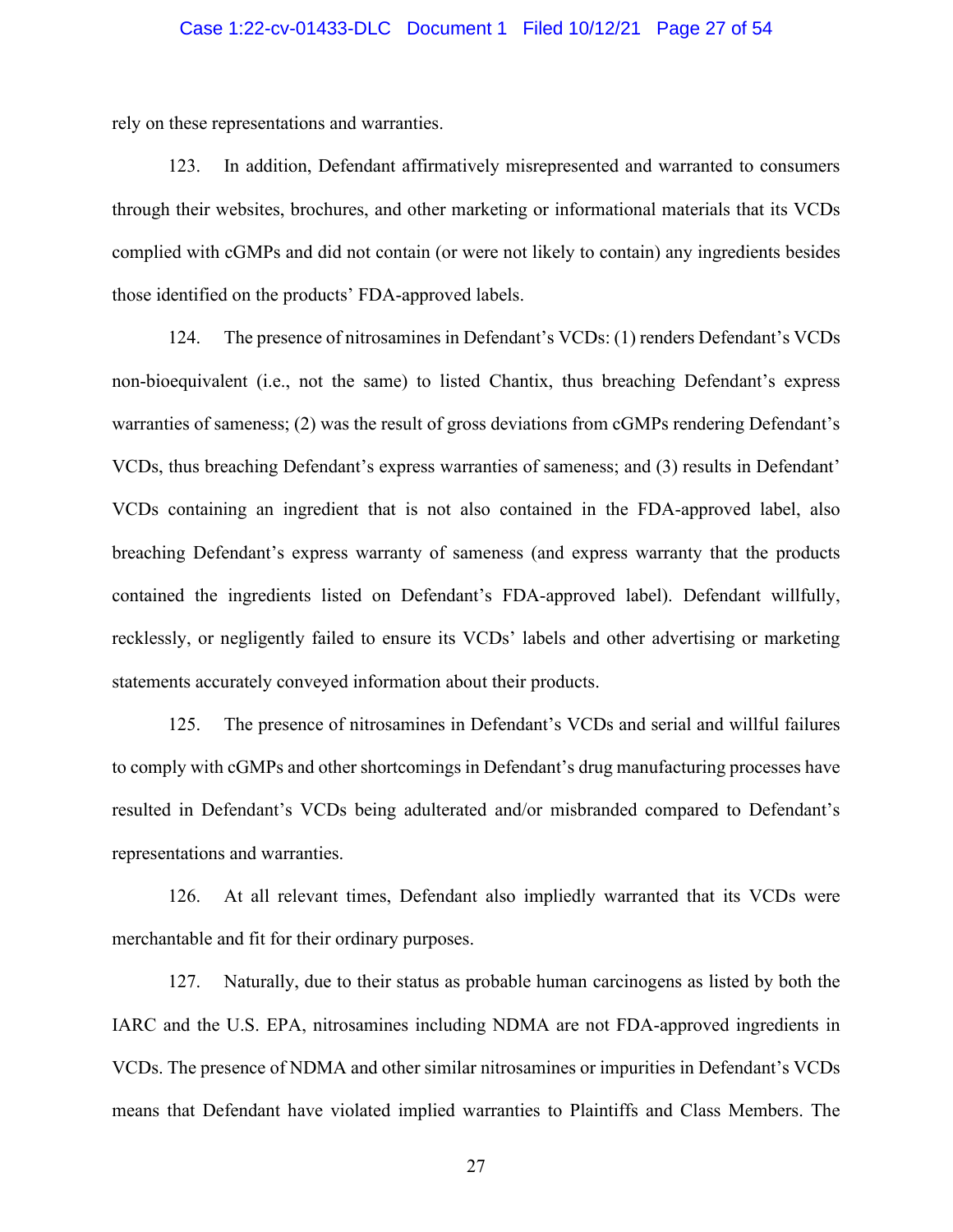rely on these representations and warranties.

123. In addition, Defendant affirmatively misrepresented and warranted to consumers through their websites, brochures, and other marketing or informational materials that its VCDs complied with cGMPs and did not contain (or were not likely to contain) any ingredients besides those identified on the products' FDA-approved labels.

124. The presence of nitrosamines in Defendant's VCDs: (1) renders Defendant's VCDs non-bioequivalent (i.e., not the same) to listed Chantix, thus breaching Defendant's express warranties of sameness; (2) was the result of gross deviations from cGMPs rendering Defendant's VCDs, thus breaching Defendant's express warranties of sameness; and (3) results in Defendant' VCDs containing an ingredient that is not also contained in the FDA-approved label, also breaching Defendant's express warranty of sameness (and express warranty that the products contained the ingredients listed on Defendant's FDA-approved label). Defendant willfully, recklessly, or negligently failed to ensure its VCDs' labels and other advertising or marketing statements accurately conveyed information about their products.

125. The presence of nitrosamines in Defendant's VCDs and serial and willful failures to comply with cGMPs and other shortcomings in Defendant's drug manufacturing processes have resulted in Defendant's VCDs being adulterated and/or misbranded compared to Defendant's representations and warranties.

126. At all relevant times, Defendant also impliedly warranted that its VCDs were merchantable and fit for their ordinary purposes.

127. Naturally, due to their status as probable human carcinogens as listed by both the IARC and the U.S. EPA, nitrosamines including NDMA are not FDA-approved ingredients in VCDs. The presence of NDMA and other similar nitrosamines or impurities in Defendant's VCDs means that Defendant have violated implied warranties to Plaintiffs and Class Members. The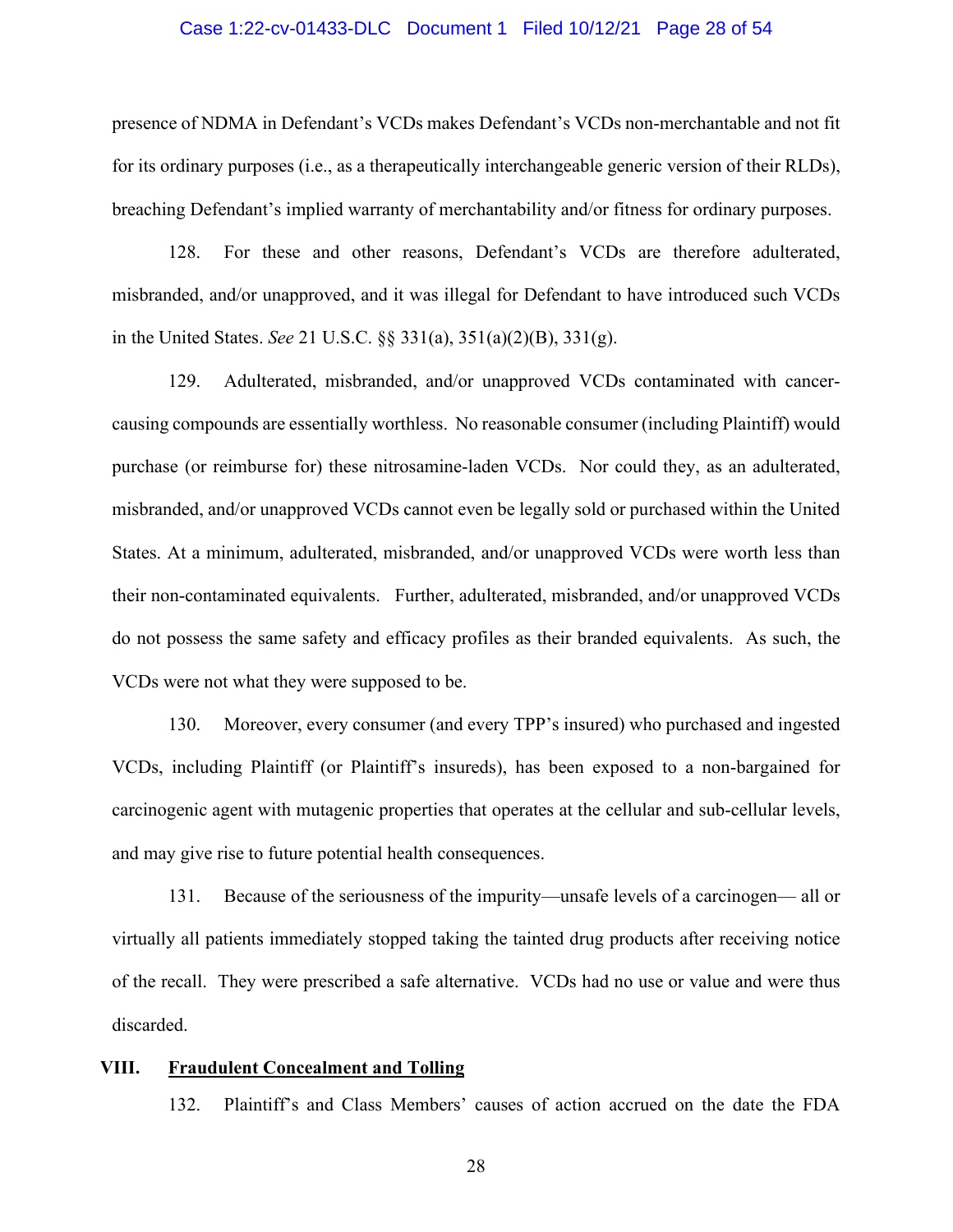presence of NDMA in Defendant's VCDs makes Defendant's VCDs non-merchantable and not fit for its ordinary purposes (i.e., as a therapeutically interchangeable generic version of their RLDs), breaching Defendant's implied warranty of merchantability and/or fitness for ordinary purposes.

128. For these and other reasons, Defendant's VCDs are therefore adulterated, misbranded, and/or unapproved, and it was illegal for Defendant to have introduced such VCDs in the United States. *See* 21 U.S.C. §§ 331(a), 351(a)(2)(B), 331(g).

129. Adulterated, misbranded, and/or unapproved VCDs contaminated with cancer-causing compounds are essentially worthless. No reasonable consumer (including Plaintiff) would purchase (or reimburse for) these nitrosamine-laden VCDs. Nor could they, as an adulterated, misbranded, and/or unapproved VCDs cannot even be legally sold or purchased within the United States. At a minimum, adulterated, misbranded, and/or unapproved VCDs were worth less than their non-contaminated equivalents. Further, adulterated, misbranded, and/or unapproved VCDs do not possess the same safety and efficacy profiles as their branded equivalents. As such, the VCDs were not what they were supposed to be.

130. Moreover, every consumer (and every TPP's insured) who purchased and ingested VCDs, including Plaintiff (or Plaintiff's insureds), has been exposed to a non-bargained for carcinogenic agent with mutagenic properties that operates at the cellular and sub-cellular levels, and may give rise to future potential health consequences.

131. Because of the seriousness of the impurity—unsafe levels of a carcinogen— all or virtually all patients immediately stopped taking the tainted drug products after receiving notice of the recall. They were prescribed a safe alternative. VCDs had no use or value and were thus discarded.

## VIII. <u>Fraudulent Concealment and Tolling</u>

132. Plaintiff's and Class Members' causes of action accrued on the date the FDA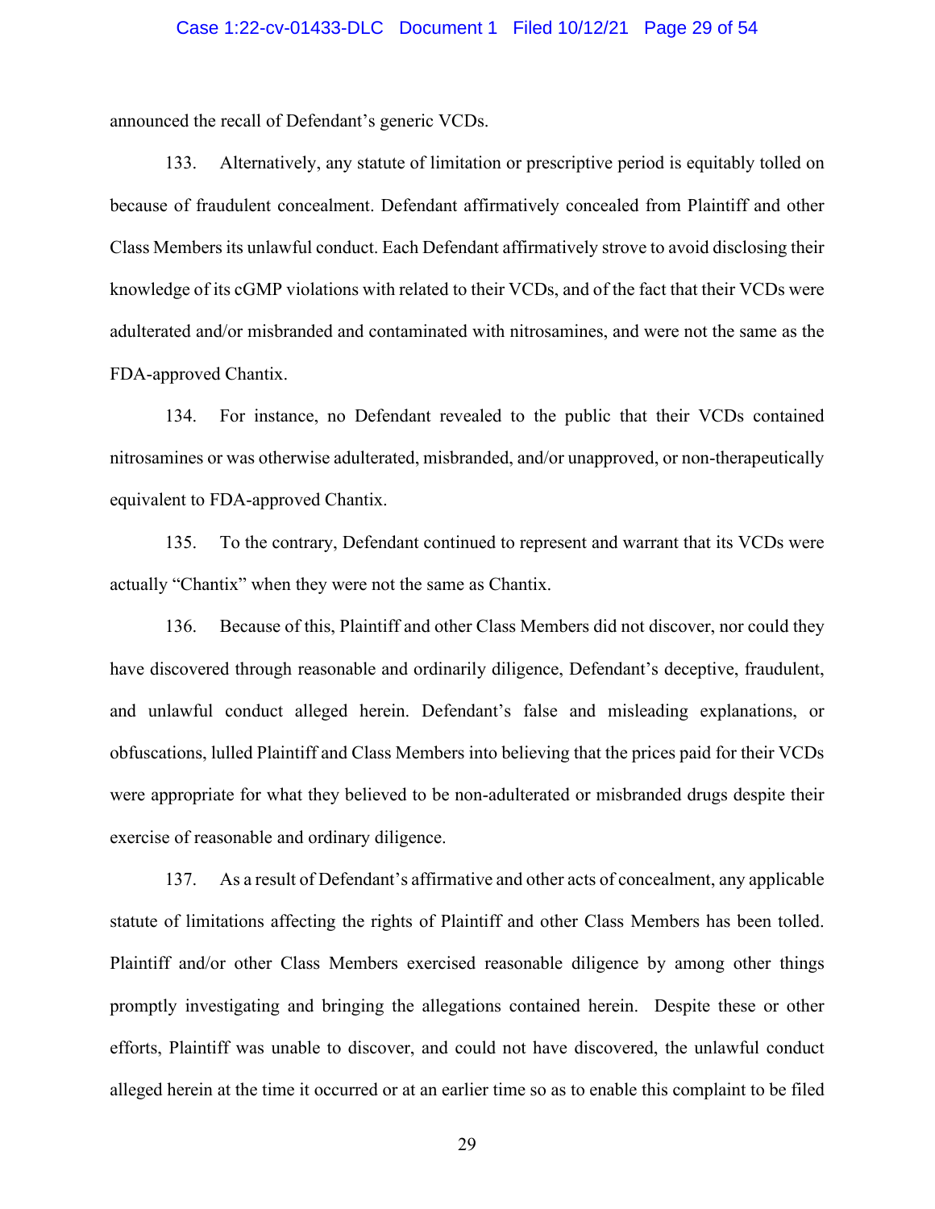announced the recall of Defendant's generic VCDs.

133. Alternatively, any statute of limitation or prescriptive period is equitably tolled on because of fraudulent concealment. Defendant affirmatively concealed from Plaintiff and other Class Members its unlawful conduct. Each Defendant affirmatively strove to avoid disclosing their knowledge of its cGMP violations with related to their VCDs, and of the fact that their VCDs were adulterated and/or misbranded and contaminated with nitrosamines, and were not the same as the FDA-approved Chantix.

134. For instance, no Defendant revealed to the public that their VCDs contained nitrosamines or was otherwise adulterated, misbranded, and/or unapproved, or non-therapeutically equivalent to FDA-approved Chantix.

135. To the contrary, Defendant continued to represent and warrant that its VCDs were actually "Chantix" when they were not the same as Chantix.

136. Because of this, Plaintiff and other Class Members did not discover, nor could they have discovered through reasonable and ordinarily diligence, Defendant's deceptive, fraudulent, and unlawful conduct alleged herein. Defendant's false and misleading explanations, or obfuscations, lulled Plaintiff and Class Members into believing that the prices paid for their VCDs were appropriate for what they believed to be non-adulterated or misbranded drugs despite their exercise of reasonable and ordinary diligence.

137. As a result of Defendant's affirmative and other acts of concealment, any applicable statute of limitations affecting the rights of Plaintiff and other Class Members has been tolled. Plaintiff and/or other Class Members exercised reasonable diligence by among other things promptly investigating and bringing the allegations contained herein. Despite these or other efforts, Plaintiff was unable to discover, and could not have discovered, the unlawful conduct alleged herein at the time it occurred or at an earlier time so as to enable this complaint to be filed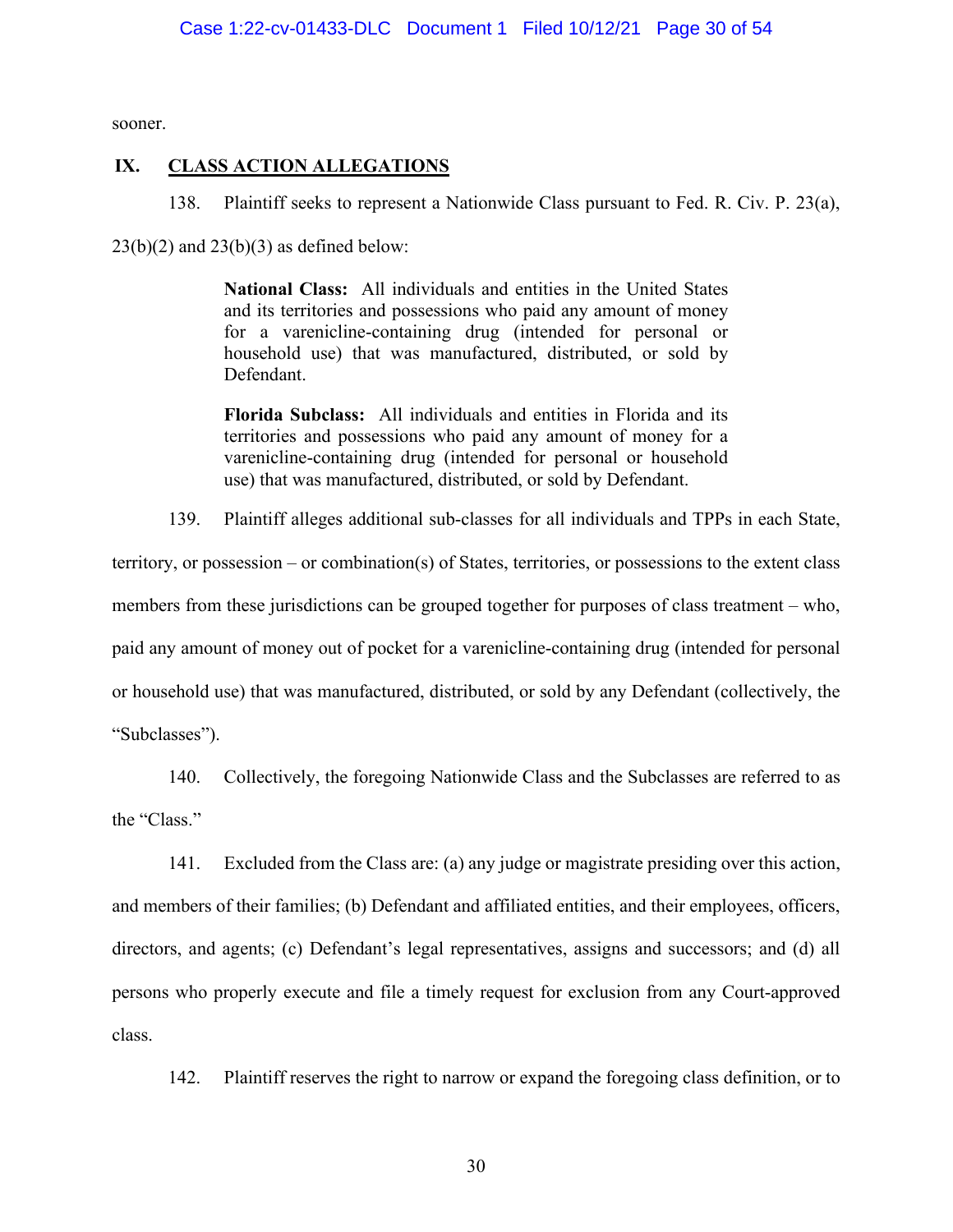sooner.

## IX. CLASS ACTION ALLEGATIONS

138. Plaintiff seeks to represent a Nationwide Class pursuant to Fed. R. Civ. P. 23(a), 23(b)(2) and 23(b)(3) as defined below:

> **National Class:** All individuals and entities in the United States and its territories and possessions who paid any amount of money for a varenicline-containing drug (intended for personal or household use) that was manufactured, distributed, or sold by Defendant.
>
> **Florida Subclass:** All individuals and entities in Florida and its territories and possessions who paid any amount of money for a varenicline-containing drug (intended for personal or household use) that was manufactured, distributed, or sold by Defendant.

139. Plaintiff alleges additional sub-classes for all individuals and TPPs in each State, territory, or possession – or combination(s) of States, territories, or possessions to the extent class members from these jurisdictions can be grouped together for purposes of class treatment – who, paid any amount of money out of pocket for a varenicline-containing drug (intended for personal or household use) that was manufactured, distributed, or sold by any Defendant (collectively, the "Subclasses").

140. Collectively, the foregoing Nationwide Class and the Subclasses are referred to as the "Class."

141. Excluded from the Class are: (a) any judge or magistrate presiding over this action, and members of their families; (b) Defendant and affiliated entities, and their employees, officers, directors, and agents; (c) Defendant's legal representatives, assigns and successors; and (d) all persons who properly execute and file a timely request for exclusion from any Court-approved class.

142. Plaintiff reserves the right to narrow or expand the foregoing class definition, or to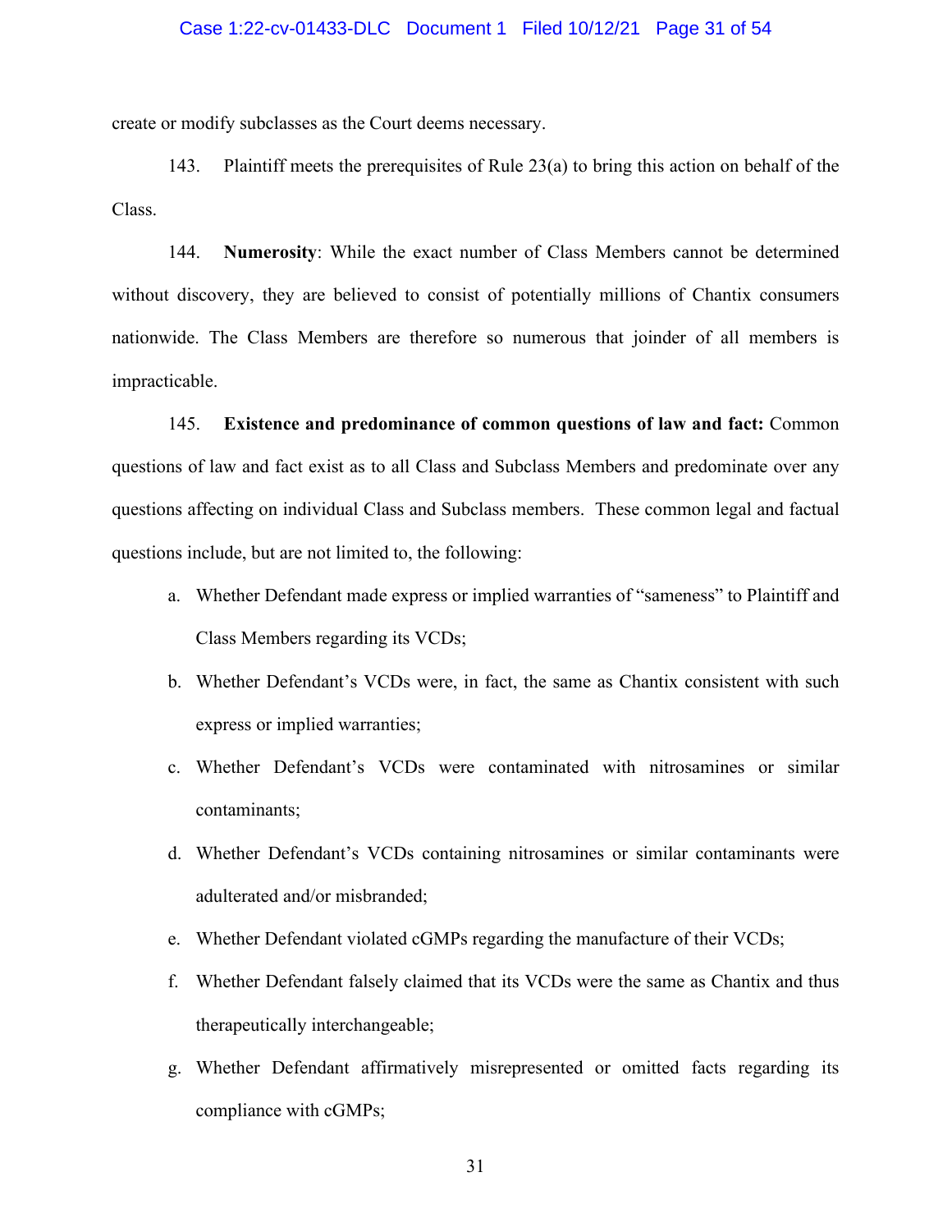create or modify subclasses as the Court deems necessary.

143. Plaintiff meets the prerequisites of Rule 23(a) to bring this action on behalf of the Class.

144. **Numerosity**: While the exact number of Class Members cannot be determined without discovery, they are believed to consist of potentially millions of Chantix consumers nationwide. The Class Members are therefore so numerous that joinder of all members is impracticable.

145. **Existence and predominance of common questions of law and fact:** Common questions of law and fact exist as to all Class and Subclass Members and predominate over any questions affecting on individual Class and Subclass members. These common legal and factual questions include, but are not limited to, the following:

a. Whether Defendant made express or implied warranties of "sameness" to Plaintiff and Class Members regarding its VCDs;

b. Whether Defendant's VCDs were, in fact, the same as Chantix consistent with such express or implied warranties;

c. Whether Defendant's VCDs were contaminated with nitrosamines or similar contaminants;

d. Whether Defendant's VCDs containing nitrosamines or similar contaminants were adulterated and/or misbranded;

e. Whether Defendant violated cGMPs regarding the manufacture of their VCDs;

f. Whether Defendant falsely claimed that its VCDs were the same as Chantix and thus therapeutically interchangeable;

g. Whether Defendant affirmatively misrepresented or omitted facts regarding its compliance with cGMPs;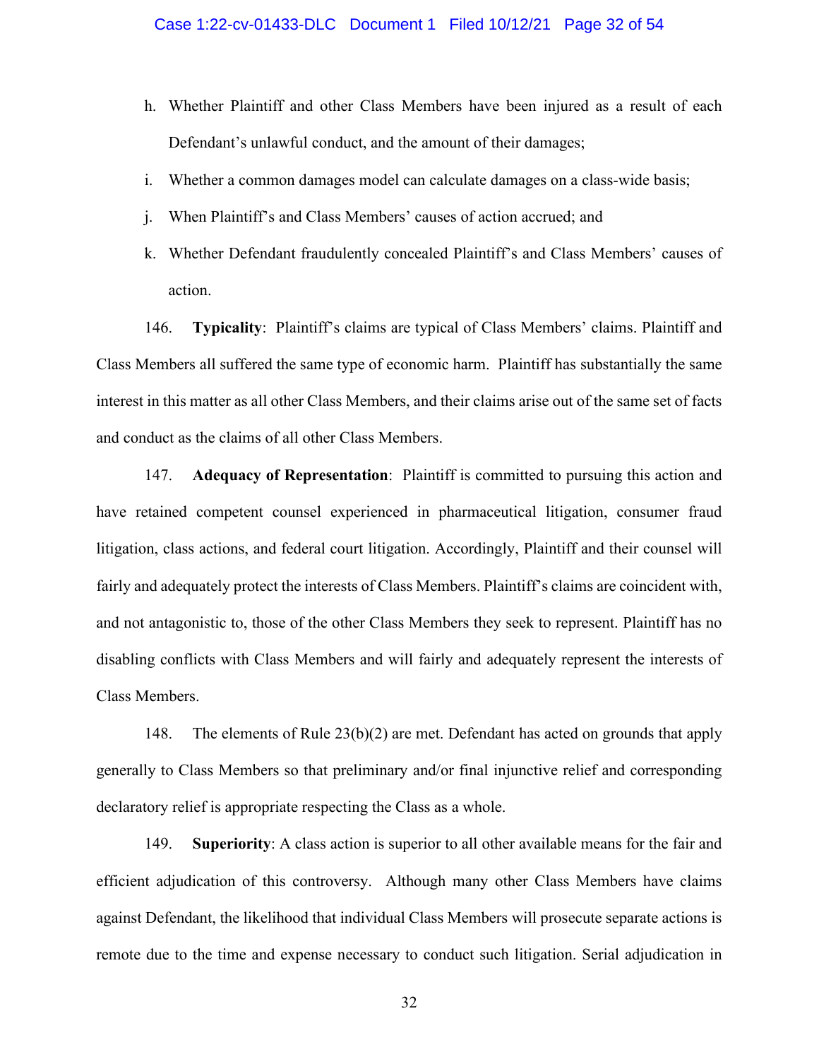h. Whether Plaintiff and other Class Members have been injured as a result of each Defendant's unlawful conduct, and the amount of their damages;

i. Whether a common damages model can calculate damages on a class-wide basis;

j. When Plaintiff's and Class Members' causes of action accrued; and

k. Whether Defendant fraudulently concealed Plaintiff's and Class Members' causes of action.

146. **Typicality**: Plaintiff's claims are typical of Class Members' claims. Plaintiff and Class Members all suffered the same type of economic harm. Plaintiff has substantially the same interest in this matter as all other Class Members, and their claims arise out of the same set of facts and conduct as the claims of all other Class Members.

147. **Adequacy of Representation**: Plaintiff is committed to pursuing this action and have retained competent counsel experienced in pharmaceutical litigation, consumer fraud litigation, class actions, and federal court litigation. Accordingly, Plaintiff and their counsel will fairly and adequately protect the interests of Class Members. Plaintiff's claims are coincident with, and not antagonistic to, those of the other Class Members they seek to represent. Plaintiff has no disabling conflicts with Class Members and will fairly and adequately represent the interests of Class Members.

148. The elements of Rule 23(b)(2) are met. Defendant has acted on grounds that apply generally to Class Members so that preliminary and/or final injunctive relief and corresponding declaratory relief is appropriate respecting the Class as a whole.

149. **Superiority**: A class action is superior to all other available means for the fair and efficient adjudication of this controversy. Although many other Class Members have claims against Defendant, the likelihood that individual Class Members will prosecute separate actions is remote due to the time and expense necessary to conduct such litigation. Serial adjudication in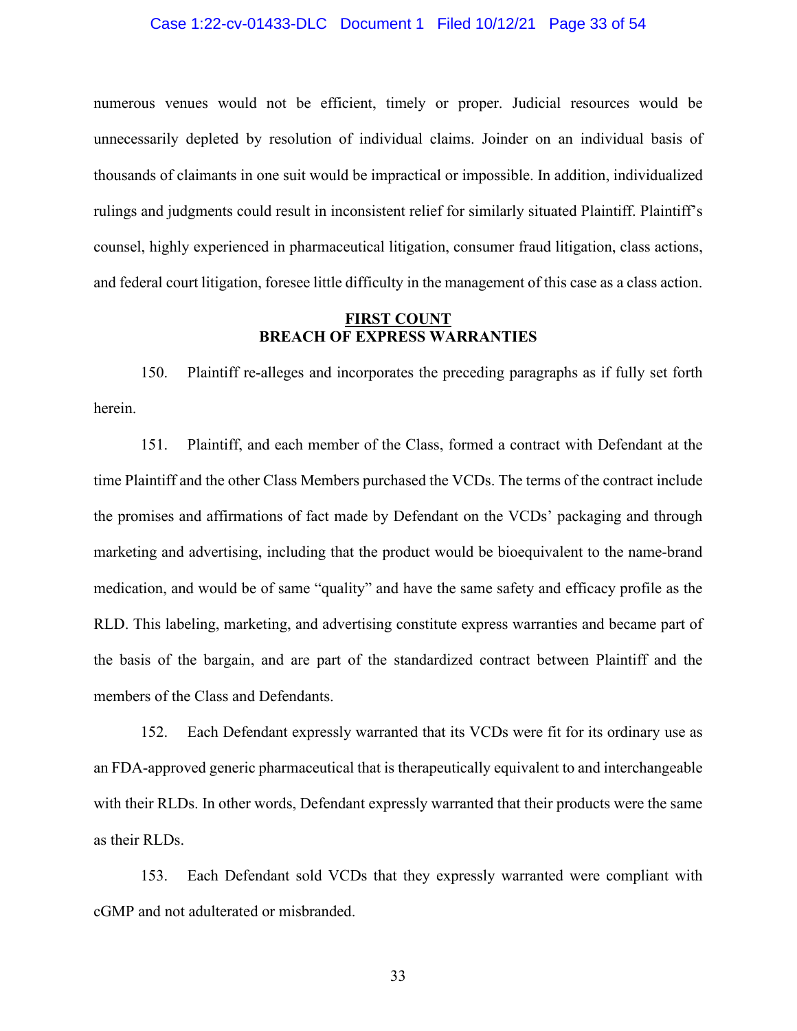numerous venues would not be efficient, timely or proper. Judicial resources would be unnecessarily depleted by resolution of individual claims. Joinder on an individual basis of thousands of claimants in one suit would be impractical or impossible. In addition, individualized rulings and judgments could result in inconsistent relief for similarly situated Plaintiff. Plaintiff's counsel, highly experienced in pharmaceutical litigation, consumer fraud litigation, class actions, and federal court litigation, foresee little difficulty in the management of this case as a class action.

## FIRST COUNT
## BREACH OF EXPRESS WARRANTIES

150. Plaintiff re-alleges and incorporates the preceding paragraphs as if fully set forth herein.

151. Plaintiff, and each member of the Class, formed a contract with Defendant at the time Plaintiff and the other Class Members purchased the VCDs. The terms of the contract include the promises and affirmations of fact made by Defendant on the VCDs' packaging and through marketing and advertising, including that the product would be bioequivalent to the name-brand medication, and would be of same "quality" and have the same safety and efficacy profile as the RLD. This labeling, marketing, and advertising constitute express warranties and became part of the basis of the bargain, and are part of the standardized contract between Plaintiff and the members of the Class and Defendants.

152. Each Defendant expressly warranted that its VCDs were fit for its ordinary use as an FDA-approved generic pharmaceutical that is therapeutically equivalent to and interchangeable with their RLDs. In other words, Defendant expressly warranted that their products were the same as their RLDs.

153. Each Defendant sold VCDs that they expressly warranted were compliant with cGMP and not adulterated or misbranded.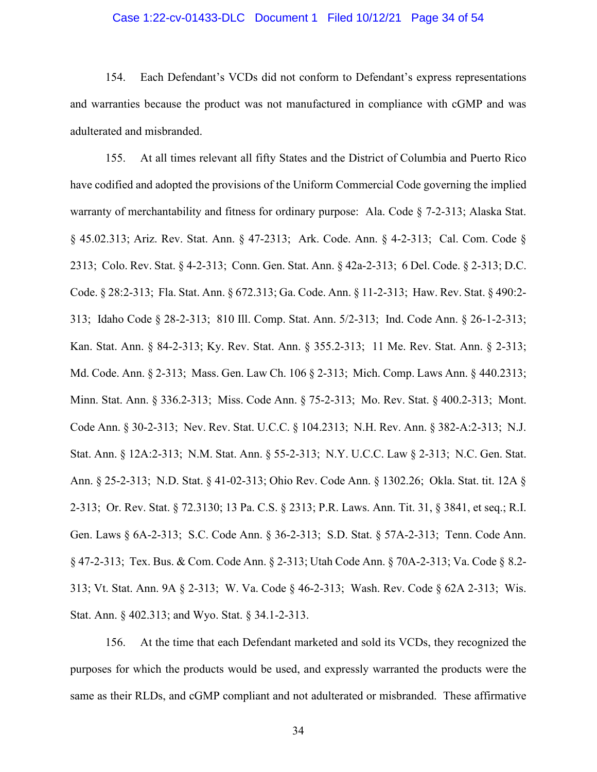154. Each Defendant's VCDs did not conform to Defendant's express representations and warranties because the product was not manufactured in compliance with cGMP and was adulterated and misbranded.

155. At all times relevant all fifty States and the District of Columbia and Puerto Rico have codified and adopted the provisions of the Uniform Commercial Code governing the implied warranty of merchantability and fitness for ordinary purpose: Ala. Code § 7-2-313; Alaska Stat. § 45.02.313; Ariz. Rev. Stat. Ann. § 47-2313; Ark. Code. Ann. § 4-2-313; Cal. Com. Code § 2313; Colo. Rev. Stat. § 4-2-313; Conn. Gen. Stat. Ann. § 42a-2-313; 6 Del. Code. § 2-313; D.C. Code. § 28:2-313; Fla. Stat. Ann. § 672.313; Ga. Code. Ann. § 11-2-313; Haw. Rev. Stat. § 490:2-313; Idaho Code § 28-2-313; 810 Ill. Comp. Stat. Ann. 5/2-313; Ind. Code Ann. § 26-1-2-313; Kan. Stat. Ann. § 84-2-313; Ky. Rev. Stat. Ann. § 355.2-313; 11 Me. Rev. Stat. Ann. § 2-313; Md. Code. Ann. § 2-313; Mass. Gen. Law Ch. 106 § 2-313; Mich. Comp. Laws Ann. § 440.2313; Minn. Stat. Ann. § 336.2-313; Miss. Code Ann. § 75-2-313; Mo. Rev. Stat. § 400.2-313; Mont. Code Ann. § 30-2-313; Nev. Rev. Stat. U.C.C. § 104.2313; N.H. Rev. Ann. § 382-A:2-313; N.J. Stat. Ann. § 12A:2-313; N.M. Stat. Ann. § 55-2-313; N.Y. U.C.C. Law § 2-313; N.C. Gen. Stat. Ann. § 25-2-313; N.D. Stat. § 41-02-313; Ohio Rev. Code Ann. § 1302.26; Okla. Stat. tit. 12A § 2-313; Or. Rev. Stat. § 72.3130; 13 Pa. C.S. § 2313; P.R. Laws. Ann. Tit. 31, § 3841, et seq.; R.I. Gen. Laws § 6A-2-313; S.C. Code Ann. § 36-2-313; S.D. Stat. § 57A-2-313; Tenn. Code Ann. § 47-2-313; Tex. Bus. & Com. Code Ann. § 2-313; Utah Code Ann. § 70A-2-313; Va. Code § 8.2-313; Vt. Stat. Ann. 9A § 2-313; W. Va. Code § 46-2-313; Wash. Rev. Code § 62A 2-313; Wis. Stat. Ann. § 402.313; and Wyo. Stat. § 34.1-2-313.

156. At the time that each Defendant marketed and sold its VCDs, they recognized the purposes for which the products would be used, and expressly warranted the products were the same as their RLDs, and cGMP compliant and not adulterated or misbranded. These affirmative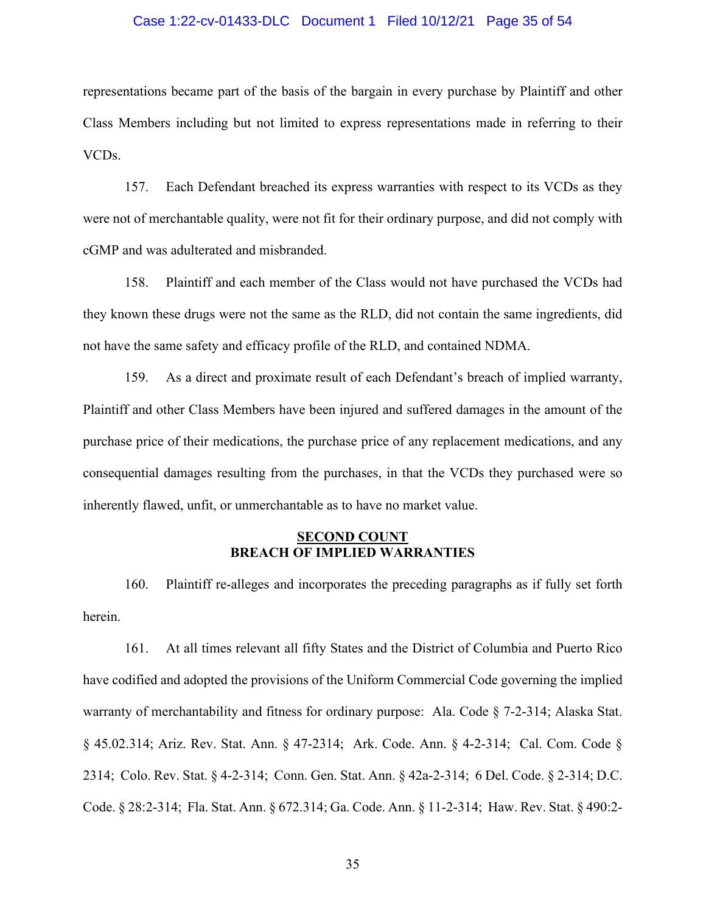representations became part of the basis of the bargain in every purchase by Plaintiff and other Class Members including but not limited to express representations made in referring to their VCDs.

157. Each Defendant breached its express warranties with respect to its VCDs as they were not of merchantable quality, were not fit for their ordinary purpose, and did not comply with cGMP and was adulterated and misbranded.

158. Plaintiff and each member of the Class would not have purchased the VCDs had they known these drugs were not the same as the RLD, did not contain the same ingredients, did not have the same safety and efficacy profile of the RLD, and contained NDMA.

159. As a direct and proximate result of each Defendant's breach of implied warranty, Plaintiff and other Class Members have been injured and suffered damages in the amount of the purchase price of their medications, the purchase price of any replacement medications, and any consequential damages resulting from the purchases, in that the VCDs they purchased were so inherently flawed, unfit, or unmerchantable as to have no market value.

## <u>SECOND COUNT</u>
## BREACH OF IMPLIED WARRANTIES

160. Plaintiff re-alleges and incorporates the preceding paragraphs as if fully set forth herein.

161. At all times relevant all fifty States and the District of Columbia and Puerto Rico have codified and adopted the provisions of the Uniform Commercial Code governing the implied warranty of merchantability and fitness for ordinary purpose: Ala. Code § 7-2-314; Alaska Stat. § 45.02.314; Ariz. Rev. Stat. Ann. § 47-2314; Ark. Code. Ann. § 4-2-314; Cal. Com. Code § 2314; Colo. Rev. Stat. § 4-2-314; Conn. Gen. Stat. Ann. § 42a-2-314; 6 Del. Code. § 2-314; D.C. Code. § 28:2-314; Fla. Stat. Ann. § 672.314; Ga. Code. Ann. § 11-2-314; Haw. Rev. Stat. § 490:2-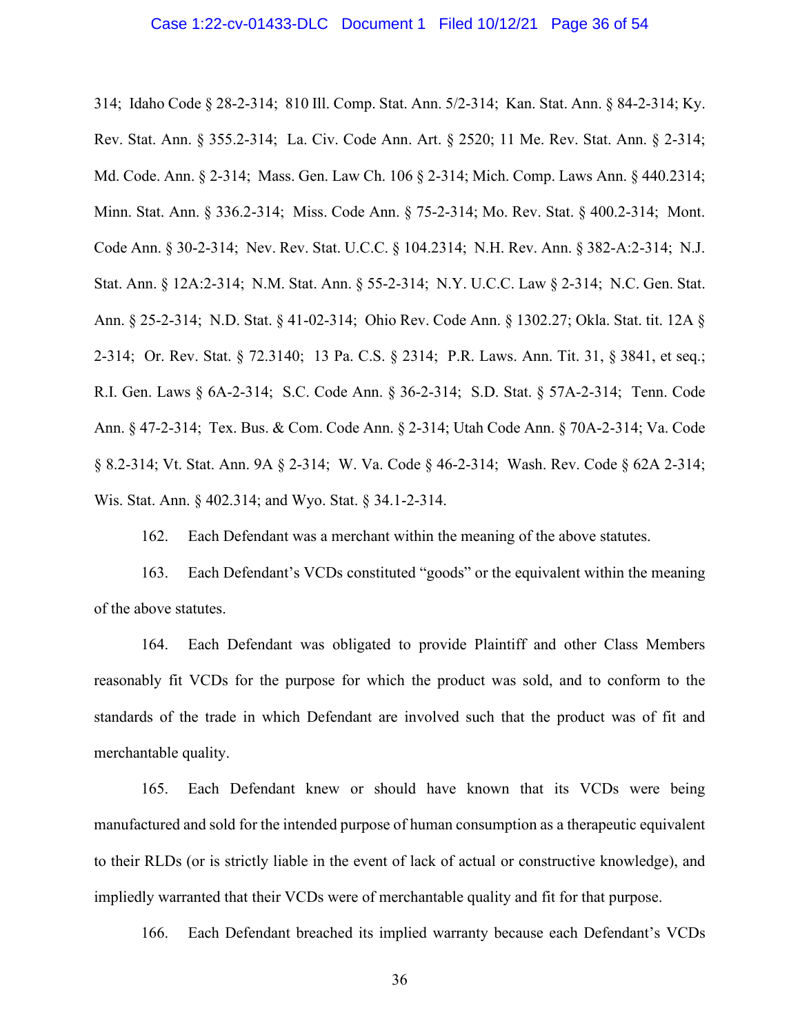314; Idaho Code § 28-2-314; 810 Ill. Comp. Stat. Ann. 5/2-314; Kan. Stat. Ann. § 84-2-314; Ky. Rev. Stat. Ann. § 355.2-314; La. Civ. Code Ann. Art. § 2520; 11 Me. Rev. Stat. Ann. § 2-314; Md. Code. Ann. § 2-314; Mass. Gen. Law Ch. 106 § 2-314; Mich. Comp. Laws Ann. § 440.2314; Minn. Stat. Ann. § 336.2-314; Miss. Code Ann. § 75-2-314; Mo. Rev. Stat. § 400.2-314; Mont. Code Ann. § 30-2-314; Nev. Rev. Stat. U.C.C. § 104.2314; N.H. Rev. Ann. § 382-A:2-314; N.J. Stat. Ann. § 12A:2-314; N.M. Stat. Ann. § 55-2-314; N.Y. U.C.C. Law § 2-314; N.C. Gen. Stat. Ann. § 25-2-314; N.D. Stat. § 41-02-314; Ohio Rev. Code Ann. § 1302.27; Okla. Stat. tit. 12A § 2-314; Or. Rev. Stat. § 72.3140; 13 Pa. C.S. § 2314; P.R. Laws. Ann. Tit. 31, § 3841, et seq.; R.I. Gen. Laws § 6A-2-314; S.C. Code Ann. § 36-2-314; S.D. Stat. § 57A-2-314; Tenn. Code Ann. § 47-2-314; Tex. Bus. & Com. Code Ann. § 2-314; Utah Code Ann. § 70A-2-314; Va. Code § 8.2-314; Vt. Stat. Ann. 9A § 2-314; W. Va. Code § 46-2-314; Wash. Rev. Code § 62A 2-314; Wis. Stat. Ann. § 402.314; and Wyo. Stat. § 34.1-2-314.

162. Each Defendant was a merchant within the meaning of the above statutes.

163. Each Defendant's VCDs constituted "goods" or the equivalent within the meaning of the above statutes.

164. Each Defendant was obligated to provide Plaintiff and other Class Members reasonably fit VCDs for the purpose for which the product was sold, and to conform to the standards of the trade in which Defendant are involved such that the product was of fit and merchantable quality.

165. Each Defendant knew or should have known that its VCDs were being manufactured and sold for the intended purpose of human consumption as a therapeutic equivalent to their RLDs (or is strictly liable in the event of lack of actual or constructive knowledge), and impliedly warranted that their VCDs were of merchantable quality and fit for that purpose.

166. Each Defendant breached its implied warranty because each Defendant's VCDs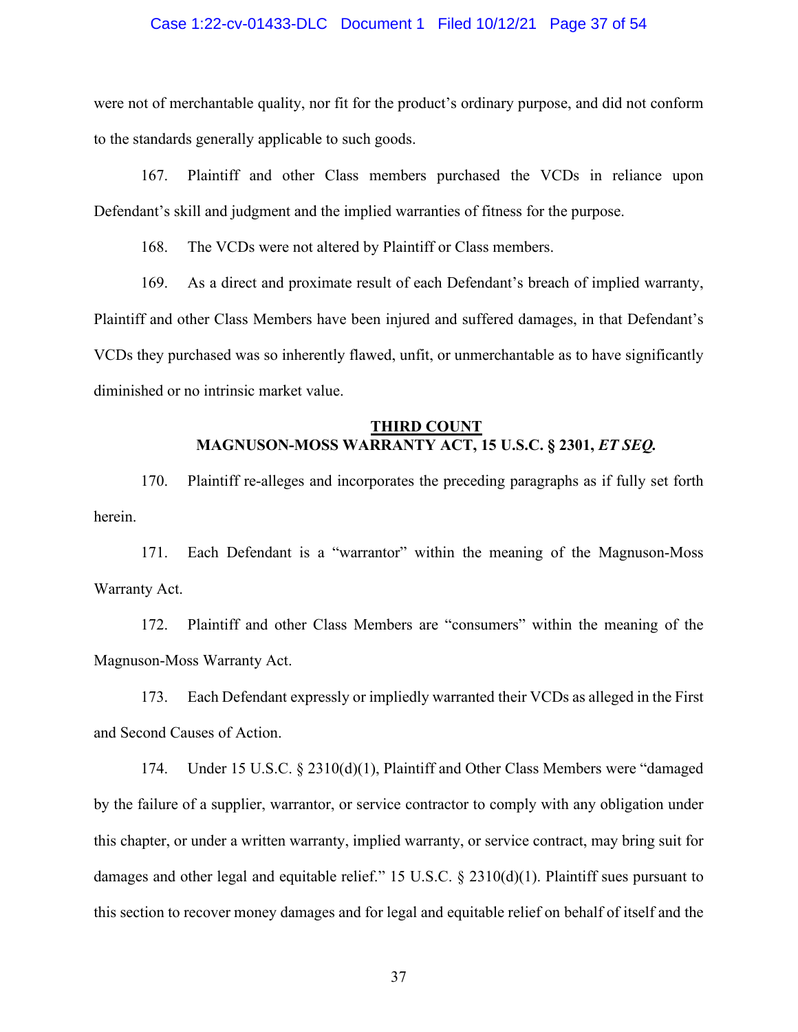were not of merchantable quality, nor fit for the product's ordinary purpose, and did not conform to the standards generally applicable to such goods.

167. Plaintiff and other Class members purchased the VCDs in reliance upon Defendant's skill and judgment and the implied warranties of fitness for the purpose.

168. The VCDs were not altered by Plaintiff or Class members.

169. As a direct and proximate result of each Defendant's breach of implied warranty, Plaintiff and other Class Members have been injured and suffered damages, in that Defendant's VCDs they purchased was so inherently flawed, unfit, or unmerchantable as to have significantly diminished or no intrinsic market value.

## <u>THIRD COUNT</u>
## MAGNUSON-MOSS WARRANTY ACT, 15 U.S.C. § 2301, *ET SEQ.*

170. Plaintiff re-alleges and incorporates the preceding paragraphs as if fully set forth herein.

171. Each Defendant is a "warrantor" within the meaning of the Magnuson-Moss Warranty Act.

172. Plaintiff and other Class Members are "consumers" within the meaning of the Magnuson-Moss Warranty Act.

173. Each Defendant expressly or impliedly warranted their VCDs as alleged in the First and Second Causes of Action.

174. Under 15 U.S.C. § 2310(d)(1), Plaintiff and Other Class Members were "damaged by the failure of a supplier, warrantor, or service contractor to comply with any obligation under this chapter, or under a written warranty, implied warranty, or service contract, may bring suit for damages and other legal and equitable relief." 15 U.S.C. § 2310(d)(1). Plaintiff sues pursuant to this section to recover money damages and for legal and equitable relief on behalf of itself and the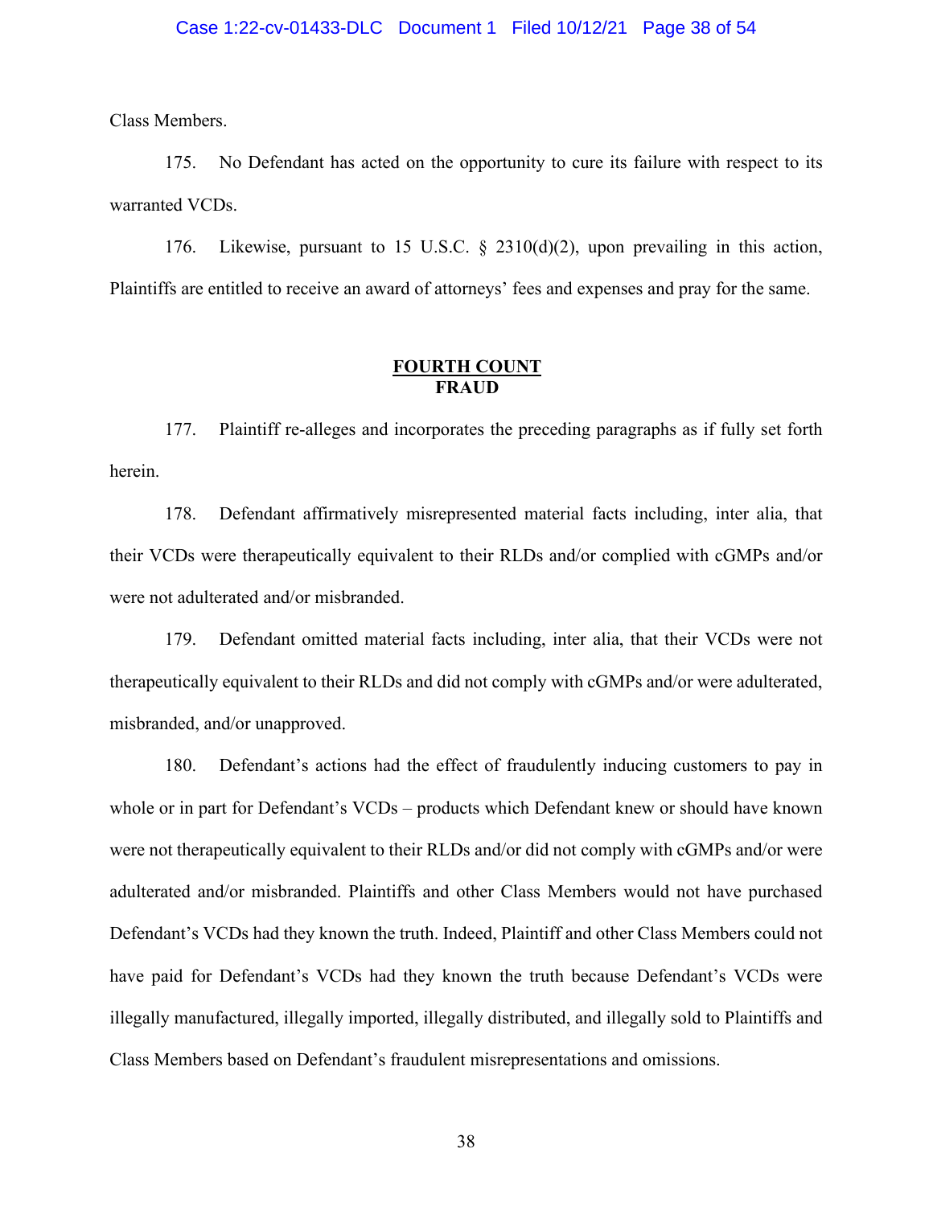Class Members.

175. No Defendant has acted on the opportunity to cure its failure with respect to its warranted VCDs.

176. Likewise, pursuant to 15 U.S.C. § 2310(d)(2), upon prevailing in this action, Plaintiffs are entitled to receive an award of attorneys' fees and expenses and pray for the same.

## FOURTH COUNT
## FRAUD

177. Plaintiff re-alleges and incorporates the preceding paragraphs as if fully set forth herein.

178. Defendant affirmatively misrepresented material facts including, inter alia, that their VCDs were therapeutically equivalent to their RLDs and/or complied with cGMPs and/or were not adulterated and/or misbranded.

179. Defendant omitted material facts including, inter alia, that their VCDs were not therapeutically equivalent to their RLDs and did not comply with cGMPs and/or were adulterated, misbranded, and/or unapproved.

180. Defendant's actions had the effect of fraudulently inducing customers to pay in whole or in part for Defendant's VCDs – products which Defendant knew or should have known were not therapeutically equivalent to their RLDs and/or did not comply with cGMPs and/or were adulterated and/or misbranded. Plaintiffs and other Class Members would not have purchased Defendant's VCDs had they known the truth. Indeed, Plaintiff and other Class Members could not have paid for Defendant's VCDs had they known the truth because Defendant's VCDs were illegally manufactured, illegally imported, illegally distributed, and illegally sold to Plaintiffs and Class Members based on Defendant's fraudulent misrepresentations and omissions.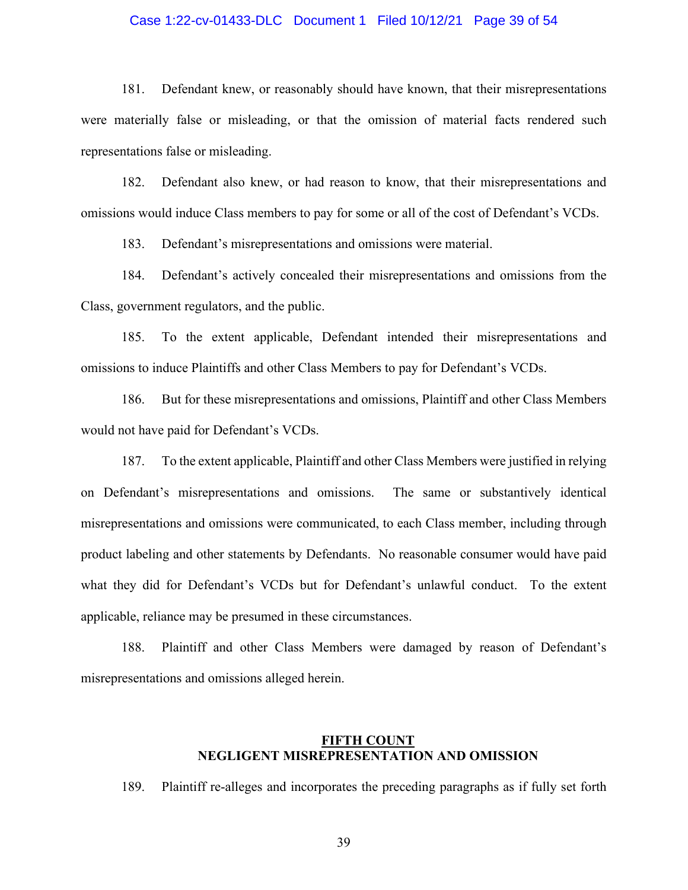181. Defendant knew, or reasonably should have known, that their misrepresentations were materially false or misleading, or that the omission of material facts rendered such representations false or misleading.

182. Defendant also knew, or had reason to know, that their misrepresentations and omissions would induce Class members to pay for some or all of the cost of Defendant's VCDs.

183. Defendant's misrepresentations and omissions were material.

184. Defendant's actively concealed their misrepresentations and omissions from the Class, government regulators, and the public.

185. To the extent applicable, Defendant intended their misrepresentations and omissions to induce Plaintiffs and other Class Members to pay for Defendant's VCDs.

186. But for these misrepresentations and omissions, Plaintiff and other Class Members would not have paid for Defendant's VCDs.

187. To the extent applicable, Plaintiff and other Class Members were justified in relying on Defendant's misrepresentations and omissions. The same or substantively identical misrepresentations and omissions were communicated, to each Class member, including through product labeling and other statements by Defendants. No reasonable consumer would have paid what they did for Defendant's VCDs but for Defendant's unlawful conduct. To the extent applicable, reliance may be presumed in these circumstances.

188. Plaintiff and other Class Members were damaged by reason of Defendant's misrepresentations and omissions alleged herein.

## FIFTH COUNT
## NEGLIGENT MISREPRESENTATION AND OMISSION

189. Plaintiff re-alleges and incorporates the preceding paragraphs as if fully set forth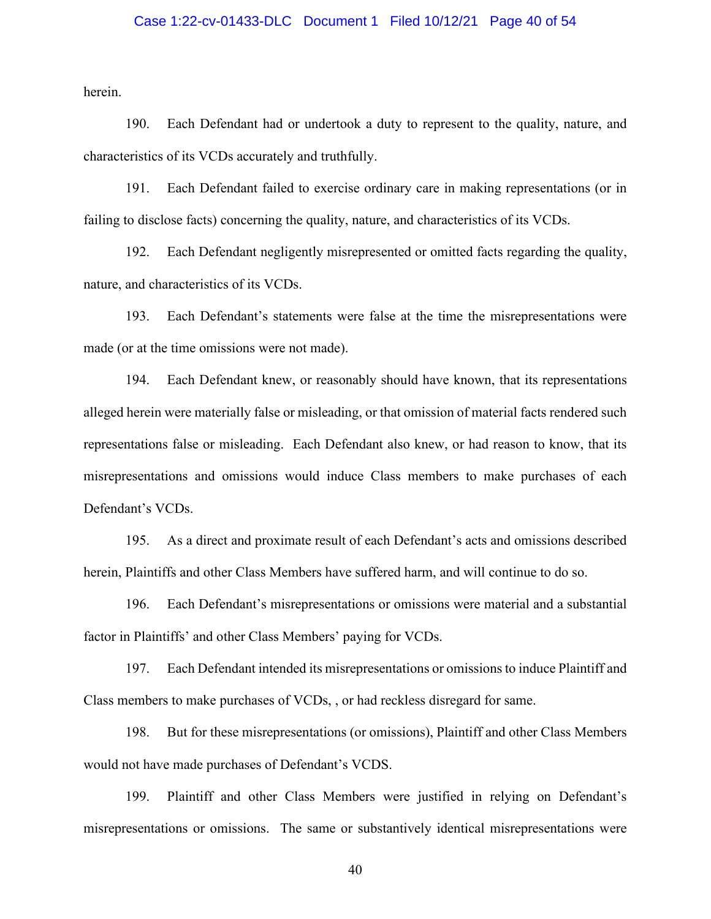herein.

190. Each Defendant had or undertook a duty to represent to the quality, nature, and characteristics of its VCDs accurately and truthfully.

191. Each Defendant failed to exercise ordinary care in making representations (or in failing to disclose facts) concerning the quality, nature, and characteristics of its VCDs.

192. Each Defendant negligently misrepresented or omitted facts regarding the quality, nature, and characteristics of its VCDs.

193. Each Defendant's statements were false at the time the misrepresentations were made (or at the time omissions were not made).

194. Each Defendant knew, or reasonably should have known, that its representations alleged herein were materially false or misleading, or that omission of material facts rendered such representations false or misleading. Each Defendant also knew, or had reason to know, that its misrepresentations and omissions would induce Class members to make purchases of each Defendant's VCDs.

195. As a direct and proximate result of each Defendant's acts and omissions described herein, Plaintiffs and other Class Members have suffered harm, and will continue to do so.

196. Each Defendant's misrepresentations or omissions were material and a substantial factor in Plaintiffs' and other Class Members' paying for VCDs.

197. Each Defendant intended its misrepresentations or omissions to induce Plaintiff and Class members to make purchases of VCDs, , or had reckless disregard for same.

198. But for these misrepresentations (or omissions), Plaintiff and other Class Members would not have made purchases of Defendant's VCDS.

199. Plaintiff and other Class Members were justified in relying on Defendant's misrepresentations or omissions. The same or substantively identical misrepresentations were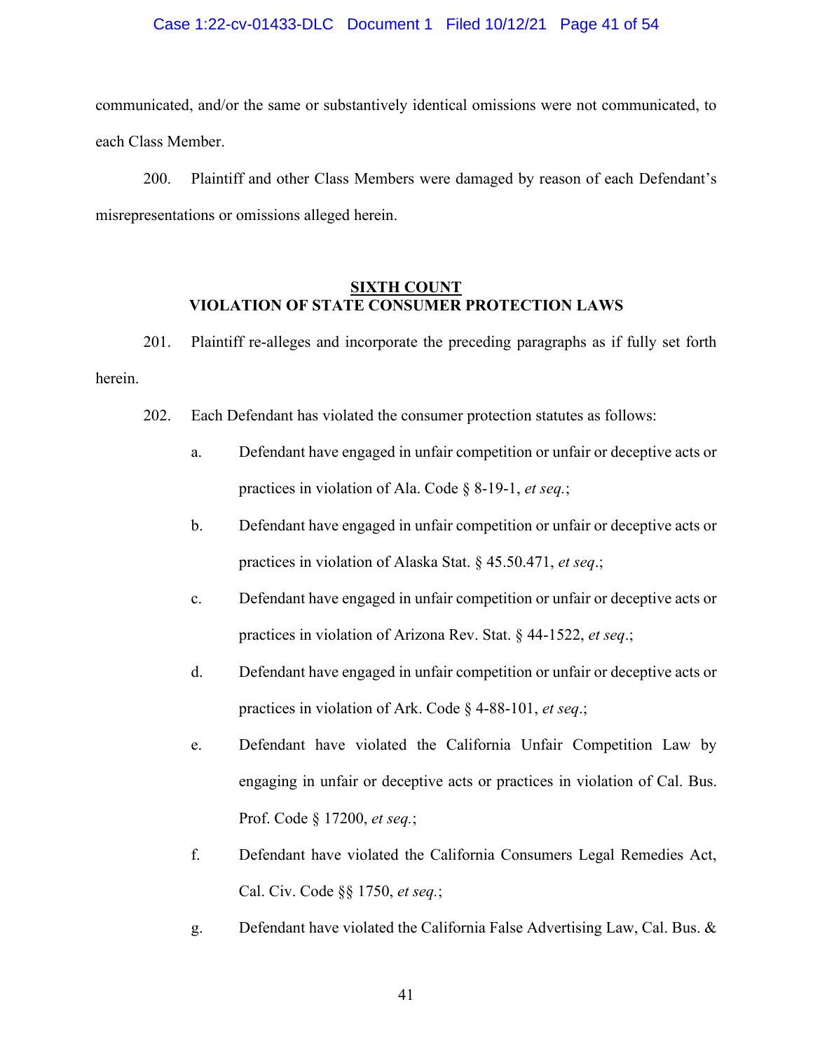communicated, and/or the same or substantively identical omissions were not communicated, to each Class Member.

200. Plaintiff and other Class Members were damaged by reason of each Defendant's misrepresentations or omissions alleged herein.

## SIXTH COUNT
## VIOLATION OF STATE CONSUMER PROTECTION LAWS

201. Plaintiff re-alleges and incorporate the preceding paragraphs as if fully set forth herein.

202. Each Defendant has violated the consumer protection statutes as follows:

a. Defendant have engaged in unfair competition or unfair or deceptive acts or practices in violation of Ala. Code § 8-19-1, *et seq.*;

b. Defendant have engaged in unfair competition or unfair or deceptive acts or practices in violation of Alaska Stat. § 45.50.471, *et seq*.;

c. Defendant have engaged in unfair competition or unfair or deceptive acts or practices in violation of Arizona Rev. Stat. § 44-1522, *et seq*.;

d. Defendant have engaged in unfair competition or unfair or deceptive acts or practices in violation of Ark. Code § 4-88-101, *et seq*.;

e. Defendant have violated the California Unfair Competition Law by engaging in unfair or deceptive acts or practices in violation of Cal. Bus. Prof. Code § 17200, *et seq.*;

f. Defendant have violated the California Consumers Legal Remedies Act, Cal. Civ. Code §§ 1750, *et seq.*;

g. Defendant have violated the California False Advertising Law, Cal. Bus. &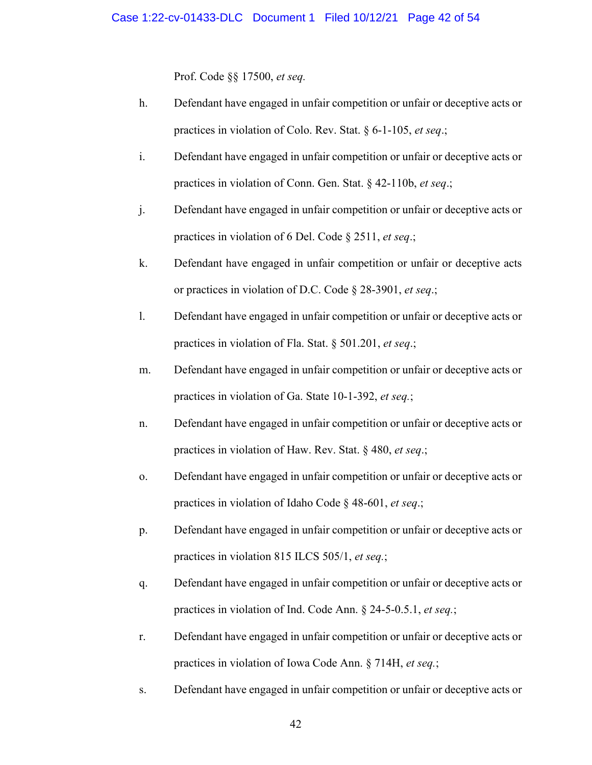Prof. Code §§ 17500, *et seq.*

h. Defendant have engaged in unfair competition or unfair or deceptive acts or practices in violation of Colo. Rev. Stat. § 6-1-105, *et seq*.;

i. Defendant have engaged in unfair competition or unfair or deceptive acts or practices in violation of Conn. Gen. Stat. § 42-110b, *et seq*.;

j. Defendant have engaged in unfair competition or unfair or deceptive acts or practices in violation of 6 Del. Code § 2511, *et seq*.;

k. Defendant have engaged in unfair competition or unfair or deceptive acts or practices in violation of D.C. Code § 28-3901, *et seq*.;

l. Defendant have engaged in unfair competition or unfair or deceptive acts or practices in violation of Fla. Stat. § 501.201, *et seq*.;

m. Defendant have engaged in unfair competition or unfair or deceptive acts or practices in violation of Ga. State 10-1-392, *et seq.*;

n. Defendant have engaged in unfair competition or unfair or deceptive acts or practices in violation of Haw. Rev. Stat. § 480, *et seq*.;

o. Defendant have engaged in unfair competition or unfair or deceptive acts or practices in violation of Idaho Code § 48-601, *et seq*.;

p. Defendant have engaged in unfair competition or unfair or deceptive acts or practices in violation 815 ILCS 505/1, *et seq*.;

q. Defendant have engaged in unfair competition or unfair or deceptive acts or practices in violation of Ind. Code Ann. § 24-5-0.5.1, *et seq.*;

r. Defendant have engaged in unfair competition or unfair or deceptive acts or practices in violation of Iowa Code Ann. § 714H, *et seq.*;

s. Defendant have engaged in unfair competition or unfair or deceptive acts or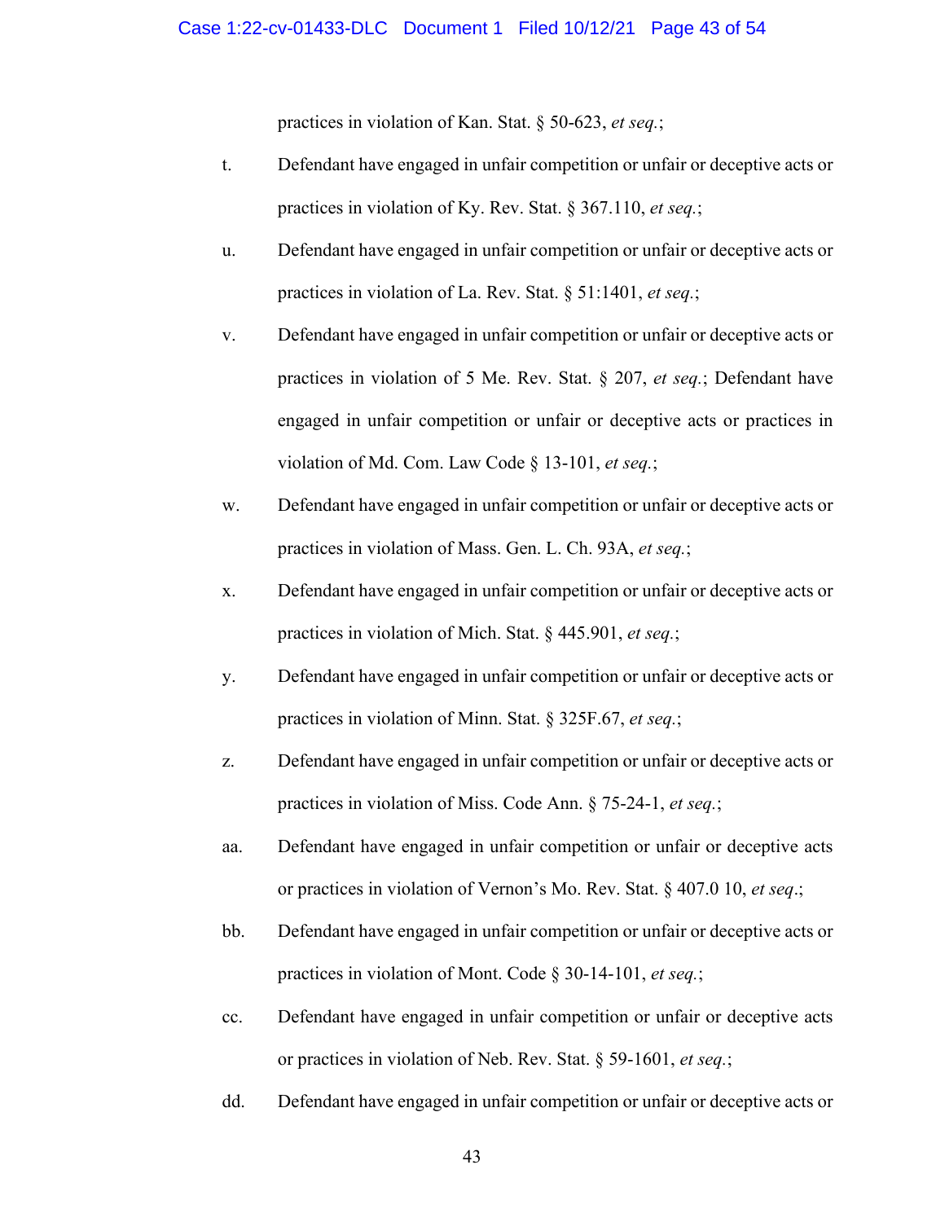practices in violation of Kan. Stat. § 50-623, *et seq.*;

t. Defendant have engaged in unfair competition or unfair or deceptive acts or practices in violation of Ky. Rev. Stat. § 367.110, *et seq.*;

u. Defendant have engaged in unfair competition or unfair or deceptive acts or practices in violation of La. Rev. Stat. § 51:1401, *et seq.*;

v. Defendant have engaged in unfair competition or unfair or deceptive acts or practices in violation of 5 Me. Rev. Stat. § 207, *et seq.*; Defendant have engaged in unfair competition or unfair or deceptive acts or practices in violation of Md. Com. Law Code § 13-101, *et seq.*;

w. Defendant have engaged in unfair competition or unfair or deceptive acts or practices in violation of Mass. Gen. L. Ch. 93A, *et seq.*;

x. Defendant have engaged in unfair competition or unfair or deceptive acts or practices in violation of Mich. Stat. § 445.901, *et seq.*;

y. Defendant have engaged in unfair competition or unfair or deceptive acts or practices in violation of Minn. Stat. § 325F.67, *et seq.*;

z. Defendant have engaged in unfair competition or unfair or deceptive acts or practices in violation of Miss. Code Ann. § 75-24-1, *et seq.*;

aa. Defendant have engaged in unfair competition or unfair or deceptive acts or practices in violation of Vernon's Mo. Rev. Stat. § 407.0 10, *et seq*.;

bb. Defendant have engaged in unfair competition or unfair or deceptive acts or practices in violation of Mont. Code § 30-14-101, *et seq.*;

cc. Defendant have engaged in unfair competition or unfair or deceptive acts or practices in violation of Neb. Rev. Stat. § 59-1601, *et seq.*;

dd. Defendant have engaged in unfair competition or unfair or deceptive acts or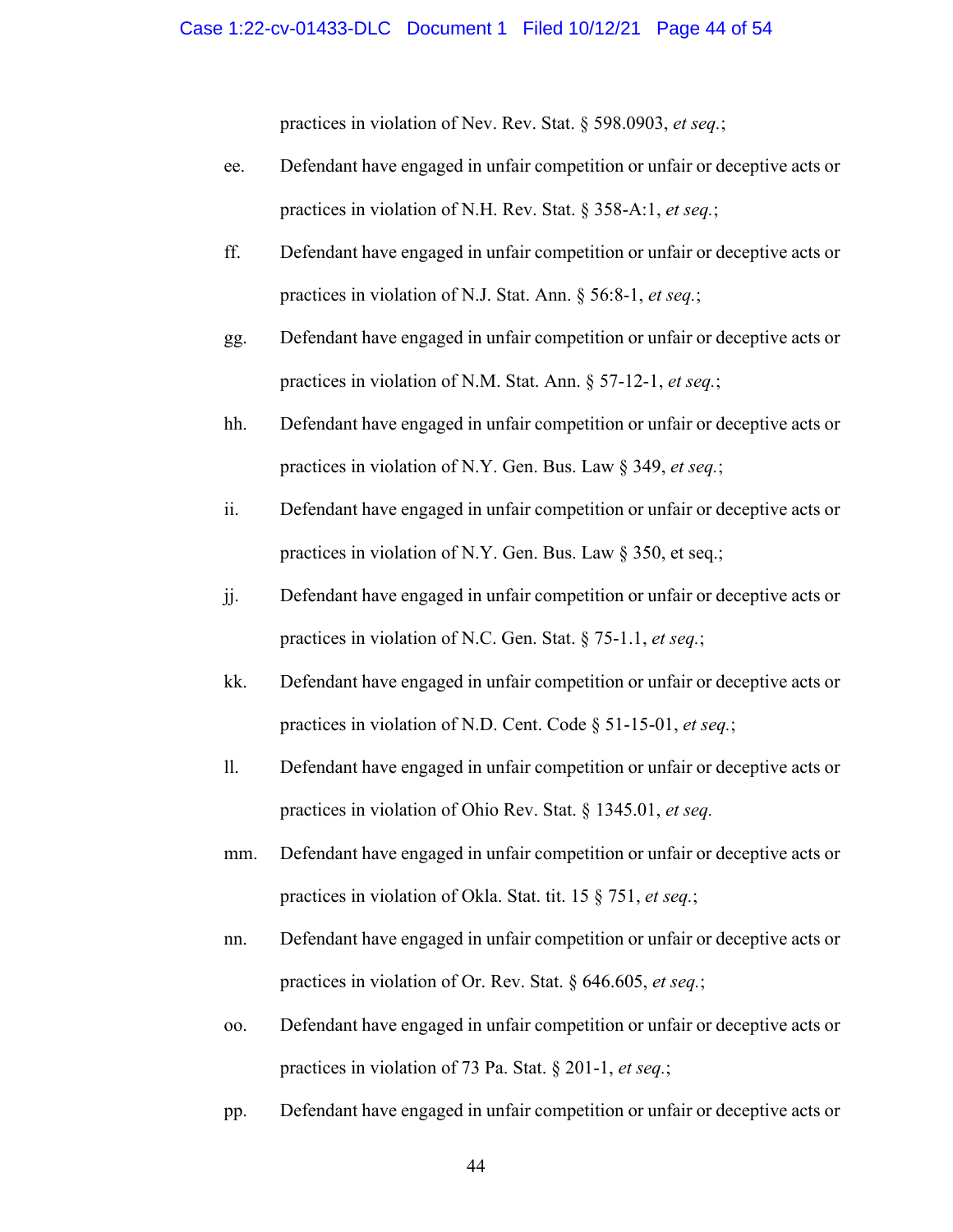practices in violation of Nev. Rev. Stat. § 598.0903, *et seq.*;

ee. Defendant have engaged in unfair competition or unfair or deceptive acts or practices in violation of N.H. Rev. Stat. § 358-A:1, *et seq.*;

ff. Defendant have engaged in unfair competition or unfair or deceptive acts or practices in violation of N.J. Stat. Ann. § 56:8-1, *et seq.*;

gg. Defendant have engaged in unfair competition or unfair or deceptive acts or practices in violation of N.M. Stat. Ann. § 57-12-1, *et seq.*;

hh. Defendant have engaged in unfair competition or unfair or deceptive acts or practices in violation of N.Y. Gen. Bus. Law § 349, *et seq.*;

ii. Defendant have engaged in unfair competition or unfair or deceptive acts or practices in violation of N.Y. Gen. Bus. Law § 350, et seq.;

jj. Defendant have engaged in unfair competition or unfair or deceptive acts or practices in violation of N.C. Gen. Stat. § 75-1.1, *et seq.*;

kk. Defendant have engaged in unfair competition or unfair or deceptive acts or practices in violation of N.D. Cent. Code § 51-15-01, *et seq.*;

ll. Defendant have engaged in unfair competition or unfair or deceptive acts or practices in violation of Ohio Rev. Stat. § 1345.01, *et seq.*

mm. Defendant have engaged in unfair competition or unfair or deceptive acts or practices in violation of Okla. Stat. tit. 15 § 751, *et seq.*;

nn. Defendant have engaged in unfair competition or unfair or deceptive acts or practices in violation of Or. Rev. Stat. § 646.605, *et seq.*;

oo. Defendant have engaged in unfair competition or unfair or deceptive acts or practices in violation of 73 Pa. Stat. § 201-1, *et seq.*;

pp. Defendant have engaged in unfair competition or unfair or deceptive acts or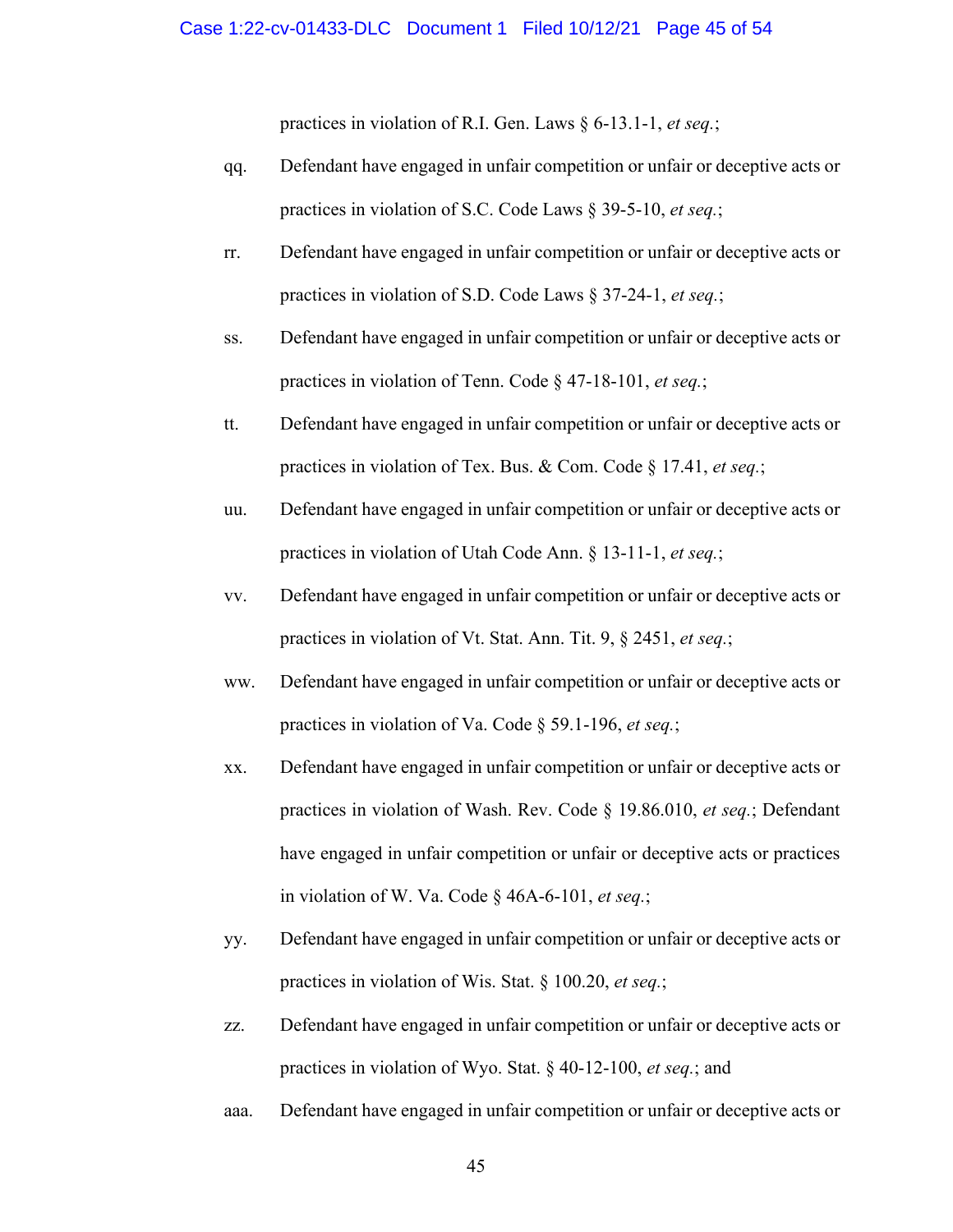practices in violation of R.I. Gen. Laws § 6-13.1-1, *et seq.*;

qq. Defendant have engaged in unfair competition or unfair or deceptive acts or practices in violation of S.C. Code Laws § 39-5-10, *et seq.*;

rr. Defendant have engaged in unfair competition or unfair or deceptive acts or practices in violation of S.D. Code Laws § 37-24-1, *et seq.*;

ss. Defendant have engaged in unfair competition or unfair or deceptive acts or practices in violation of Tenn. Code § 47-18-101, *et seq.*;

tt. Defendant have engaged in unfair competition or unfair or deceptive acts or practices in violation of Tex. Bus. & Com. Code § 17.41, *et seq.*;

uu. Defendant have engaged in unfair competition or unfair or deceptive acts or practices in violation of Utah Code Ann. § 13-11-1, *et seq.*;

vv. Defendant have engaged in unfair competition or unfair or deceptive acts or practices in violation of Vt. Stat. Ann. Tit. 9, § 2451, *et seq.*;

ww. Defendant have engaged in unfair competition or unfair or deceptive acts or practices in violation of Va. Code § 59.1-196, *et seq.*;

xx. Defendant have engaged in unfair competition or unfair or deceptive acts or practices in violation of Wash. Rev. Code § 19.86.010, *et seq.*; Defendant have engaged in unfair competition or unfair or deceptive acts or practices in violation of W. Va. Code § 46A-6-101, *et seq.*;

yy. Defendant have engaged in unfair competition or unfair or deceptive acts or practices in violation of Wis. Stat. § 100.20, *et seq.*;

zz. Defendant have engaged in unfair competition or unfair or deceptive acts or practices in violation of Wyo. Stat. § 40-12-100, *et seq.*; and

aaa. Defendant have engaged in unfair competition or unfair or deceptive acts or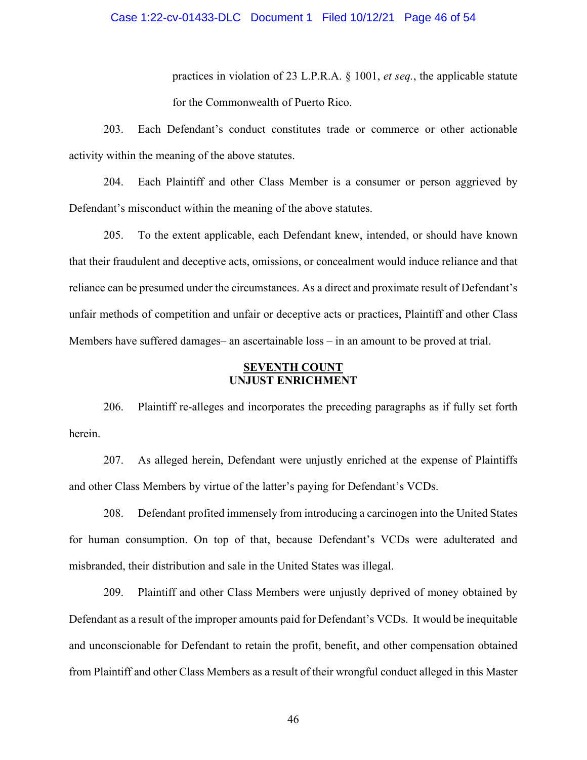practices in violation of 23 L.P.R.A. § 1001, *et seq.*, the applicable statute for the Commonwealth of Puerto Rico.

203. Each Defendant's conduct constitutes trade or commerce or other actionable activity within the meaning of the above statutes.

204. Each Plaintiff and other Class Member is a consumer or person aggrieved by Defendant's misconduct within the meaning of the above statutes.

205. To the extent applicable, each Defendant knew, intended, or should have known that their fraudulent and deceptive acts, omissions, or concealment would induce reliance and that reliance can be presumed under the circumstances. As a direct and proximate result of Defendant's unfair methods of competition and unfair or deceptive acts or practices, Plaintiff and other Class Members have suffered damages– an ascertainable loss – in an amount to be proved at trial.

**SEVENTH COUNT**
**UNJUST ENRICHMENT**

206. Plaintiff re-alleges and incorporates the preceding paragraphs as if fully set forth herein.

207. As alleged herein, Defendant were unjustly enriched at the expense of Plaintiffs and other Class Members by virtue of the latter's paying for Defendant's VCDs.

208. Defendant profited immensely from introducing a carcinogen into the United States for human consumption. On top of that, because Defendant's VCDs were adulterated and misbranded, their distribution and sale in the United States was illegal.

209. Plaintiff and other Class Members were unjustly deprived of money obtained by Defendant as a result of the improper amounts paid for Defendant's VCDs. It would be inequitable and unconscionable for Defendant to retain the profit, benefit, and other compensation obtained from Plaintiff and other Class Members as a result of their wrongful conduct alleged in this Master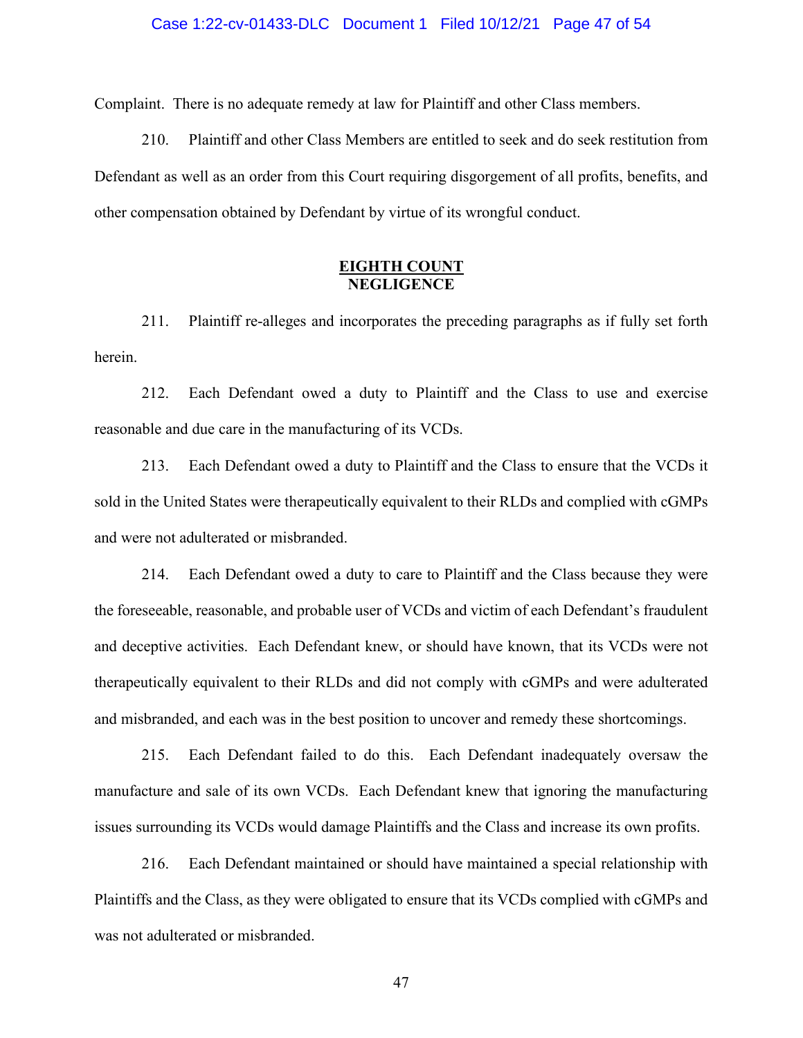Complaint. There is no adequate remedy at law for Plaintiff and other Class members.

210. Plaintiff and other Class Members are entitled to seek and do seek restitution from Defendant as well as an order from this Court requiring disgorgement of all profits, benefits, and other compensation obtained by Defendant by virtue of its wrongful conduct.

**EIGHTH COUNT**
**NEGLIGENCE**

211. Plaintiff re-alleges and incorporates the preceding paragraphs as if fully set forth herein.

212. Each Defendant owed a duty to Plaintiff and the Class to use and exercise reasonable and due care in the manufacturing of its VCDs.

213. Each Defendant owed a duty to Plaintiff and the Class to ensure that the VCDs it sold in the United States were therapeutically equivalent to their RLDs and complied with cGMPs and were not adulterated or misbranded.

214. Each Defendant owed a duty to care to Plaintiff and the Class because they were the foreseeable, reasonable, and probable user of VCDs and victim of each Defendant's fraudulent and deceptive activities. Each Defendant knew, or should have known, that its VCDs were not therapeutically equivalent to their RLDs and did not comply with cGMPs and were adulterated and misbranded, and each was in the best position to uncover and remedy these shortcomings.

215. Each Defendant failed to do this. Each Defendant inadequately oversaw the manufacture and sale of its own VCDs. Each Defendant knew that ignoring the manufacturing issues surrounding its VCDs would damage Plaintiffs and the Class and increase its own profits.

216. Each Defendant maintained or should have maintained a special relationship with Plaintiffs and the Class, as they were obligated to ensure that its VCDs complied with cGMPs and was not adulterated or misbranded.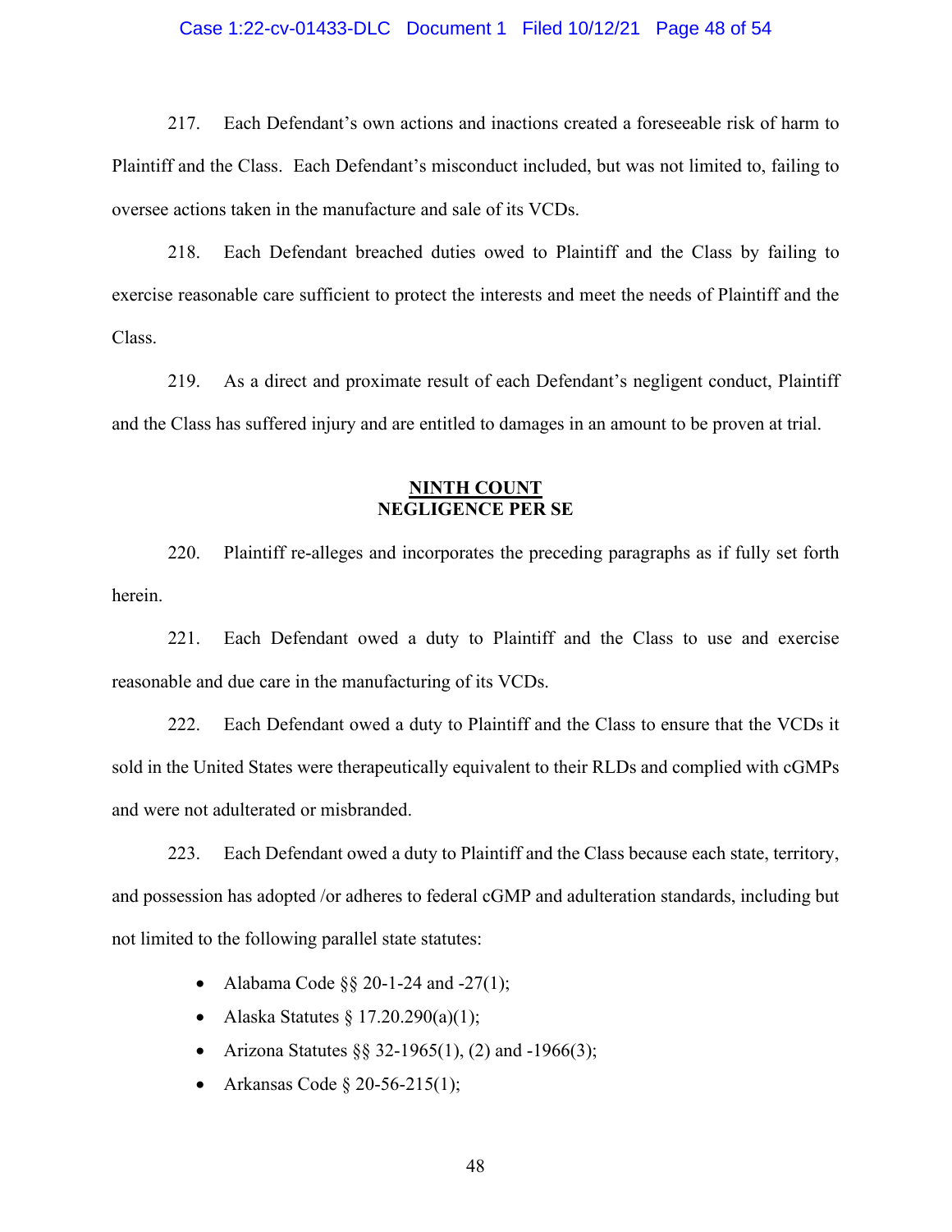217. Each Defendant's own actions and inactions created a foreseeable risk of harm to Plaintiff and the Class. Each Defendant's misconduct included, but was not limited to, failing to oversee actions taken in the manufacture and sale of its VCDs.

218. Each Defendant breached duties owed to Plaintiff and the Class by failing to exercise reasonable care sufficient to protect the interests and meet the needs of Plaintiff and the Class.

219. As a direct and proximate result of each Defendant's negligent conduct, Plaintiff and the Class has suffered injury and are entitled to damages in an amount to be proven at trial.

## NINTH COUNT
## NEGLIGENCE PER SE

220. Plaintiff re-alleges and incorporates the preceding paragraphs as if fully set forth herein.

221. Each Defendant owed a duty to Plaintiff and the Class to use and exercise reasonable and due care in the manufacturing of its VCDs.

222. Each Defendant owed a duty to Plaintiff and the Class to ensure that the VCDs it sold in the United States were therapeutically equivalent to their RLDs and complied with cGMPs and were not adulterated or misbranded.

223. Each Defendant owed a duty to Plaintiff and the Class because each state, territory, and possession has adopted /or adheres to federal cGMP and adulteration standards, including but not limited to the following parallel state statutes:

- Alabama Code §§ 20-1-24 and -27(1);
- Alaska Statutes § 17.20.290(a)(1);
- Arizona Statutes §§ 32-1965(1), (2) and -1966(3);
- Arkansas Code § 20-56-215(1);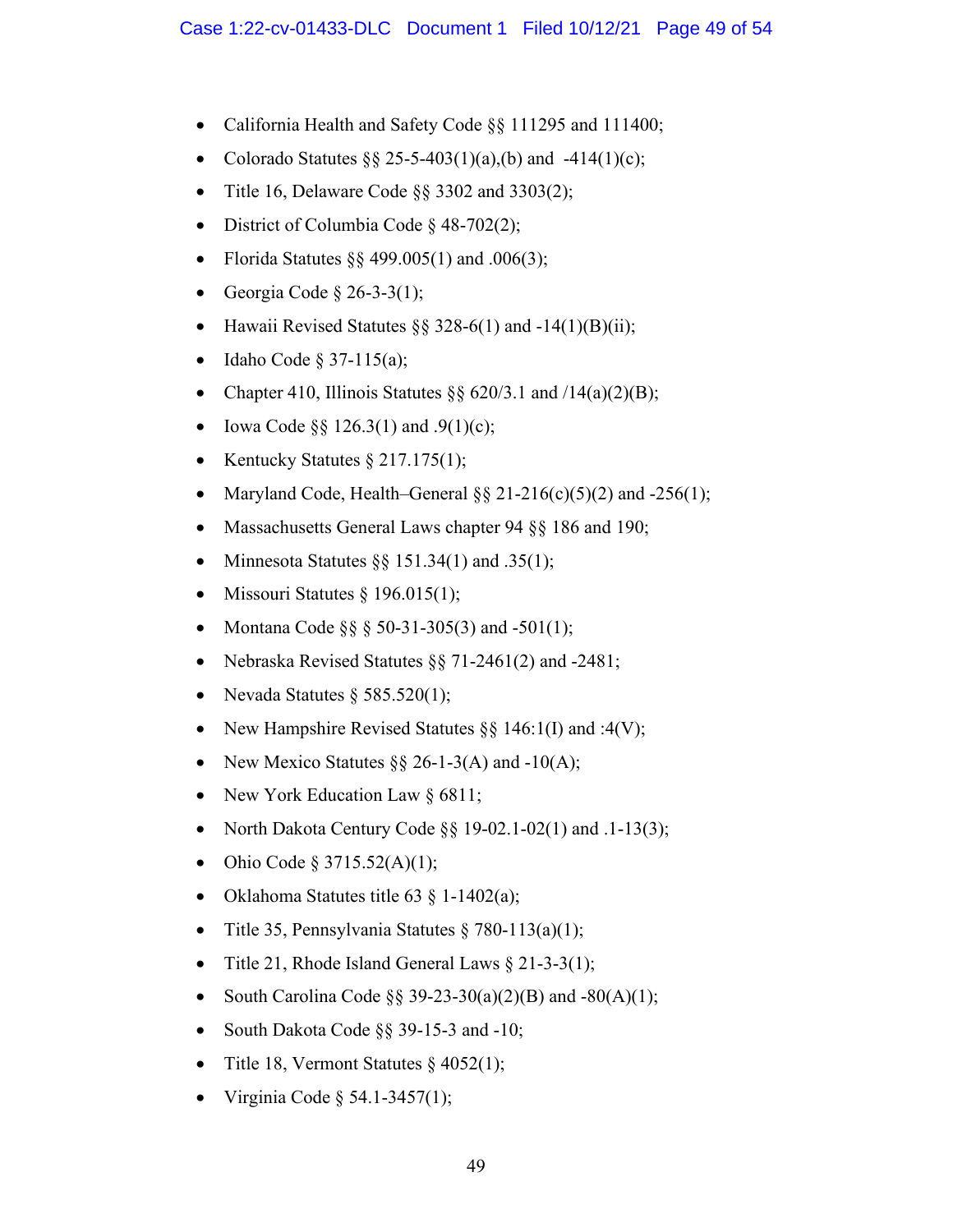- California Health and Safety Code §§ 111295 and 111400;
- Colorado Statutes §§ 25-5-403(1)(a),(b) and -414(1)(c);
- Title 16, Delaware Code §§ 3302 and 3303(2);
- District of Columbia Code § 48-702(2);
- Florida Statutes §§ 499.005(1) and .006(3);
- Georgia Code § 26-3-3(1);
- Hawaii Revised Statutes §§ 328-6(1) and -14(1)(B)(ii);
- Idaho Code § 37-115(a);
- Chapter 410, Illinois Statutes §§ 620/3.1 and /14(a)(2)(B);
- Iowa Code §§ 126.3(1) and .9(1)(c);
- Kentucky Statutes § 217.175(1);
- Maryland Code, Health–General §§ 21-216(c)(5)(2) and -256(1);
- Massachusetts General Laws chapter 94 §§ 186 and 190;
- Minnesota Statutes §§ 151.34(1) and .35(1);
- Missouri Statutes § 196.015(1);
- Montana Code §§ § 50-31-305(3) and -501(1);
- Nebraska Revised Statutes §§ 71-2461(2) and -2481;
- Nevada Statutes § 585.520(1);
- New Hampshire Revised Statutes §§ 146:1(I) and :4(V);
- New Mexico Statutes §§ 26-1-3(A) and -10(A);
- New York Education Law § 6811;
- North Dakota Century Code §§ 19-02.1-02(1) and .1-13(3);
- Ohio Code § 3715.52(A)(1);
- Oklahoma Statutes title 63 § 1-1402(a);
- Title 35, Pennsylvania Statutes § 780-113(a)(1);
- Title 21, Rhode Island General Laws § 21-3-3(1);
- South Carolina Code §§ 39-23-30(a)(2)(B) and -80(A)(1);
- South Dakota Code §§ 39-15-3 and -10;
- Title 18, Vermont Statutes § 4052(1);
- Virginia Code § 54.1-3457(1);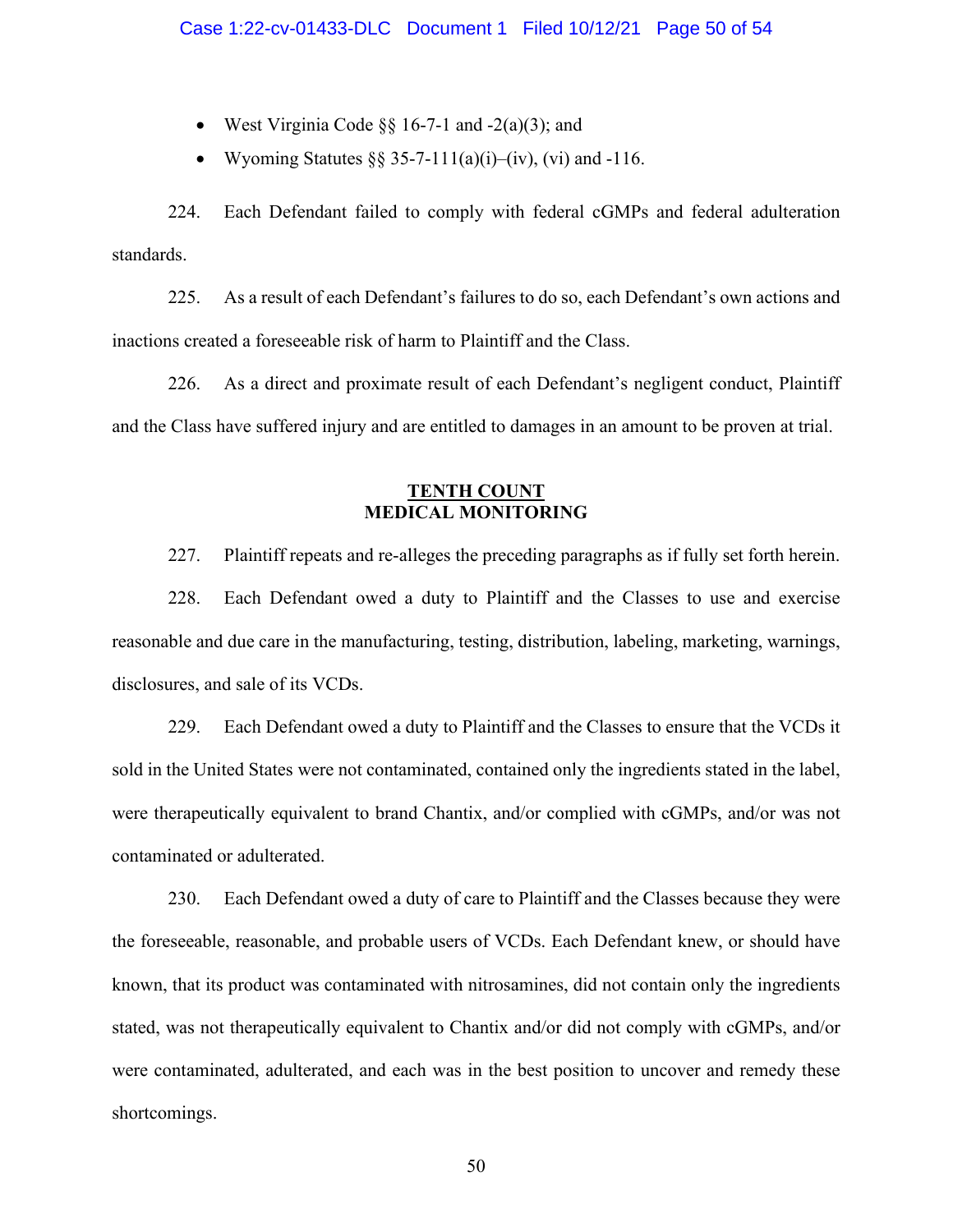- West Virginia Code §§ 16-7-1 and -2(a)(3); and
- Wyoming Statutes §§ 35-7-111(a)(i)–(iv), (vi) and -116.

224. Each Defendant failed to comply with federal cGMPs and federal adulteration standards.

225. As a result of each Defendant's failures to do so, each Defendant's own actions and inactions created a foreseeable risk of harm to Plaintiff and the Class.

226. As a direct and proximate result of each Defendant's negligent conduct, Plaintiff and the Class have suffered injury and are entitled to damages in an amount to be proven at trial.

## TENTH COUNT
## MEDICAL MONITORING

227. Plaintiff repeats and re-alleges the preceding paragraphs as if fully set forth herein.

228. Each Defendant owed a duty to Plaintiff and the Classes to use and exercise reasonable and due care in the manufacturing, testing, distribution, labeling, marketing, warnings, disclosures, and sale of its VCDs.

229. Each Defendant owed a duty to Plaintiff and the Classes to ensure that the VCDs it sold in the United States were not contaminated, contained only the ingredients stated in the label, were therapeutically equivalent to brand Chantix, and/or complied with cGMPs, and/or was not contaminated or adulterated.

230. Each Defendant owed a duty of care to Plaintiff and the Classes because they were the foreseeable, reasonable, and probable users of VCDs. Each Defendant knew, or should have known, that its product was contaminated with nitrosamines, did not contain only the ingredients stated, was not therapeutically equivalent to Chantix and/or did not comply with cGMPs, and/or were contaminated, adulterated, and each was in the best position to uncover and remedy these shortcomings.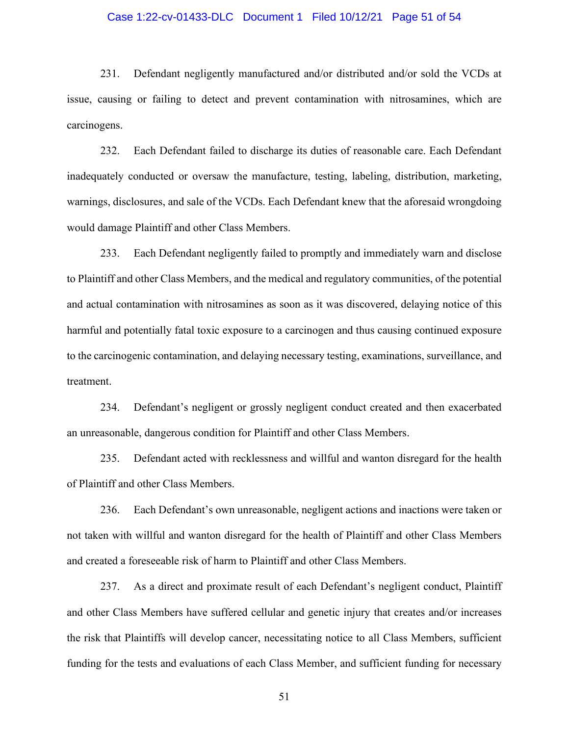231. Defendant negligently manufactured and/or distributed and/or sold the VCDs at issue, causing or failing to detect and prevent contamination with nitrosamines, which are carcinogens.

232. Each Defendant failed to discharge its duties of reasonable care. Each Defendant inadequately conducted or oversaw the manufacture, testing, labeling, distribution, marketing, warnings, disclosures, and sale of the VCDs. Each Defendant knew that the aforesaid wrongdoing would damage Plaintiff and other Class Members.

233. Each Defendant negligently failed to promptly and immediately warn and disclose to Plaintiff and other Class Members, and the medical and regulatory communities, of the potential and actual contamination with nitrosamines as soon as it was discovered, delaying notice of this harmful and potentially fatal toxic exposure to a carcinogen and thus causing continued exposure to the carcinogenic contamination, and delaying necessary testing, examinations, surveillance, and treatment.

234. Defendant's negligent or grossly negligent conduct created and then exacerbated an unreasonable, dangerous condition for Plaintiff and other Class Members.

235. Defendant acted with recklessness and willful and wanton disregard for the health of Plaintiff and other Class Members.

236. Each Defendant's own unreasonable, negligent actions and inactions were taken or not taken with willful and wanton disregard for the health of Plaintiff and other Class Members and created a foreseeable risk of harm to Plaintiff and other Class Members.

237. As a direct and proximate result of each Defendant's negligent conduct, Plaintiff and other Class Members have suffered cellular and genetic injury that creates and/or increases the risk that Plaintiffs will develop cancer, necessitating notice to all Class Members, sufficient funding for the tests and evaluations of each Class Member, and sufficient funding for necessary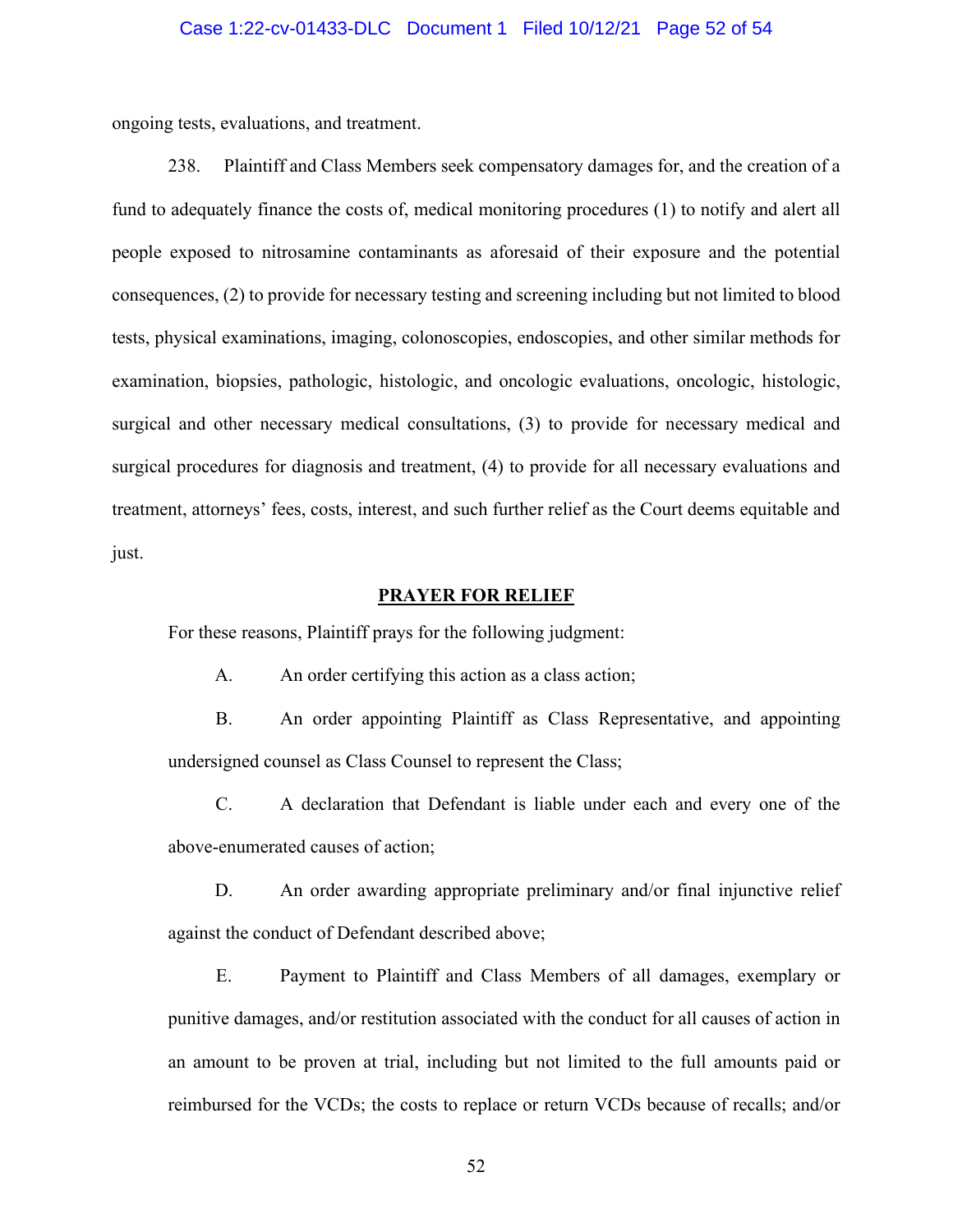ongoing tests, evaluations, and treatment.

238. Plaintiff and Class Members seek compensatory damages for, and the creation of a fund to adequately finance the costs of, medical monitoring procedures (1) to notify and alert all people exposed to nitrosamine contaminants as aforesaid of their exposure and the potential consequences, (2) to provide for necessary testing and screening including but not limited to blood tests, physical examinations, imaging, colonoscopies, endoscopies, and other similar methods for examination, biopsies, pathologic, histologic, and oncologic evaluations, oncologic, histologic, surgical and other necessary medical consultations, (3) to provide for necessary medical and surgical procedures for diagnosis and treatment, (4) to provide for all necessary evaluations and treatment, attorneys' fees, costs, interest, and such further relief as the Court deems equitable and just.

## PRAYER FOR RELIEF

For these reasons, Plaintiff prays for the following judgment:

A. An order certifying this action as a class action;

B. An order appointing Plaintiff as Class Representative, and appointing undersigned counsel as Class Counsel to represent the Class;

C. A declaration that Defendant is liable under each and every one of the above-enumerated causes of action;

D. An order awarding appropriate preliminary and/or final injunctive relief against the conduct of Defendant described above;

E. Payment to Plaintiff and Class Members of all damages, exemplary or punitive damages, and/or restitution associated with the conduct for all causes of action in an amount to be proven at trial, including but not limited to the full amounts paid or reimbursed for the VCDs; the costs to replace or return VCDs because of recalls; and/or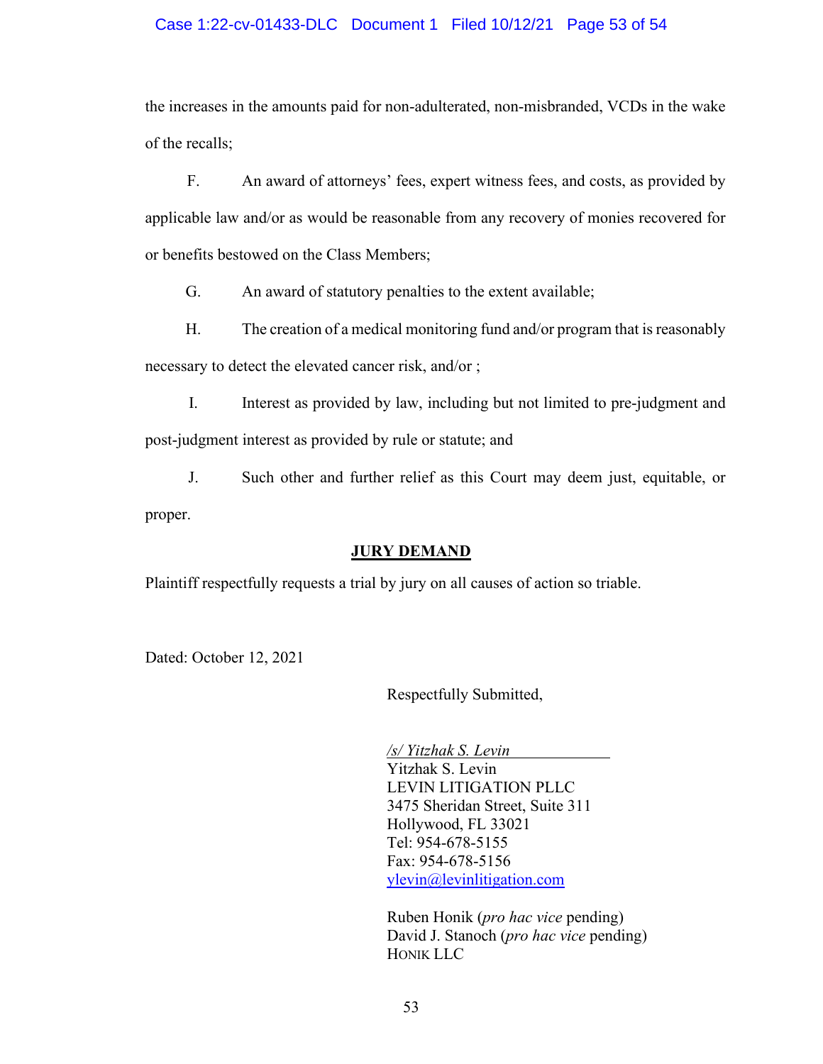the increases in the amounts paid for non-adulterated, non-misbranded, VCDs in the wake of the recalls;

F. An award of attorneys' fees, expert witness fees, and costs, as provided by applicable law and/or as would be reasonable from any recovery of monies recovered for or benefits bestowed on the Class Members;

G. An award of statutory penalties to the extent available;

H. The creation of a medical monitoring fund and/or program that is reasonably necessary to detect the elevated cancer risk, and/or ;

I. Interest as provided by law, including but not limited to pre-judgment and post-judgment interest as provided by rule or statute; and

J. Such other and further relief as this Court may deem just, equitable, or proper.

**JURY DEMAND**

Plaintiff respectfully requests a trial by jury on all causes of action so triable.

Dated: October 12, 2021

Respectfully Submitted,

*/s/ Yitzhak S. Levin*
Yitzhak S. Levin
LEVIN LITIGATION PLLC
3475 Sheridan Street, Suite 311
Hollywood, FL 33021
Tel: 954-678-5155
Fax: 954-678-5156
ylevin@levinlitigation.com

Ruben Honik (*pro hac vice* pending)
David J. Stanoch (*pro hac vice* pending)
HONIK LLC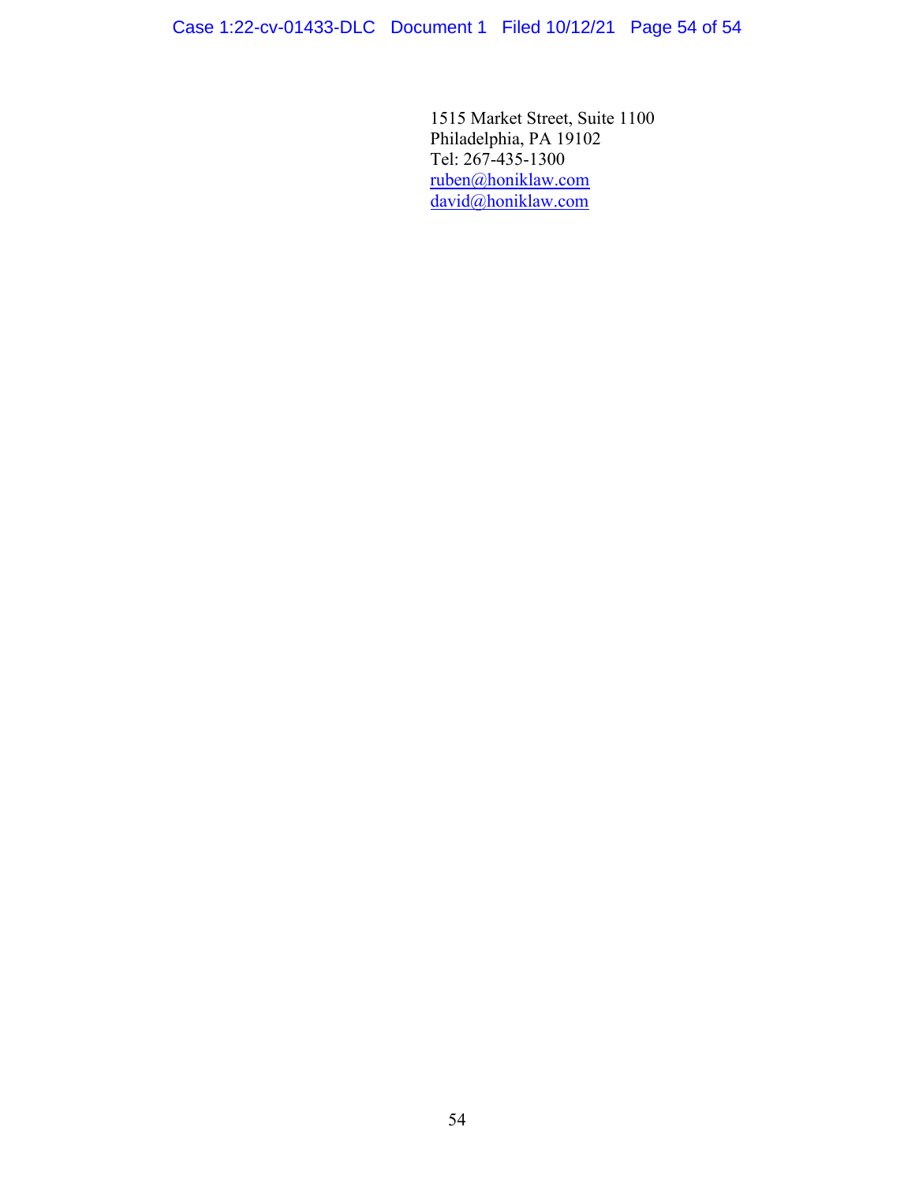1515 Market Street, Suite 1100
Philadelphia, PA 19102
Tel: 267-435-1300
ruben@honiklaw.com
david@honiklaw.com